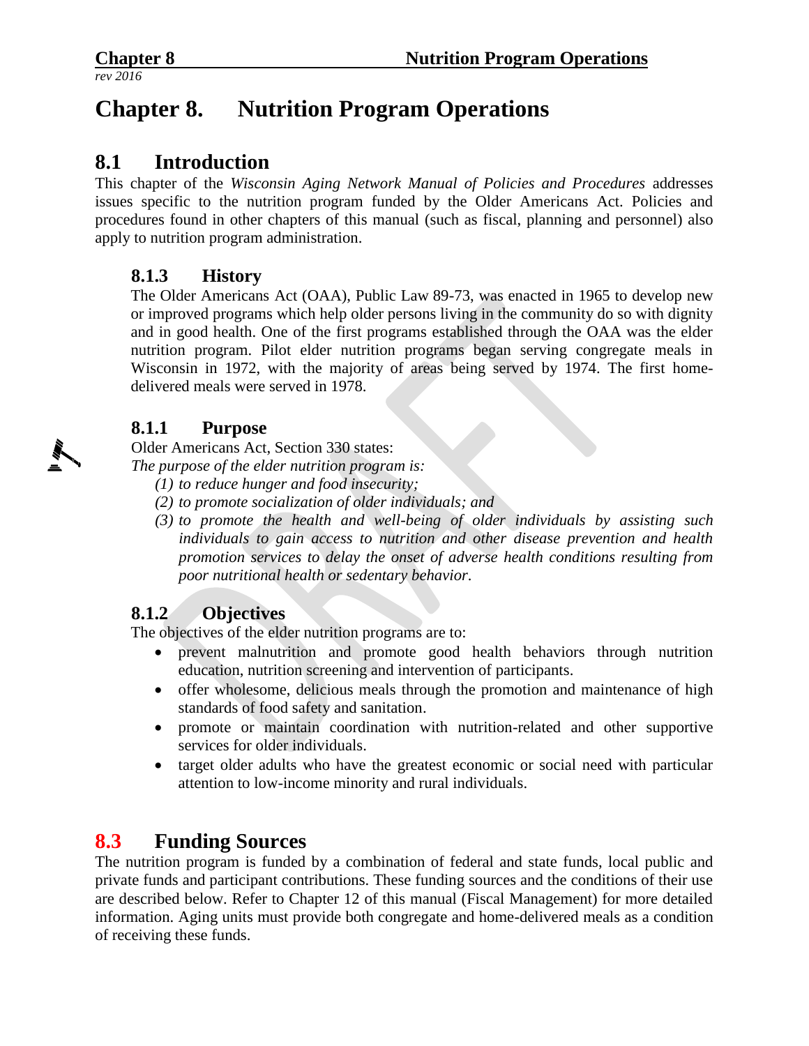# Chapter 8. Nutrition Program Operations

## 8.1 Introduction

This chapter of the *Wisconsin Aging Network Manual of Policies and Procedures* addresses issues specific to the nutrition program funded by the Older Americans Act. Policies and procedures found in other chapters of this manual (such as fiscal, planning and personnel) also apply to nutrition program administration.

### 8.1.3 History

The Older Americans Act (OAA), Public Law 89-73, was enacted in 1965 to develop new or improved programs which help older persons living in the community do so with dignity and in good health. One of the first programs established through the OAA was the elder nutrition program. Pilot elder nutrition programs began serving congregate meals in Wisconsin in 1972, with the majority of areas being served by 1974. The first home-delivered meals were served in 1978.

### 8.1.1 Purpose

Older Americans Act, Section 330 states:

*The purpose of the elder nutrition program is:*

*(1) to reduce hunger and food insecurity;*

*(2) to promote socialization of older individuals; and*

*(3) to promote the health and well-being of older individuals by assisting such individuals to gain access to nutrition and other disease prevention and health promotion services to delay the onset of adverse health conditions resulting from poor nutritional health or sedentary behavior.*

### 8.1.2 Objectives

The objectives of the elder nutrition programs are to:

- prevent malnutrition and promote good health behaviors through nutrition education, nutrition screening and intervention of participants.
- offer wholesome, delicious meals through the promotion and maintenance of high standards of food safety and sanitation.
- promote or maintain coordination with nutrition-related and other supportive services for older individuals.
- target older adults who have the greatest economic or social need with particular attention to low-income minority and rural individuals.

## 8.3 Funding Sources

The nutrition program is funded by a combination of federal and state funds, local public and private funds and participant contributions. These funding sources and the conditions of their use are described below. Refer to Chapter 12 of this manual (Fiscal Management) for more detailed information. Aging units must provide both congregate and home-delivered meals as a condition of receiving these funds.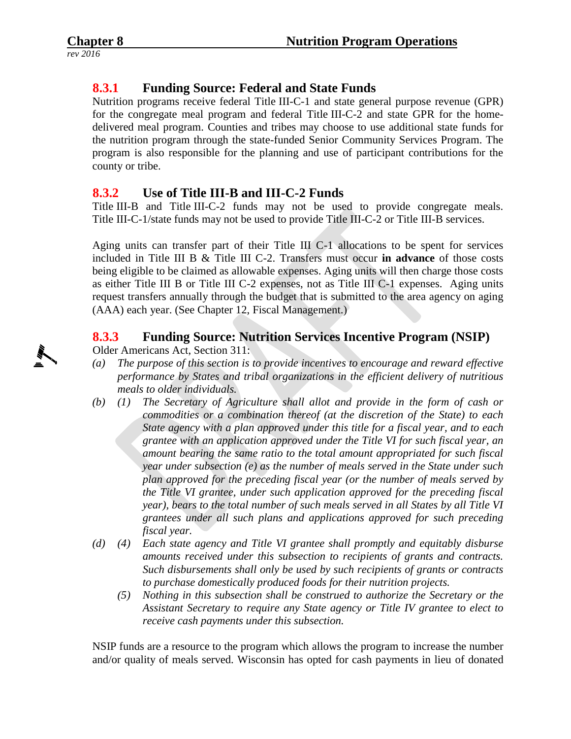## 8.3.1 Funding Source: Federal and State Funds

Nutrition programs receive federal Title III-C-1 and state general purpose revenue (GPR) for the congregate meal program and federal Title III-C-2 and state GPR for the home-delivered meal program. Counties and tribes may choose to use additional state funds for the nutrition program through the state-funded Senior Community Services Program. The program is also responsible for the planning and use of participant contributions for the county or tribe.

## 8.3.2 Use of Title III-B and III-C-2 Funds

Title III-B and Title III-C-2 funds may not be used to provide congregate meals. Title III-C-1/state funds may not be used to provide Title III-C-2 or Title III-B services.

Aging units can transfer part of their Title III C-1 allocations to be spent for services included in Title III B & Title III C-2. Transfers must occur **in advance** of those costs being eligible to be claimed as allowable expenses. Aging units will then charge those costs as either Title III B or Title III C-2 expenses, not as Title III C-1 expenses. Aging units request transfers annually through the budget that is submitted to the area agency on aging (AAA) each year. (See Chapter 12, Fiscal Management.)

## 8.3.3 Funding Source: Nutrition Services Incentive Program (NSIP)

Older Americans Act, Section 311:

*(a) The purpose of this section is to provide incentives to encourage and reward effective performance by States and tribal organizations in the efficient delivery of nutritious meals to older individuals.*

*(b) (1) The Secretary of Agriculture shall allot and provide in the form of cash or commodities or a combination thereof (at the discretion of the State) to each State agency with a plan approved under this title for a fiscal year, and to each grantee with an application approved under the Title VI for such fiscal year, an amount bearing the same ratio to the total amount appropriated for such fiscal year under subsection (e) as the number of meals served in the State under such plan approved for the preceding fiscal year (or the number of meals served by the Title VI grantee, under such application approved for the preceding fiscal year), bears to the total number of such meals served in all States by all Title VI grantees under all such plans and applications approved for such preceding fiscal year.*

*(d) (4) Each state agency and Title VI grantee shall promptly and equitably disburse amounts received under this subsection to recipients of grants and contracts. Such disbursements shall only be used by such recipients of grants or contracts to purchase domestically produced foods for their nutrition projects.*

*(5) Nothing in this subsection shall be construed to authorize the Secretary or the Assistant Secretary to require any State agency or Title IV grantee to elect to receive cash payments under this subsection.*

NSIP funds are a resource to the program which allows the program to increase the number and/or quality of meals served. Wisconsin has opted for cash payments in lieu of donated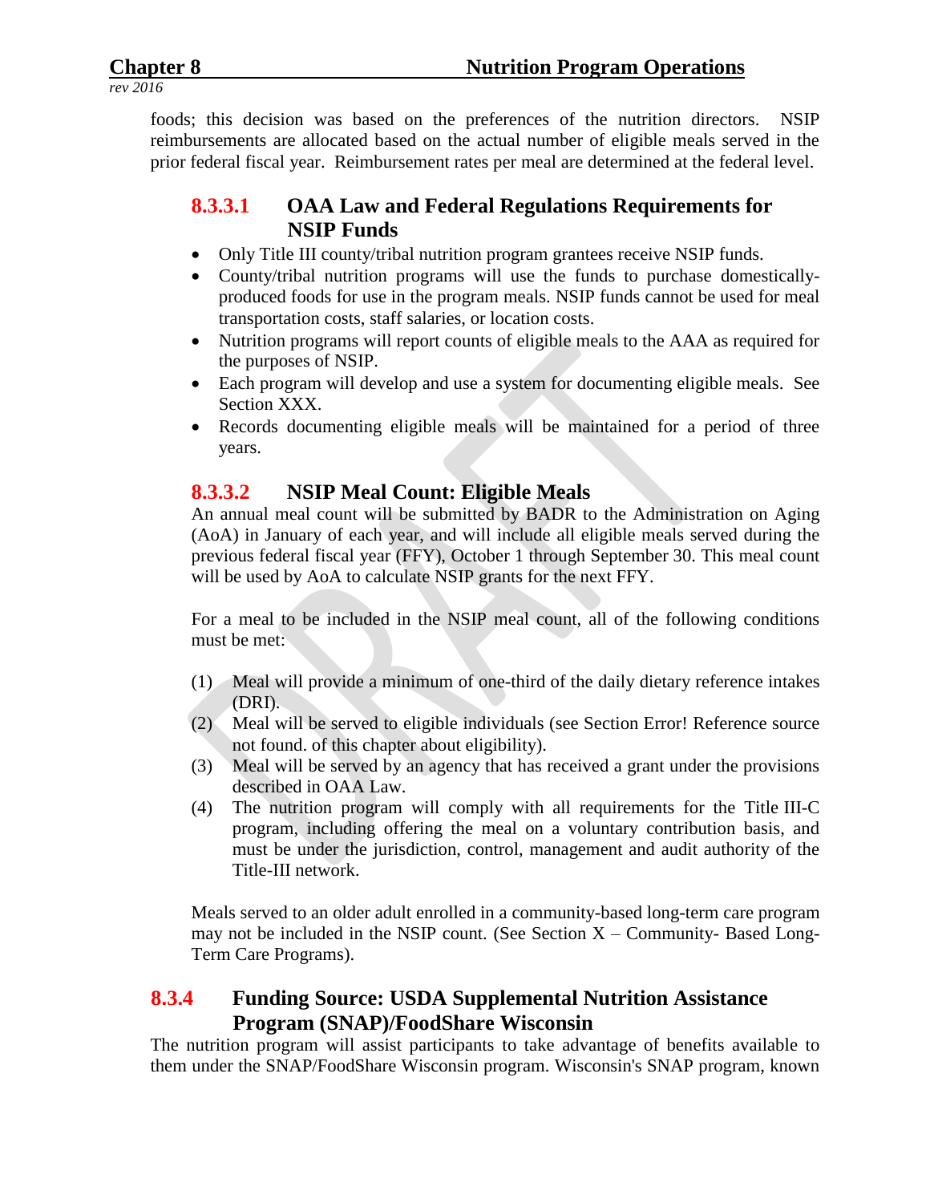foods; this decision was based on the preferences of the nutrition directors. NSIP reimbursements are allocated based on the actual number of eligible meals served in the prior federal fiscal year. Reimbursement rates per meal are determined at the federal level.

### 8.3.3.1 OAA Law and Federal Regulations Requirements for NSIP Funds

- Only Title III county/tribal nutrition program grantees receive NSIP funds.
- County/tribal nutrition programs will use the funds to purchase domestically-produced foods for use in the program meals. NSIP funds cannot be used for meal transportation costs, staff salaries, or location costs.
- Nutrition programs will report counts of eligible meals to the AAA as required for the purposes of NSIP.
- Each program will develop and use a system for documenting eligible meals. See Section XXX.
- Records documenting eligible meals will be maintained for a period of three years.

### 8.3.3.2 NSIP Meal Count: Eligible Meals

An annual meal count will be submitted by BADR to the Administration on Aging (AoA) in January of each year, and will include all eligible meals served during the previous federal fiscal year (FFY), October 1 through September 30. This meal count will be used by AoA to calculate NSIP grants for the next FFY.

For a meal to be included in the NSIP meal count, all of the following conditions must be met:

(1) Meal will provide a minimum of one-third of the daily dietary reference intakes (DRI).

(2) Meal will be served to eligible individuals (see Section Error! Reference source not found. of this chapter about eligibility).

(3) Meal will be served by an agency that has received a grant under the provisions described in OAA Law.

(4) The nutrition program will comply with all requirements for the Title III-C program, including offering the meal on a voluntary contribution basis, and must be under the jurisdiction, control, management and audit authority of the Title-III network.

Meals served to an older adult enrolled in a community-based long-term care program may not be included in the NSIP count. (See Section X – Community- Based Long-Term Care Programs).

## 8.3.4 Funding Source: USDA Supplemental Nutrition Assistance Program (SNAP)/FoodShare Wisconsin

The nutrition program will assist participants to take advantage of benefits available to them under the SNAP/FoodShare Wisconsin program. Wisconsin's SNAP program, known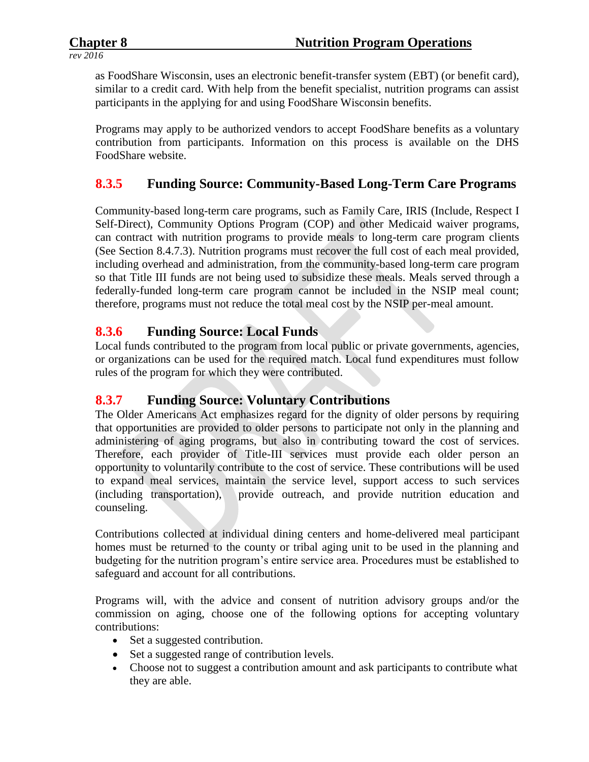as FoodShare Wisconsin, uses an electronic benefit-transfer system (EBT) (or benefit card), similar to a credit card. With help from the benefit specialist, nutrition programs can assist participants in the applying for and using FoodShare Wisconsin benefits.

Programs may apply to be authorized vendors to accept FoodShare benefits as a voluntary contribution from participants. Information on this process is available on the DHS FoodShare website.

## 8.3.5 Funding Source: Community-Based Long-Term Care Programs

Community-based long-term care programs, such as Family Care, IRIS (Include, Respect I Self-Direct), Community Options Program (COP) and other Medicaid waiver programs, can contract with nutrition programs to provide meals to long-term care program clients (See Section 8.4.7.3). Nutrition programs must recover the full cost of each meal provided, including overhead and administration, from the community-based long-term care program so that Title III funds are not being used to subsidize these meals. Meals served through a federally-funded long-term care program cannot be included in the NSIP meal count; therefore, programs must not reduce the total meal cost by the NSIP per-meal amount.

## 8.3.6 Funding Source: Local Funds

Local funds contributed to the program from local public or private governments, agencies, or organizations can be used for the required match. Local fund expenditures must follow rules of the program for which they were contributed.

## 8.3.7 Funding Source: Voluntary Contributions

The Older Americans Act emphasizes regard for the dignity of older persons by requiring that opportunities are provided to older persons to participate not only in the planning and administering of aging programs, but also in contributing toward the cost of services. Therefore, each provider of Title-III services must provide each older person an opportunity to voluntarily contribute to the cost of service. These contributions will be used to expand meal services, maintain the service level, support access to such services (including transportation), provide outreach, and provide nutrition education and counseling.

Contributions collected at individual dining centers and home-delivered meal participant homes must be returned to the county or tribal aging unit to be used in the planning and budgeting for the nutrition program's entire service area. Procedures must be established to safeguard and account for all contributions.

Programs will, with the advice and consent of nutrition advisory groups and/or the commission on aging, choose one of the following options for accepting voluntary contributions:

- Set a suggested contribution.
- Set a suggested range of contribution levels.
- Choose not to suggest a contribution amount and ask participants to contribute what they are able.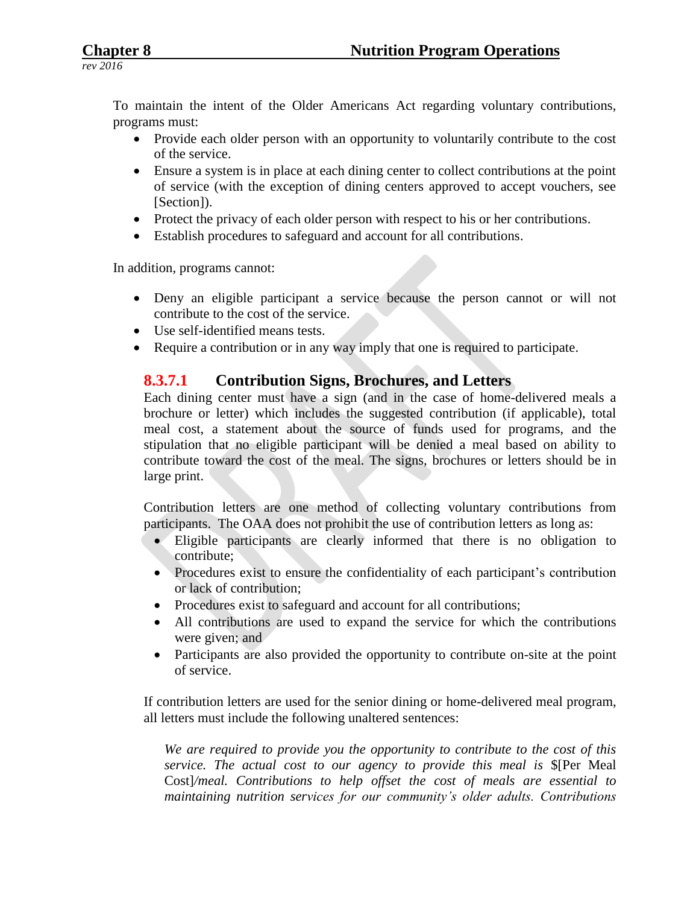To maintain the intent of the Older Americans Act regarding voluntary contributions, programs must:

- Provide each older person with an opportunity to voluntarily contribute to the cost of the service.
- Ensure a system is in place at each dining center to collect contributions at the point of service (with the exception of dining centers approved to accept vouchers, see [Section]).
- Protect the privacy of each older person with respect to his or her contributions.
- Establish procedures to safeguard and account for all contributions.

In addition, programs cannot:

- Deny an eligible participant a service because the person cannot or will not contribute to the cost of the service.
- Use self-identified means tests.
- Require a contribution or in any way imply that one is required to participate.

### 8.3.7.1 Contribution Signs, Brochures, and Letters

Each dining center must have a sign (and in the case of home-delivered meals a brochure or letter) which includes the suggested contribution (if applicable), total meal cost, a statement about the source of funds used for programs, and the stipulation that no eligible participant will be denied a meal based on ability to contribute toward the cost of the meal. The signs, brochures or letters should be in large print.

Contribution letters are one method of collecting voluntary contributions from participants. The OAA does not prohibit the use of contribution letters as long as:

- Eligible participants are clearly informed that there is no obligation to contribute;
- Procedures exist to ensure the confidentiality of each participant's contribution or lack of contribution;
- Procedures exist to safeguard and account for all contributions;
- All contributions are used to expand the service for which the contributions were given; and
- Participants are also provided the opportunity to contribute on-site at the point of service.

If contribution letters are used for the senior dining or home-delivered meal program, all letters must include the following unaltered sentences:

> *We are required to provide you the opportunity to contribute to the cost of this service. The actual cost to our agency to provide this meal is* $[Per Meal Cost]*/meal. Contributions to help offset the cost of meals are essential to maintaining nutrition services for our community's older adults. Contributions*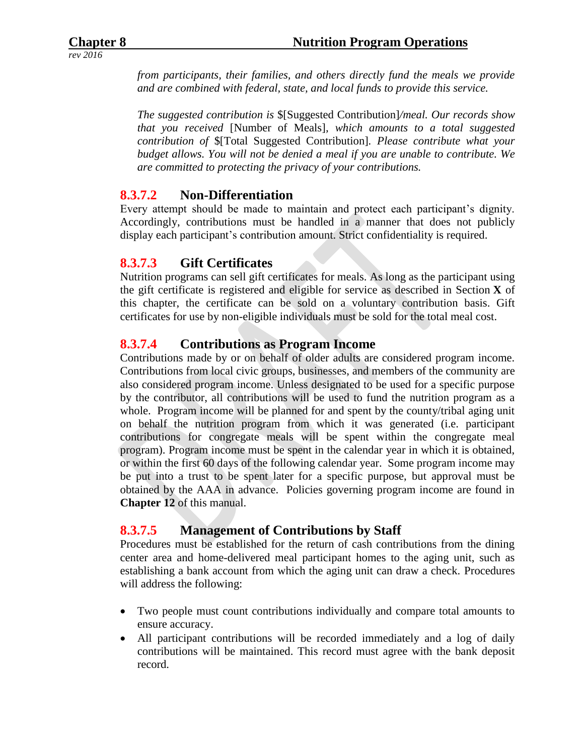*from participants, their families, and others directly fund the meals we provide and are combined with federal, state, and local funds to provide this service.*

*The suggested contribution is* $[Suggested Contribution]*/meal. Our records show that you received* [Number of Meals]*, which amounts to a total suggested contribution of* $[Total Suggested Contribution]*. Please contribute what your budget allows. You will not be denied a meal if you are unable to contribute. We are committed to protecting the privacy of your contributions.*

### 8.3.7.2 Non-Differentiation

Every attempt should be made to maintain and protect each participant's dignity. Accordingly, contributions must be handled in a manner that does not publicly display each participant's contribution amount. Strict confidentiality is required.

### 8.3.7.3 Gift Certificates

Nutrition programs can sell gift certificates for meals. As long as the participant using the gift certificate is registered and eligible for service as described in Section **X** of this chapter, the certificate can be sold on a voluntary contribution basis. Gift certificates for use by non-eligible individuals must be sold for the total meal cost.

### 8.3.7.4 Contributions as Program Income

Contributions made by or on behalf of older adults are considered program income. Contributions from local civic groups, businesses, and members of the community are also considered program income. Unless designated to be used for a specific purpose by the contributor, all contributions will be used to fund the nutrition program as a whole. Program income will be planned for and spent by the county/tribal aging unit on behalf the nutrition program from which it was generated (i.e. participant contributions for congregate meals will be spent within the congregate meal program). Program income must be spent in the calendar year in which it is obtained, or within the first 60 days of the following calendar year. Some program income may be put into a trust to be spent later for a specific purpose, but approval must be obtained by the AAA in advance. Policies governing program income are found in **Chapter 12** of this manual.

### 8.3.7.5 Management of Contributions by Staff

Procedures must be established for the return of cash contributions from the dining center area and home-delivered meal participant homes to the aging unit, such as establishing a bank account from which the aging unit can draw a check. Procedures will address the following:

- Two people must count contributions individually and compare total amounts to ensure accuracy.
- All participant contributions will be recorded immediately and a log of daily contributions will be maintained. This record must agree with the bank deposit record.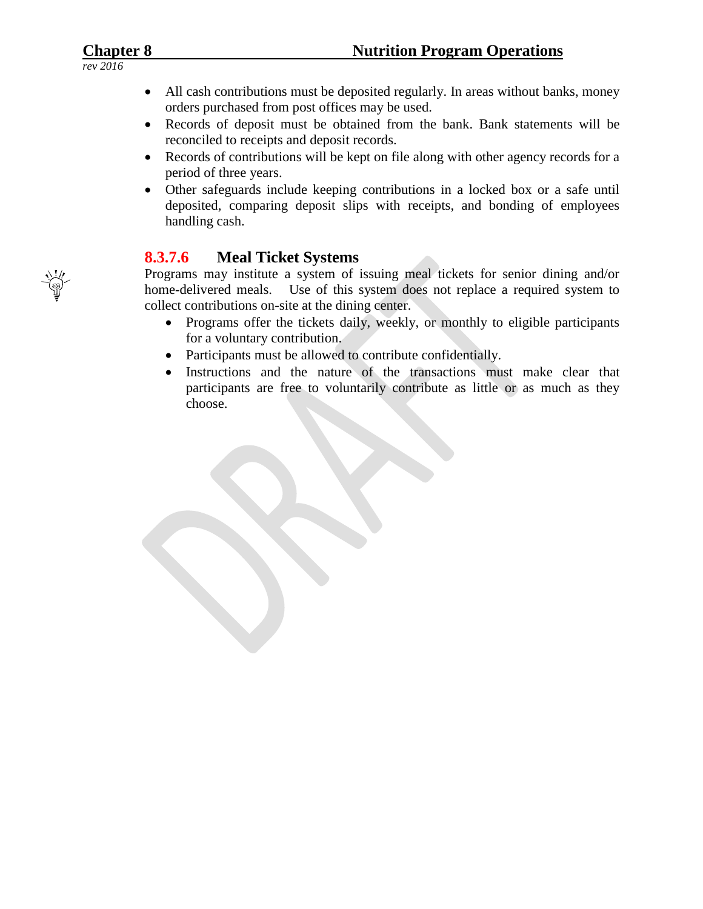- All cash contributions must be deposited regularly. In areas without banks, money orders purchased from post offices may be used.
- Records of deposit must be obtained from the bank. Bank statements will be reconciled to receipts and deposit records.
- Records of contributions will be kept on file along with other agency records for a period of three years.
- Other safeguards include keeping contributions in a locked box or a safe until deposited, comparing deposit slips with receipts, and bonding of employees handling cash.

### 8.3.7.6 Meal Ticket Systems

Programs may institute a system of issuing meal tickets for senior dining and/or home-delivered meals. Use of this system does not replace a required system to collect contributions on-site at the dining center.

- Programs offer the tickets daily, weekly, or monthly to eligible participants for a voluntary contribution.
- Participants must be allowed to contribute confidentially.
- Instructions and the nature of the transactions must make clear that participants are free to voluntarily contribute as little or as much as they choose.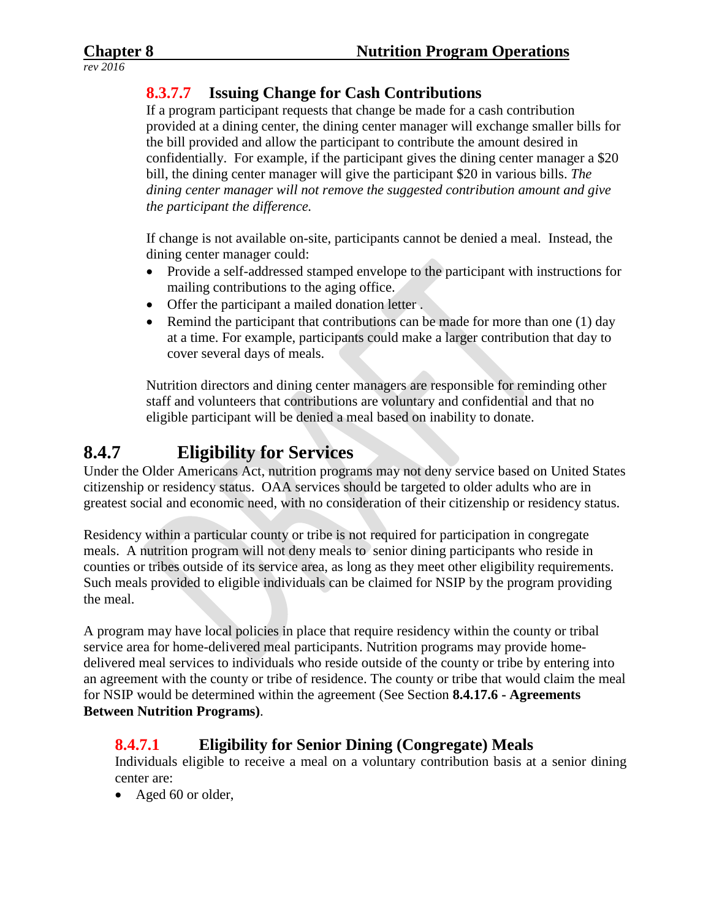#### 8.3.7.7 Issuing Change for Cash Contributions

If a program participant requests that change be made for a cash contribution provided at a dining center, the dining center manager will exchange smaller bills for the bill provided and allow the participant to contribute the amount desired in confidentially. For example, if the participant gives the dining center manager a $20 bill, the dining center manager will give the participant $20 in various bills. *The dining center manager will not remove the suggested contribution amount and give the participant the difference.*

If change is not available on-site, participants cannot be denied a meal. Instead, the dining center manager could:

- Provide a self-addressed stamped envelope to the participant with instructions for mailing contributions to the aging office.
- Offer the participant a mailed donation letter .
- Remind the participant that contributions can be made for more than one (1) day at a time. For example, participants could make a larger contribution that day to cover several days of meals.

Nutrition directors and dining center managers are responsible for reminding other staff and volunteers that contributions are voluntary and confidential and that no eligible participant will be denied a meal based on inability to donate.

## 8.4.7 Eligibility for Services

Under the Older Americans Act, nutrition programs may not deny service based on United States citizenship or residency status. OAA services should be targeted to older adults who are in greatest social and economic need, with no consideration of their citizenship or residency status.

Residency within a particular county or tribe is not required for participation in congregate meals. A nutrition program will not deny meals to senior dining participants who reside in counties or tribes outside of its service area, as long as they meet other eligibility requirements. Such meals provided to eligible individuals can be claimed for NSIP by the program providing the meal.

A program may have local policies in place that require residency within the county or tribal service area for home-delivered meal participants. Nutrition programs may provide home-delivered meal services to individuals who reside outside of the county or tribe by entering into an agreement with the county or tribe of residence. The county or tribe that would claim the meal for NSIP would be determined within the agreement (See Section **8.4.17.6 - Agreements Between Nutrition Programs)**.

### 8.4.7.1 Eligibility for Senior Dining (Congregate) Meals

Individuals eligible to receive a meal on a voluntary contribution basis at a senior dining center are:

- Aged 60 or older,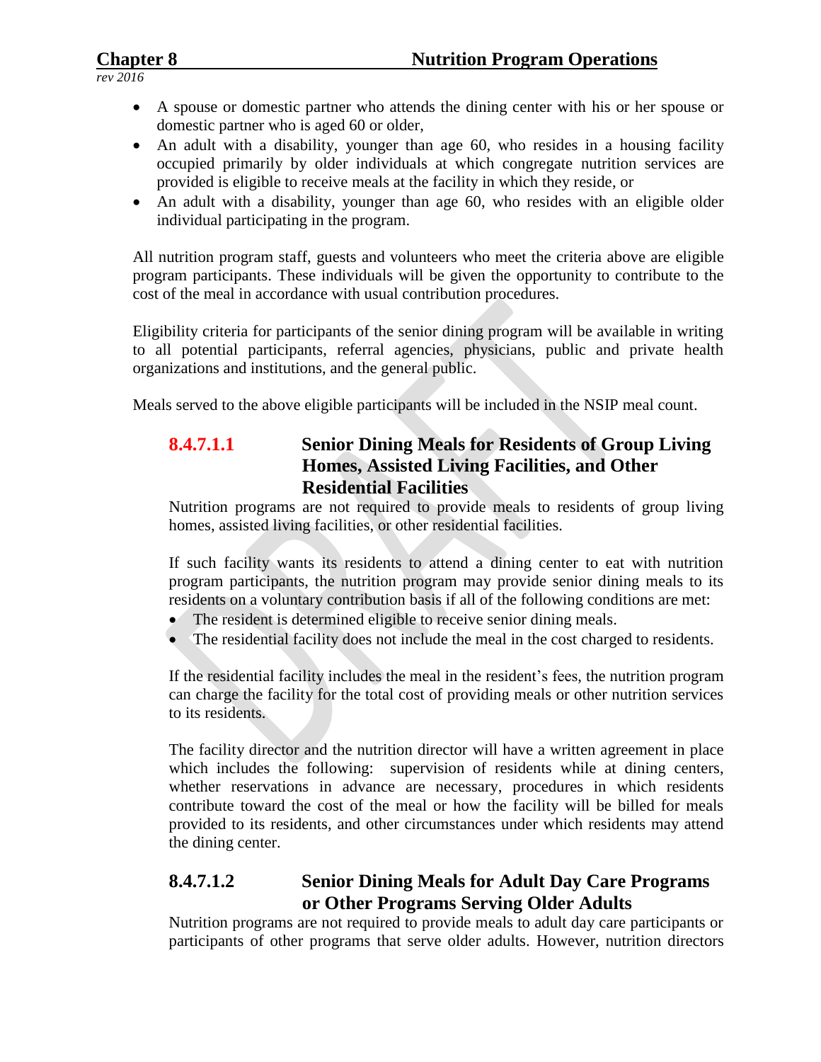- A spouse or domestic partner who attends the dining center with his or her spouse or domestic partner who is aged 60 or older,
- An adult with a disability, younger than age 60, who resides in a housing facility occupied primarily by older individuals at which congregate nutrition services are provided is eligible to receive meals at the facility in which they reside, or
- An adult with a disability, younger than age 60, who resides with an eligible older individual participating in the program.

All nutrition program staff, guests and volunteers who meet the criteria above are eligible program participants. These individuals will be given the opportunity to contribute to the cost of the meal in accordance with usual contribution procedures.

Eligibility criteria for participants of the senior dining program will be available in writing to all potential participants, referral agencies, physicians, public and private health organizations and institutions, and the general public.

Meals served to the above eligible participants will be included in the NSIP meal count.

#### 8.4.7.1.1 Senior Dining Meals for Residents of Group Living Homes, Assisted Living Facilities, and Other Residential Facilities

Nutrition programs are not required to provide meals to residents of group living homes, assisted living facilities, or other residential facilities.

If such facility wants its residents to attend a dining center to eat with nutrition program participants, the nutrition program may provide senior dining meals to its residents on a voluntary contribution basis if all of the following conditions are met:

- The resident is determined eligible to receive senior dining meals.
- The residential facility does not include the meal in the cost charged to residents.

If the residential facility includes the meal in the resident's fees, the nutrition program can charge the facility for the total cost of providing meals or other nutrition services to its residents.

The facility director and the nutrition director will have a written agreement in place which includes the following: supervision of residents while at dining centers, whether reservations in advance are necessary, procedures in which residents contribute toward the cost of the meal or how the facility will be billed for meals provided to its residents, and other circumstances under which residents may attend the dining center.

#### 8.4.7.1.2 Senior Dining Meals for Adult Day Care Programs or Other Programs Serving Older Adults

Nutrition programs are not required to provide meals to adult day care participants or participants of other programs that serve older adults. However, nutrition directors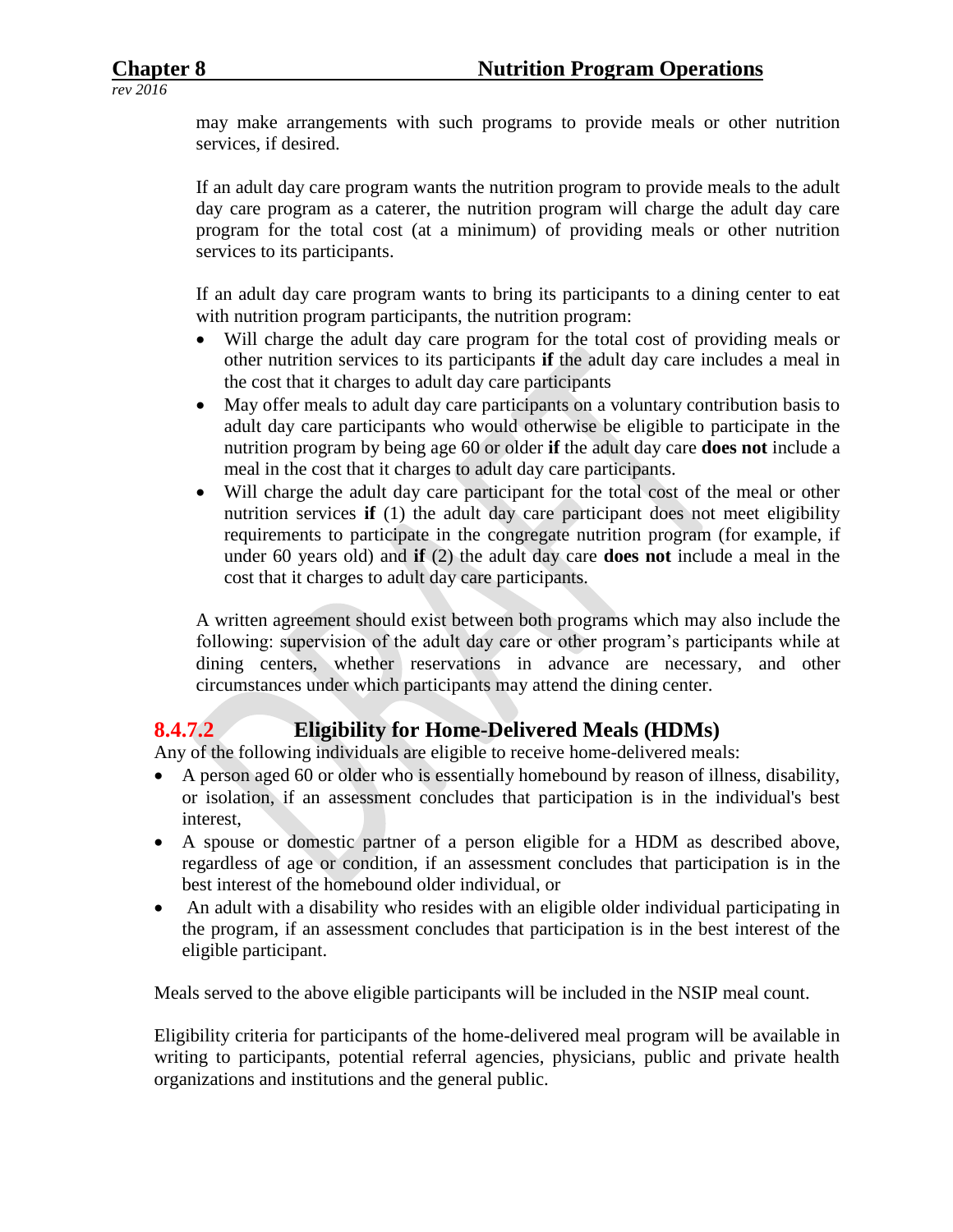may make arrangements with such programs to provide meals or other nutrition services, if desired.

If an adult day care program wants the nutrition program to provide meals to the adult day care program as a caterer, the nutrition program will charge the adult day care program for the total cost (at a minimum) of providing meals or other nutrition services to its participants.

If an adult day care program wants to bring its participants to a dining center to eat with nutrition program participants, the nutrition program:

- Will charge the adult day care program for the total cost of providing meals or other nutrition services to its participants **if** the adult day care includes a meal in the cost that it charges to adult day care participants
- May offer meals to adult day care participants on a voluntary contribution basis to adult day care participants who would otherwise be eligible to participate in the nutrition program by being age 60 or older **if** the adult day care **does not** include a meal in the cost that it charges to adult day care participants.
- Will charge the adult day care participant for the total cost of the meal or other nutrition services **if** (1) the adult day care participant does not meet eligibility requirements to participate in the congregate nutrition program (for example, if under 60 years old) and **if** (2) the adult day care **does not** include a meal in the cost that it charges to adult day care participants.

A written agreement should exist between both programs which may also include the following: supervision of the adult day care or other program's participants while at dining centers, whether reservations in advance are necessary, and other circumstances under which participants may attend the dining center.

### 8.4.7.2 Eligibility for Home-Delivered Meals (HDMs)

Any of the following individuals are eligible to receive home-delivered meals:

- A person aged 60 or older who is essentially homebound by reason of illness, disability, or isolation, if an assessment concludes that participation is in the individual's best interest,
- A spouse or domestic partner of a person eligible for a HDM as described above, regardless of age or condition, if an assessment concludes that participation is in the best interest of the homebound older individual, or
- An adult with a disability who resides with an eligible older individual participating in the program, if an assessment concludes that participation is in the best interest of the eligible participant.

Meals served to the above eligible participants will be included in the NSIP meal count.

Eligibility criteria for participants of the home-delivered meal program will be available in writing to participants, potential referral agencies, physicians, public and private health organizations and institutions and the general public.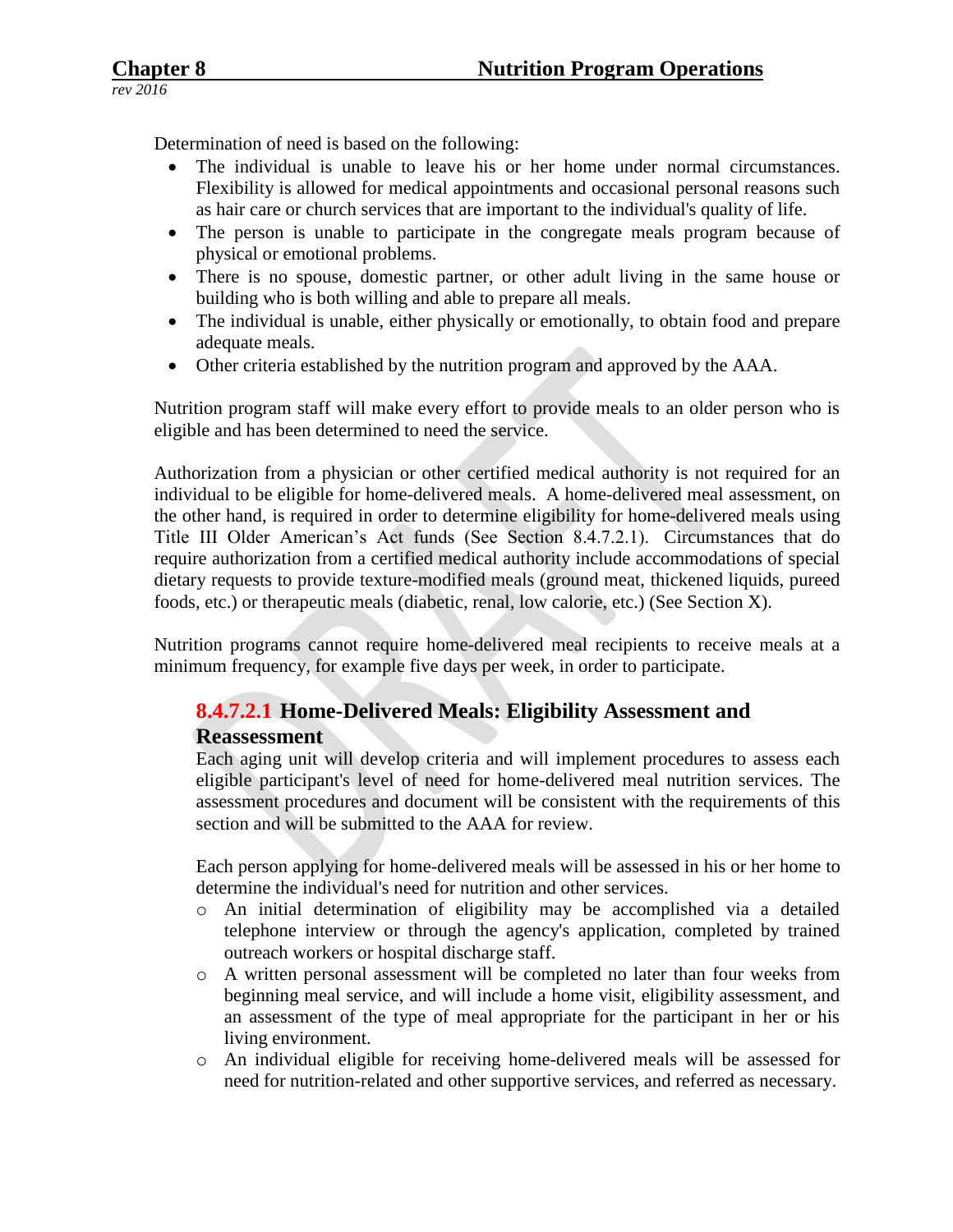Determination of need is based on the following:

- The individual is unable to leave his or her home under normal circumstances. Flexibility is allowed for medical appointments and occasional personal reasons such as hair care or church services that are important to the individual's quality of life.
- The person is unable to participate in the congregate meals program because of physical or emotional problems.
- There is no spouse, domestic partner, or other adult living in the same house or building who is both willing and able to prepare all meals.
- The individual is unable, either physically or emotionally, to obtain food and prepare adequate meals.
- Other criteria established by the nutrition program and approved by the AAA.

Nutrition program staff will make every effort to provide meals to an older person who is eligible and has been determined to need the service.

Authorization from a physician or other certified medical authority is not required for an individual to be eligible for home-delivered meals. A home-delivered meal assessment, on the other hand, is required in order to determine eligibility for home-delivered meals using Title III Older American's Act funds (See Section 8.4.7.2.1). Circumstances that do require authorization from a certified medical authority include accommodations of special dietary requests to provide texture-modified meals (ground meat, thickened liquids, pureed foods, etc.) or therapeutic meals (diabetic, renal, low calorie, etc.) (See Section X).

Nutrition programs cannot require home-delivered meal recipients to receive meals at a minimum frequency, for example five days per week, in order to participate.

### 8.4.7.2.1 Home-Delivered Meals: Eligibility Assessment and Reassessment

Each aging unit will develop criteria and will implement procedures to assess each eligible participant's level of need for home-delivered meal nutrition services. The assessment procedures and document will be consistent with the requirements of this section and will be submitted to the AAA for review.

Each person applying for home-delivered meals will be assessed in his or her home to determine the individual's need for nutrition and other services.

- An initial determination of eligibility may be accomplished via a detailed telephone interview or through the agency's application, completed by trained outreach workers or hospital discharge staff.
- A written personal assessment will be completed no later than four weeks from beginning meal service, and will include a home visit, eligibility assessment, and an assessment of the type of meal appropriate for the participant in her or his living environment.
- An individual eligible for receiving home-delivered meals will be assessed for need for nutrition-related and other supportive services, and referred as necessary.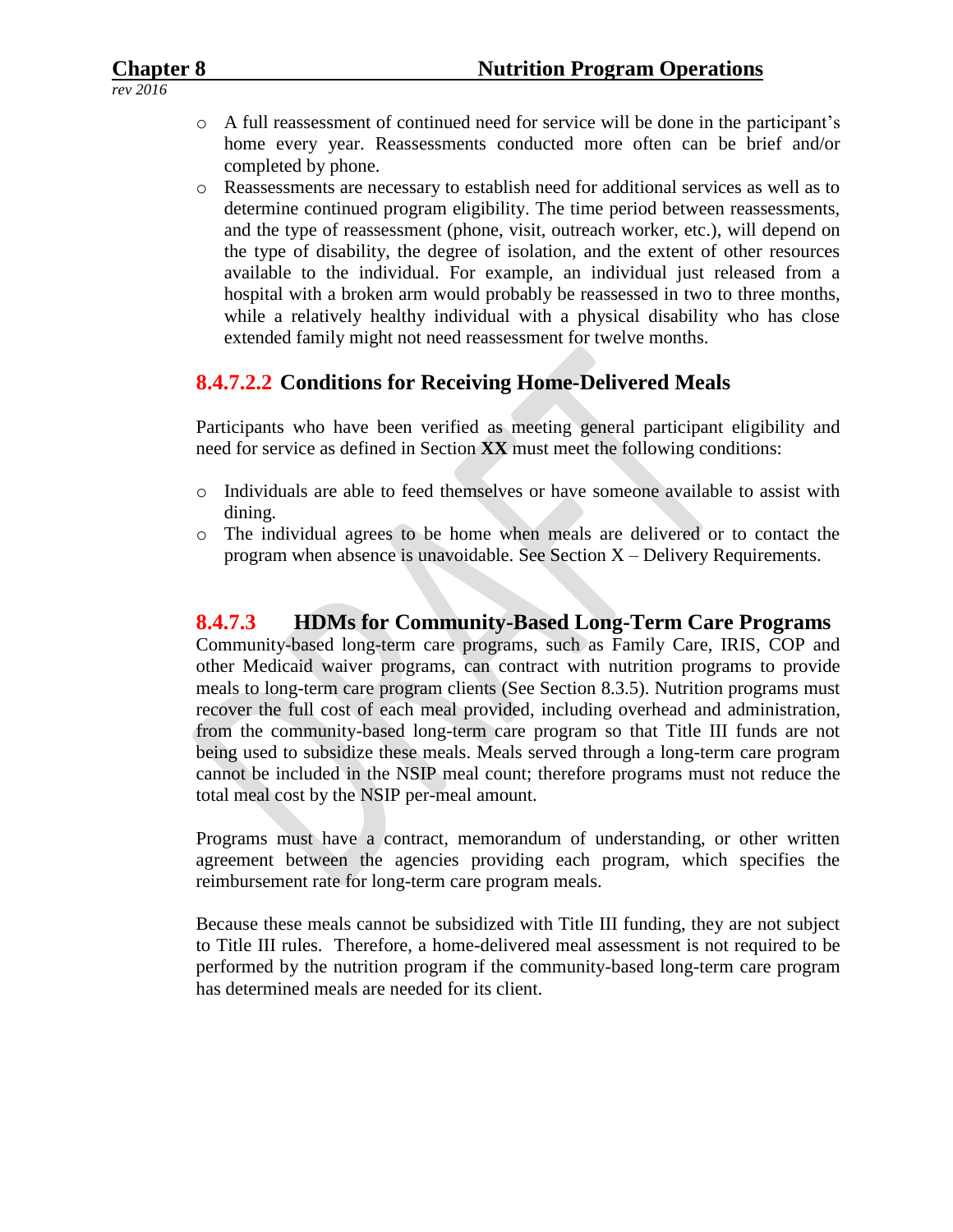- A full reassessment of continued need for service will be done in the participant's home every year. Reassessments conducted more often can be brief and/or completed by phone.
- Reassessments are necessary to establish need for additional services as well as to determine continued program eligibility. The time period between reassessments, and the type of reassessment (phone, visit, outreach worker, etc.), will depend on the type of disability, the degree of isolation, and the extent of other resources available to the individual. For example, an individual just released from a hospital with a broken arm would probably be reassessed in two to three months, while a relatively healthy individual with a physical disability who has close extended family might not need reassessment for twelve months.

### 8.4.7.2.2 Conditions for Receiving Home-Delivered Meals

Participants who have been verified as meeting general participant eligibility and need for service as defined in Section **XX** must meet the following conditions:

- Individuals are able to feed themselves or have someone available to assist with dining.
- The individual agrees to be home when meals are delivered or to contact the program when absence is unavoidable. See Section X – Delivery Requirements.

## 8.4.7.3 HDMs for Community-Based Long-Term Care Programs

Community-based long-term care programs, such as Family Care, IRIS, COP and other Medicaid waiver programs, can contract with nutrition programs to provide meals to long-term care program clients (See Section 8.3.5). Nutrition programs must recover the full cost of each meal provided, including overhead and administration, from the community-based long-term care program so that Title III funds are not being used to subsidize these meals. Meals served through a long-term care program cannot be included in the NSIP meal count; therefore programs must not reduce the total meal cost by the NSIP per-meal amount.

Programs must have a contract, memorandum of understanding, or other written agreement between the agencies providing each program, which specifies the reimbursement rate for long-term care program meals.

Because these meals cannot be subsidized with Title III funding, they are not subject to Title III rules. Therefore, a home-delivered meal assessment is not required to be performed by the nutrition program if the community-based long-term care program has determined meals are needed for its client.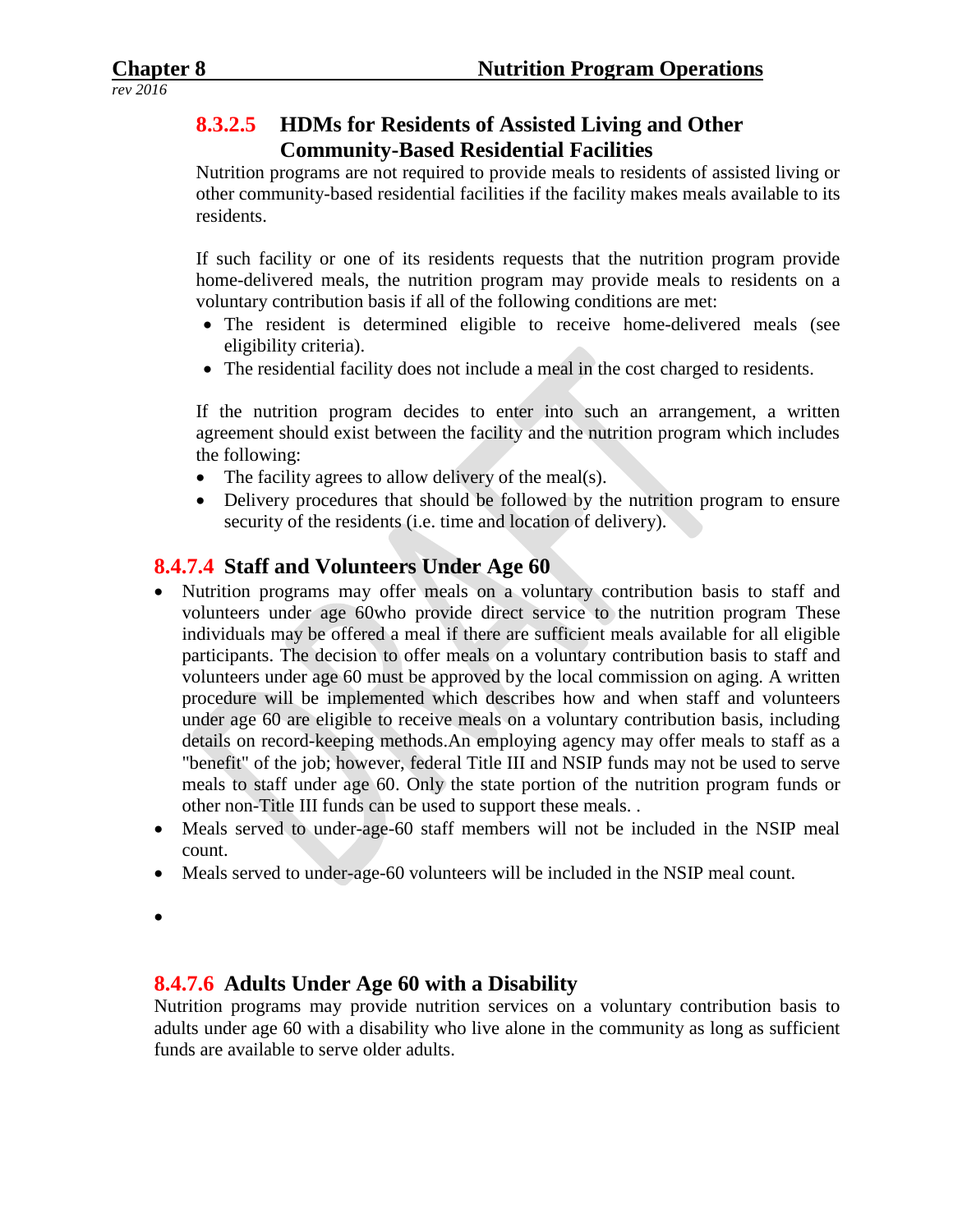### 8.3.2.5 HDMs for Residents of Assisted Living and Other Community-Based Residential Facilities

Nutrition programs are not required to provide meals to residents of assisted living or other community-based residential facilities if the facility makes meals available to its residents.

If such facility or one of its residents requests that the nutrition program provide home-delivered meals, the nutrition program may provide meals to residents on a voluntary contribution basis if all of the following conditions are met:

- The resident is determined eligible to receive home-delivered meals (see eligibility criteria).
- The residential facility does not include a meal in the cost charged to residents.

If the nutrition program decides to enter into such an arrangement, a written agreement should exist between the facility and the nutrition program which includes the following:

- The facility agrees to allow delivery of the meal(s).
- Delivery procedures that should be followed by the nutrition program to ensure security of the residents (i.e. time and location of delivery).

## 8.4.7.4 Staff and Volunteers Under Age 60

- Nutrition programs may offer meals on a voluntary contribution basis to staff and volunteers under age 60who provide direct service to the nutrition program These individuals may be offered a meal if there are sufficient meals available for all eligible participants. The decision to offer meals on a voluntary contribution basis to staff and volunteers under age 60 must be approved by the local commission on aging. A written procedure will be implemented which describes how and when staff and volunteers under age 60 are eligible to receive meals on a voluntary contribution basis, including details on record-keeping methods.An employing agency may offer meals to staff as a "benefit" of the job; however, federal Title III and NSIP funds may not be used to serve meals to staff under age 60. Only the state portion of the nutrition program funds or other non-Title III funds can be used to support these meals. .
- Meals served to under-age-60 staff members will not be included in the NSIP meal count.
- Meals served to under-age-60 volunteers will be included in the NSIP meal count.

## 8.4.7.6 Adults Under Age 60 with a Disability

Nutrition programs may provide nutrition services on a voluntary contribution basis to adults under age 60 with a disability who live alone in the community as long as sufficient funds are available to serve older adults.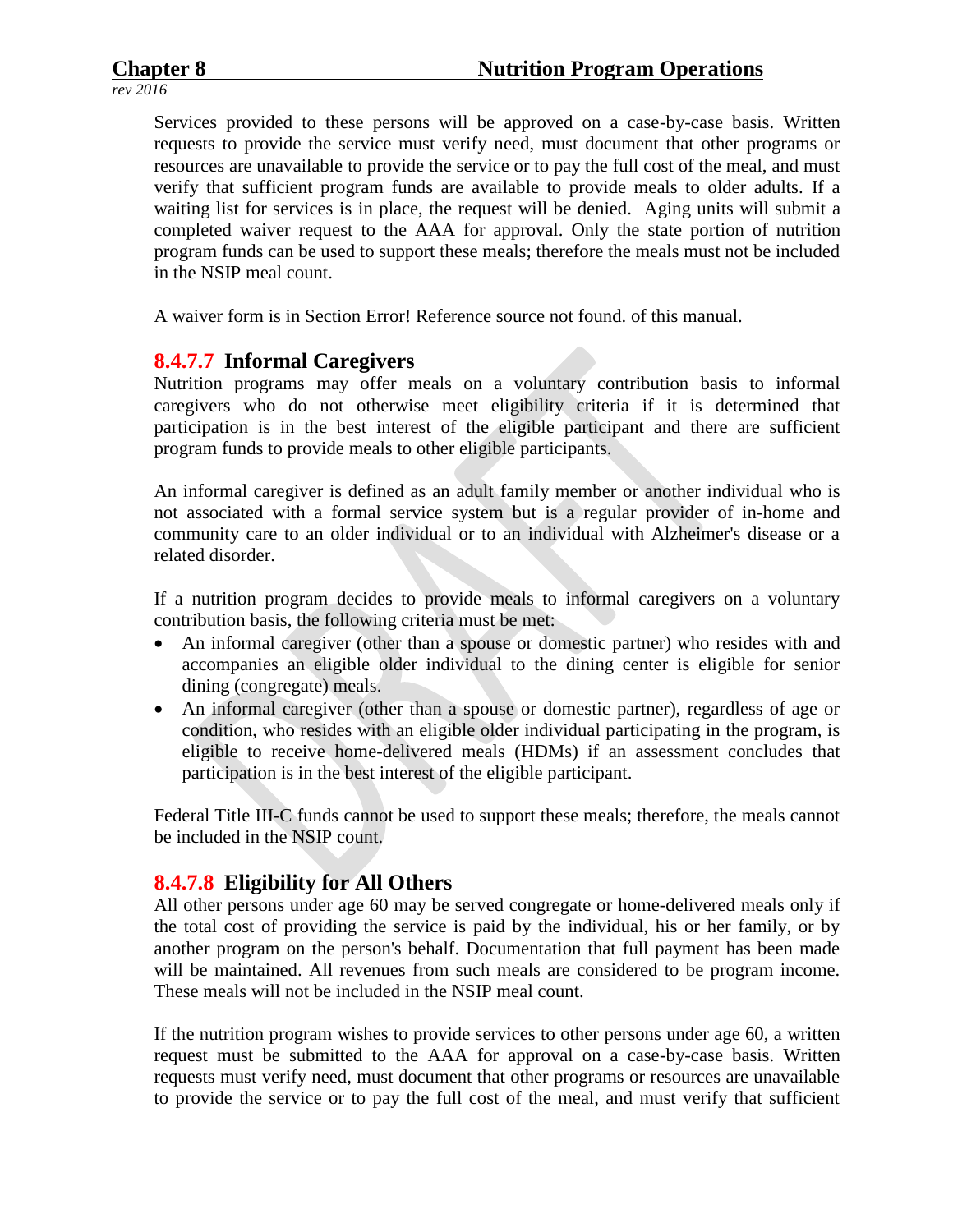Services provided to these persons will be approved on a case-by-case basis. Written requests to provide the service must verify need, must document that other programs or resources are unavailable to provide the service or to pay the full cost of the meal, and must verify that sufficient program funds are available to provide meals to older adults. If a waiting list for services is in place, the request will be denied. Aging units will submit a completed waiver request to the AAA for approval. Only the state portion of nutrition program funds can be used to support these meals; therefore the meals must not be included in the NSIP meal count.

A waiver form is in Section Error! Reference source not found. of this manual.

#### 8.4.7.7 Informal Caregivers

Nutrition programs may offer meals on a voluntary contribution basis to informal caregivers who do not otherwise meet eligibility criteria if it is determined that participation is in the best interest of the eligible participant and there are sufficient program funds to provide meals to other eligible participants.

An informal caregiver is defined as an adult family member or another individual who is not associated with a formal service system but is a regular provider of in-home and community care to an older individual or to an individual with Alzheimer's disease or a related disorder.

If a nutrition program decides to provide meals to informal caregivers on a voluntary contribution basis, the following criteria must be met:

- An informal caregiver (other than a spouse or domestic partner) who resides with and accompanies an eligible older individual to the dining center is eligible for senior dining (congregate) meals.
- An informal caregiver (other than a spouse or domestic partner), regardless of age or condition, who resides with an eligible older individual participating in the program, is eligible to receive home-delivered meals (HDMs) if an assessment concludes that participation is in the best interest of the eligible participant.

Federal Title III-C funds cannot be used to support these meals; therefore, the meals cannot be included in the NSIP count.

#### 8.4.7.8 Eligibility for All Others

All other persons under age 60 may be served congregate or home-delivered meals only if the total cost of providing the service is paid by the individual, his or her family, or by another program on the person's behalf. Documentation that full payment has been made will be maintained. All revenues from such meals are considered to be program income. These meals will not be included in the NSIP meal count.

If the nutrition program wishes to provide services to other persons under age 60, a written request must be submitted to the AAA for approval on a case-by-case basis. Written requests must verify need, must document that other programs or resources are unavailable to provide the service or to pay the full cost of the meal, and must verify that sufficient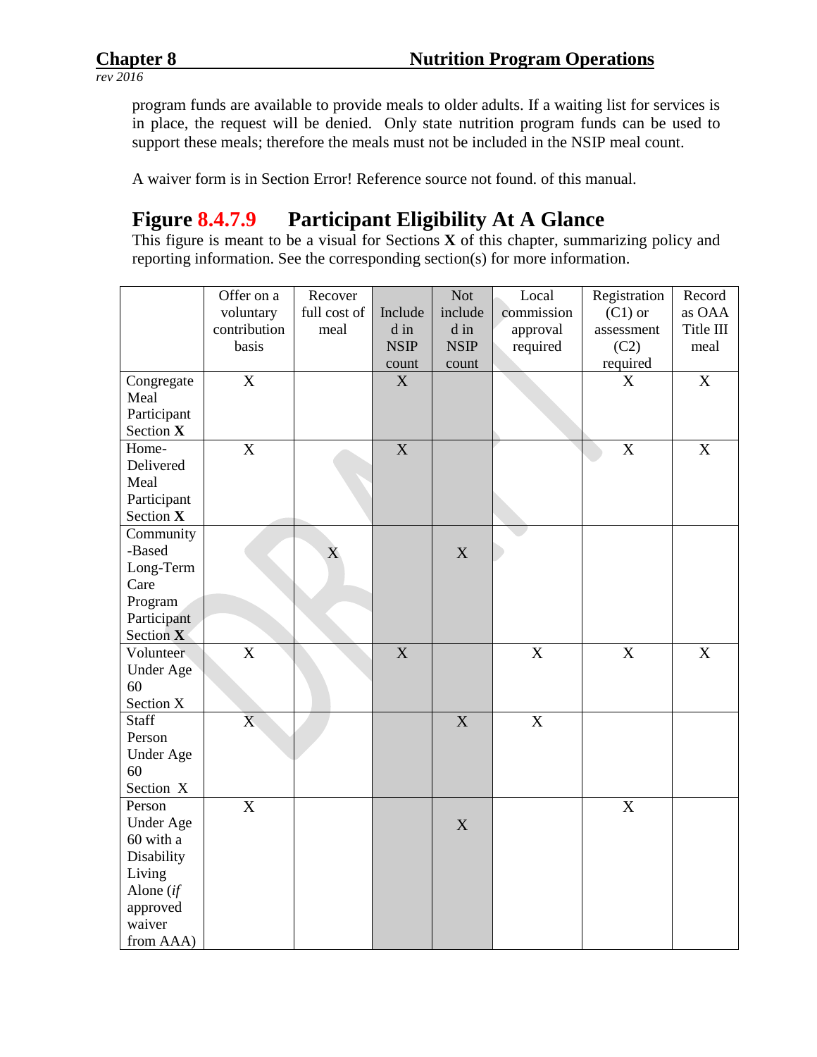program funds are available to provide meals to older adults. If a waiting list for services is in place, the request will be denied. Only state nutrition program funds can be used to support these meals; therefore the meals must not be included in the NSIP meal count.

A waiver form is in Section Error! Reference source not found. of this manual.

## Figure 8.4.7.9 Participant Eligibility At A Glance

This figure is meant to be a visual for Sections **X** of this chapter, summarizing policy and reporting information. See the corresponding section(s) for more information.

| | Offer on a voluntary contribution basis | Recover full cost of meal | Included in NSIP count | Not included in NSIP count | Local commission approval required | Registration (C1) or assessment (C2) required | Record as OAA Title III meal |
|---|---|---|---|---|---|---|---|
| Congregate Meal Participant Section **X** | X | | X | | | X | X |
| Home-Delivered Meal Participant Section **X** | X | | X | | | X | X |
| Community-Based Long-Term Care Program Participant Section **X** | | X | | X | | | |
| Volunteer Under Age 60 Section X | X | | X | | X | X | X |
| Staff Person Under Age 60 Section X | X | | | X | X | | |
| Person Under Age 60 with a Disability Living Alone (*if* approved waiver from AAA) | X | | | X | | X | |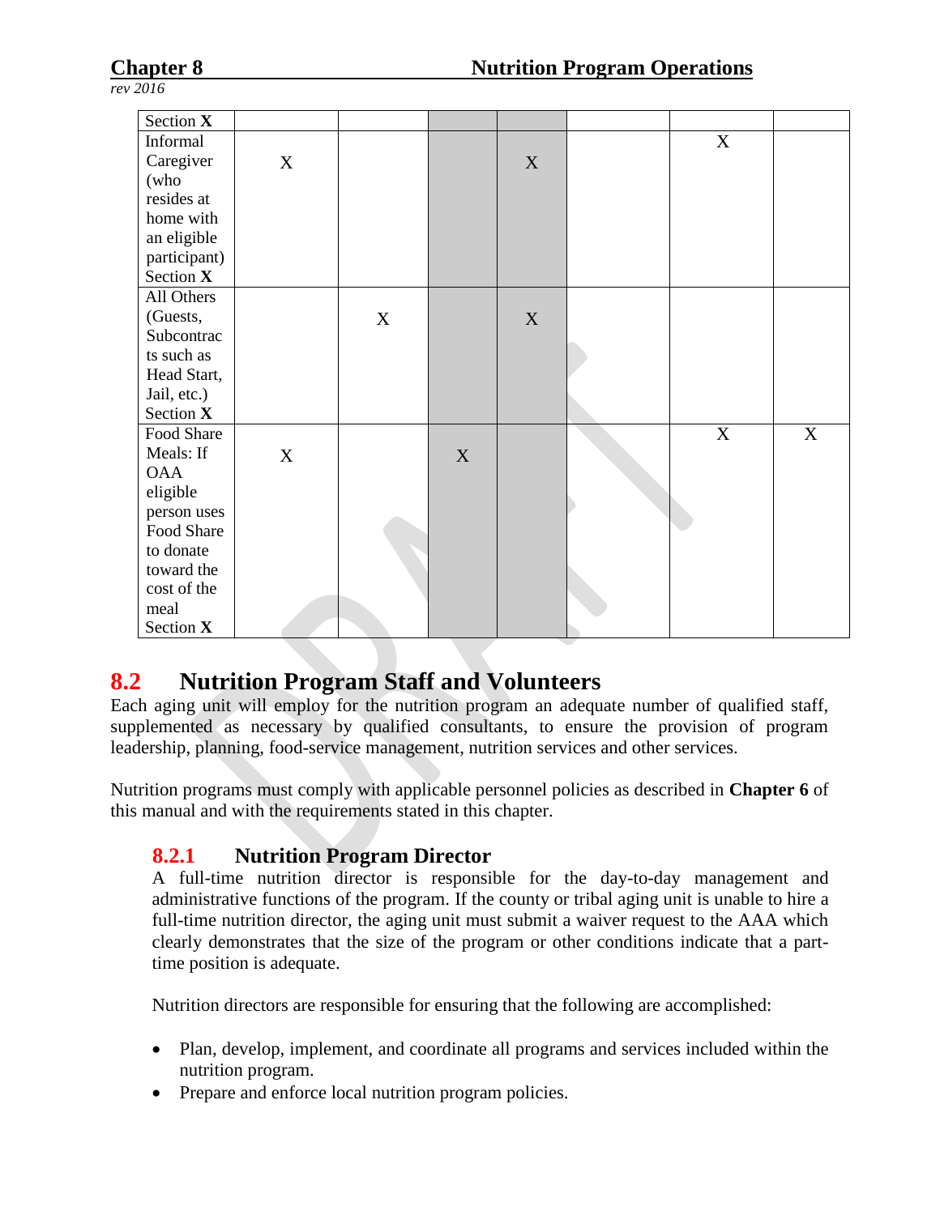| | | | | | | | |
|---|---|---|---|---|---|---|---|
| Section **X** | | | | | | | |
| Informal Caregiver (who resides at home with an eligible participant) Section **X** | X | | | X | | X | |
| All Others (Guests, Subcontracts such as Head Start, Jail, etc.) Section **X** | | X | | X | | | |
| Food Share Meals: If OAA eligible person uses Food Share to donate toward the cost of the meal Section **X** | X | | X | | | X | X |

## 8.2 Nutrition Program Staff and Volunteers

Each aging unit will employ for the nutrition program an adequate number of qualified staff, supplemented as necessary by qualified consultants, to ensure the provision of program leadership, planning, food-service management, nutrition services and other services.

Nutrition programs must comply with applicable personnel policies as described in **Chapter 6** of this manual and with the requirements stated in this chapter.

### 8.2.1 Nutrition Program Director

A full-time nutrition director is responsible for the day-to-day management and administrative functions of the program. If the county or tribal aging unit is unable to hire a full-time nutrition director, the aging unit must submit a waiver request to the AAA which clearly demonstrates that the size of the program or other conditions indicate that a part-time position is adequate.

Nutrition directors are responsible for ensuring that the following are accomplished:

- Plan, develop, implement, and coordinate all programs and services included within the nutrition program.
- Prepare and enforce local nutrition program policies.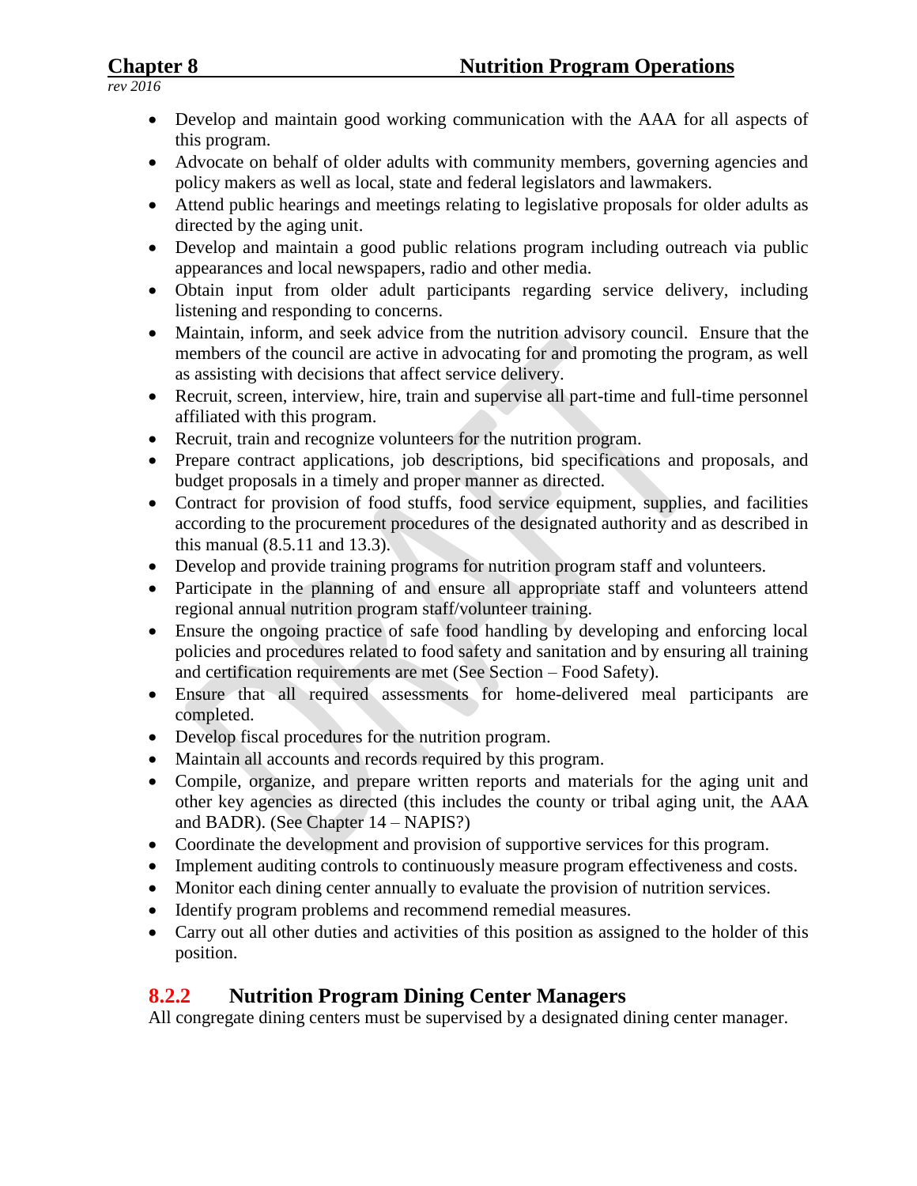- Develop and maintain good working communication with the AAA for all aspects of this program.
- Advocate on behalf of older adults with community members, governing agencies and policy makers as well as local, state and federal legislators and lawmakers.
- Attend public hearings and meetings relating to legislative proposals for older adults as directed by the aging unit.
- Develop and maintain a good public relations program including outreach via public appearances and local newspapers, radio and other media.
- Obtain input from older adult participants regarding service delivery, including listening and responding to concerns.
- Maintain, inform, and seek advice from the nutrition advisory council. Ensure that the members of the council are active in advocating for and promoting the program, as well as assisting with decisions that affect service delivery.
- Recruit, screen, interview, hire, train and supervise all part-time and full-time personnel affiliated with this program.
- Recruit, train and recognize volunteers for the nutrition program.
- Prepare contract applications, job descriptions, bid specifications and proposals, and budget proposals in a timely and proper manner as directed.
- Contract for provision of food stuffs, food service equipment, supplies, and facilities according to the procurement procedures of the designated authority and as described in this manual (8.5.11 and 13.3).
- Develop and provide training programs for nutrition program staff and volunteers.
- Participate in the planning of and ensure all appropriate staff and volunteers attend regional annual nutrition program staff/volunteer training.
- Ensure the ongoing practice of safe food handling by developing and enforcing local policies and procedures related to food safety and sanitation and by ensuring all training and certification requirements are met (See Section – Food Safety).
- Ensure that all required assessments for home-delivered meal participants are completed.
- Develop fiscal procedures for the nutrition program.
- Maintain all accounts and records required by this program.
- Compile, organize, and prepare written reports and materials for the aging unit and other key agencies as directed (this includes the county or tribal aging unit, the AAA and BADR). (See Chapter 14 – NAPIS?)
- Coordinate the development and provision of supportive services for this program.
- Implement auditing controls to continuously measure program effectiveness and costs.
- Monitor each dining center annually to evaluate the provision of nutrition services.
- Identify program problems and recommend remedial measures.
- Carry out all other duties and activities of this position as assigned to the holder of this position.

### 8.2.2 Nutrition Program Dining Center Managers

All congregate dining centers must be supervised by a designated dining center manager.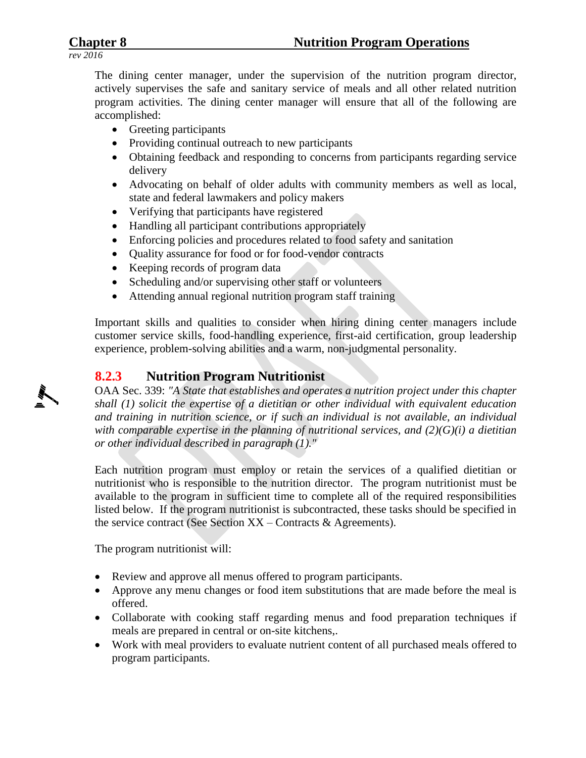The dining center manager, under the supervision of the nutrition program director, actively supervises the safe and sanitary service of meals and all other related nutrition program activities. The dining center manager will ensure that all of the following are accomplished:

- Greeting participants
- Providing continual outreach to new participants
- Obtaining feedback and responding to concerns from participants regarding service delivery
- Advocating on behalf of older adults with community members as well as local, state and federal lawmakers and policy makers
- Verifying that participants have registered
- Handling all participant contributions appropriately
- Enforcing policies and procedures related to food safety and sanitation
- Quality assurance for food or for food-vendor contracts
- Keeping records of program data
- Scheduling and/or supervising other staff or volunteers
- Attending annual regional nutrition program staff training

Important skills and qualities to consider when hiring dining center managers include customer service skills, food-handling experience, first-aid certification, group leadership experience, problem-solving abilities and a warm, non-judgmental personality.

### 8.2.3 Nutrition Program Nutritionist

OAA Sec. 339: *"A State that establishes and operates a nutrition project under this chapter shall (1) solicit the expertise of a dietitian or other individual with equivalent education and training in nutrition science, or if such an individual is not available, an individual with comparable expertise in the planning of nutritional services, and (2)(G)(i) a dietitian or other individual described in paragraph (1)."*

Each nutrition program must employ or retain the services of a qualified dietitian or nutritionist who is responsible to the nutrition director. The program nutritionist must be available to the program in sufficient time to complete all of the required responsibilities listed below. If the program nutritionist is subcontracted, these tasks should be specified in the service contract (See Section XX – Contracts & Agreements).

The program nutritionist will:

- Review and approve all menus offered to program participants.
- Approve any menu changes or food item substitutions that are made before the meal is offered.
- Collaborate with cooking staff regarding menus and food preparation techniques if meals are prepared in central or on-site kitchens,.
- Work with meal providers to evaluate nutrient content of all purchased meals offered to program participants.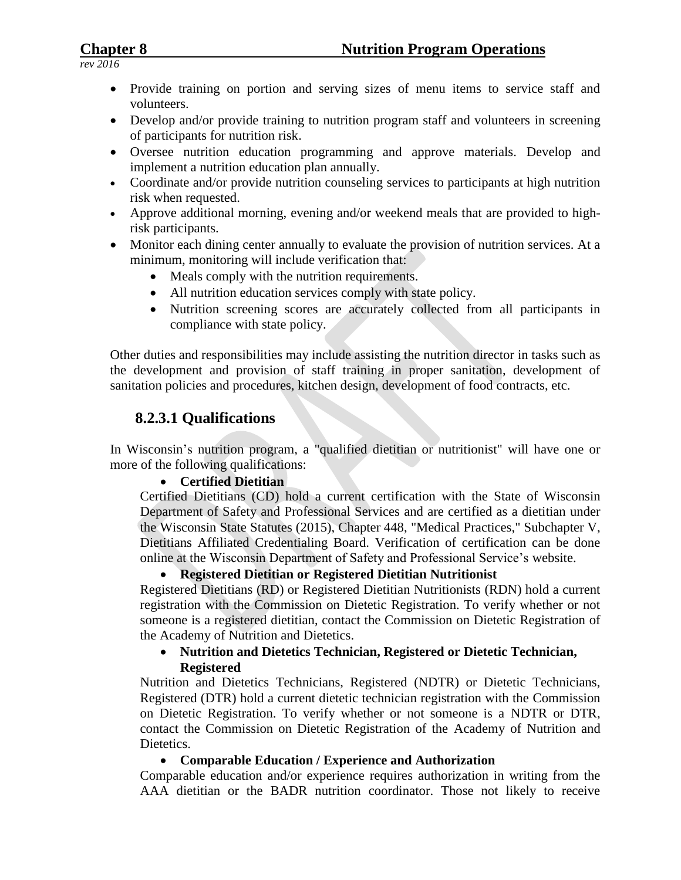- Provide training on portion and serving sizes of menu items to service staff and volunteers.
- Develop and/or provide training to nutrition program staff and volunteers in screening of participants for nutrition risk.
- Oversee nutrition education programming and approve materials. Develop and implement a nutrition education plan annually.
- Coordinate and/or provide nutrition counseling services to participants at high nutrition risk when requested.
- Approve additional morning, evening and/or weekend meals that are provided to high-risk participants.
- Monitor each dining center annually to evaluate the provision of nutrition services. At a minimum, monitoring will include verification that:
  - Meals comply with the nutrition requirements.
  - All nutrition education services comply with state policy.
  - Nutrition screening scores are accurately collected from all participants in compliance with state policy.

Other duties and responsibilities may include assisting the nutrition director in tasks such as the development and provision of staff training in proper sanitation, development of sanitation policies and procedures, kitchen design, development of food contracts, etc.

### 8.2.3.1 Qualifications

In Wisconsin's nutrition program, a "qualified dietitian or nutritionist" will have one or more of the following qualifications:

- **Certified Dietitian**

Certified Dietitians (CD) hold a current certification with the State of Wisconsin Department of Safety and Professional Services and are certified as a dietitian under the Wisconsin State Statutes (2015), Chapter 448, "Medical Practices," Subchapter V, Dietitians Affiliated Credentialing Board. Verification of certification can be done online at the Wisconsin Department of Safety and Professional Service's website.

- **Registered Dietitian or Registered Dietitian Nutritionist**

Registered Dietitians (RD) or Registered Dietitian Nutritionists (RDN) hold a current registration with the Commission on Dietetic Registration. To verify whether or not someone is a registered dietitian, contact the Commission on Dietetic Registration of the Academy of Nutrition and Dietetics.

- **Nutrition and Dietetics Technician, Registered or Dietetic Technician, Registered**

Nutrition and Dietetics Technicians, Registered (NDTR) or Dietetic Technicians, Registered (DTR) hold a current dietetic technician registration with the Commission on Dietetic Registration. To verify whether or not someone is a NDTR or DTR, contact the Commission on Dietetic Registration of the Academy of Nutrition and Dietetics.

- **Comparable Education / Experience and Authorization**

Comparable education and/or experience requires authorization in writing from the AAA dietitian or the BADR nutrition coordinator. Those not likely to receive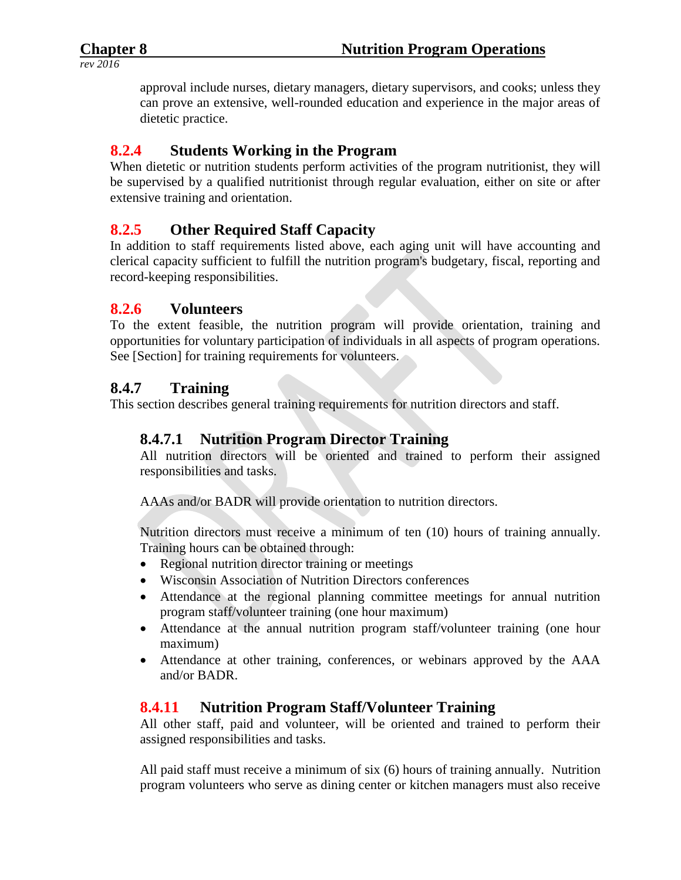approval include nurses, dietary managers, dietary supervisors, and cooks; unless they can prove an extensive, well-rounded education and experience in the major areas of dietetic practice.

## 8.2.4 Students Working in the Program

When dietetic or nutrition students perform activities of the program nutritionist, they will be supervised by a qualified nutritionist through regular evaluation, either on site or after extensive training and orientation.

## 8.2.5 Other Required Staff Capacity

In addition to staff requirements listed above, each aging unit will have accounting and clerical capacity sufficient to fulfill the nutrition program's budgetary, fiscal, reporting and record-keeping responsibilities.

## 8.2.6 Volunteers

To the extent feasible, the nutrition program will provide orientation, training and opportunities for voluntary participation of individuals in all aspects of program operations. See [Section] for training requirements for volunteers.

## 8.4.7 Training

This section describes general training requirements for nutrition directors and staff.

### 8.4.7.1 Nutrition Program Director Training

All nutrition directors will be oriented and trained to perform their assigned responsibilities and tasks.

AAAs and/or BADR will provide orientation to nutrition directors.

Nutrition directors must receive a minimum of ten (10) hours of training annually. Training hours can be obtained through:

- Regional nutrition director training or meetings
- Wisconsin Association of Nutrition Directors conferences
- Attendance at the regional planning committee meetings for annual nutrition program staff/volunteer training (one hour maximum)
- Attendance at the annual nutrition program staff/volunteer training (one hour maximum)
- Attendance at other training, conferences, or webinars approved by the AAA and/or BADR.

### 8.4.11 Nutrition Program Staff/Volunteer Training

All other staff, paid and volunteer, will be oriented and trained to perform their assigned responsibilities and tasks.

All paid staff must receive a minimum of six (6) hours of training annually. Nutrition program volunteers who serve as dining center or kitchen managers must also receive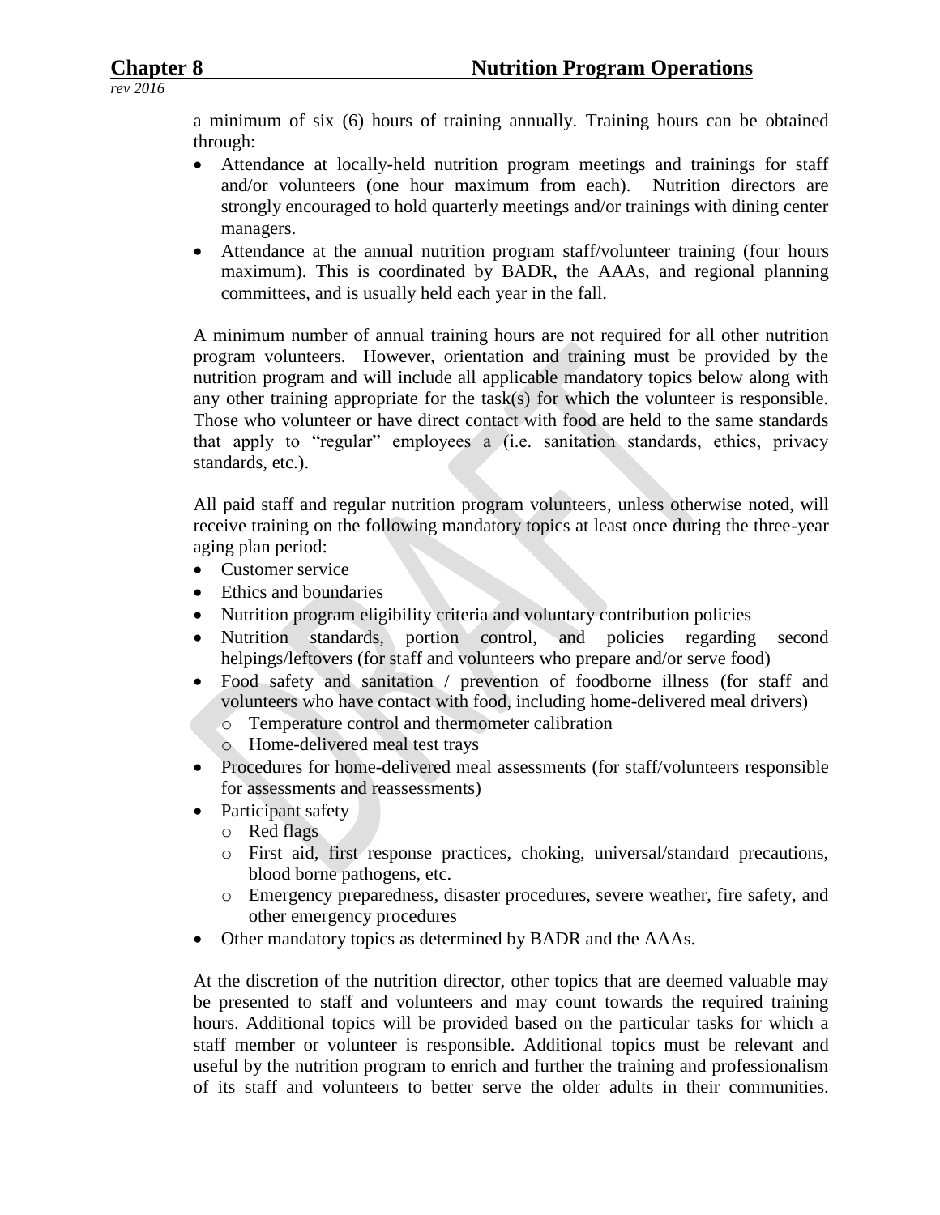a minimum of six (6) hours of training annually. Training hours can be obtained through:

- Attendance at locally-held nutrition program meetings and trainings for staff and/or volunteers (one hour maximum from each). Nutrition directors are strongly encouraged to hold quarterly meetings and/or trainings with dining center managers.
- Attendance at the annual nutrition program staff/volunteer training (four hours maximum). This is coordinated by BADR, the AAAs, and regional planning committees, and is usually held each year in the fall.

A minimum number of annual training hours are not required for all other nutrition program volunteers. However, orientation and training must be provided by the nutrition program and will include all applicable mandatory topics below along with any other training appropriate for the task(s) for which the volunteer is responsible. Those who volunteer or have direct contact with food are held to the same standards that apply to "regular" employees a (i.e. sanitation standards, ethics, privacy standards, etc.).

All paid staff and regular nutrition program volunteers, unless otherwise noted, will receive training on the following mandatory topics at least once during the three-year aging plan period:

- Customer service
- Ethics and boundaries
- Nutrition program eligibility criteria and voluntary contribution policies
- Nutrition standards, portion control, and policies regarding second helpings/leftovers (for staff and volunteers who prepare and/or serve food)
- Food safety and sanitation / prevention of foodborne illness (for staff and volunteers who have contact with food, including home-delivered meal drivers)
  - Temperature control and thermometer calibration
  - Home-delivered meal test trays
- Procedures for home-delivered meal assessments (for staff/volunteers responsible for assessments and reassessments)
- Participant safety
  - Red flags
  - First aid, first response practices, choking, universal/standard precautions, blood borne pathogens, etc.
  - Emergency preparedness, disaster procedures, severe weather, fire safety, and other emergency procedures
- Other mandatory topics as determined by BADR and the AAAs.

At the discretion of the nutrition director, other topics that are deemed valuable may be presented to staff and volunteers and may count towards the required training hours. Additional topics will be provided based on the particular tasks for which a staff member or volunteer is responsible. Additional topics must be relevant and useful by the nutrition program to enrich and further the training and professionalism of its staff and volunteers to better serve the older adults in their communities.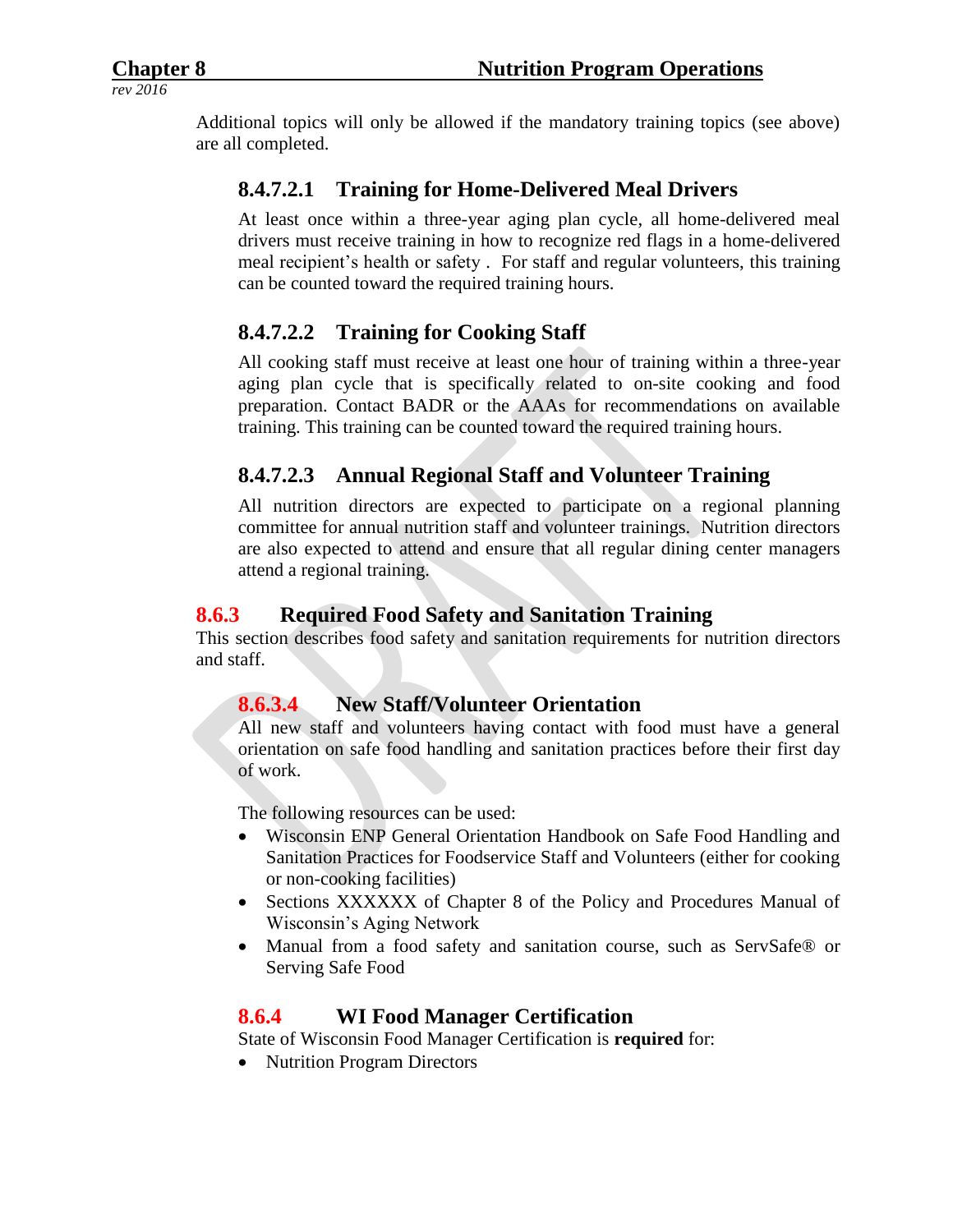Additional topics will only be allowed if the mandatory training topics (see above) are all completed.

#### 8.4.7.2.1 Training for Home-Delivered Meal Drivers

At least once within a three-year aging plan cycle, all home-delivered meal drivers must receive training in how to recognize red flags in a home-delivered meal recipient's health or safety . For staff and regular volunteers, this training can be counted toward the required training hours.

#### 8.4.7.2.2 Training for Cooking Staff

All cooking staff must receive at least one hour of training within a three-year aging plan cycle that is specifically related to on-site cooking and food preparation. Contact BADR or the AAAs for recommendations on available training. This training can be counted toward the required training hours.

#### 8.4.7.2.3 Annual Regional Staff and Volunteer Training

All nutrition directors are expected to participate on a regional planning committee for annual nutrition staff and volunteer trainings. Nutrition directors are also expected to attend and ensure that all regular dining center managers attend a regional training.

### 8.6.3 Required Food Safety and Sanitation Training

This section describes food safety and sanitation requirements for nutrition directors and staff.

#### 8.6.3.4 New Staff/Volunteer Orientation

All new staff and volunteers having contact with food must have a general orientation on safe food handling and sanitation practices before their first day of work.

The following resources can be used:

- Wisconsin ENP General Orientation Handbook on Safe Food Handling and Sanitation Practices for Foodservice Staff and Volunteers (either for cooking or non-cooking facilities)
- Sections XXXXXX of Chapter 8 of the Policy and Procedures Manual of Wisconsin's Aging Network
- Manual from a food safety and sanitation course, such as ServSafe® or Serving Safe Food

### 8.6.4 WI Food Manager Certification

State of Wisconsin Food Manager Certification is **required** for:

- Nutrition Program Directors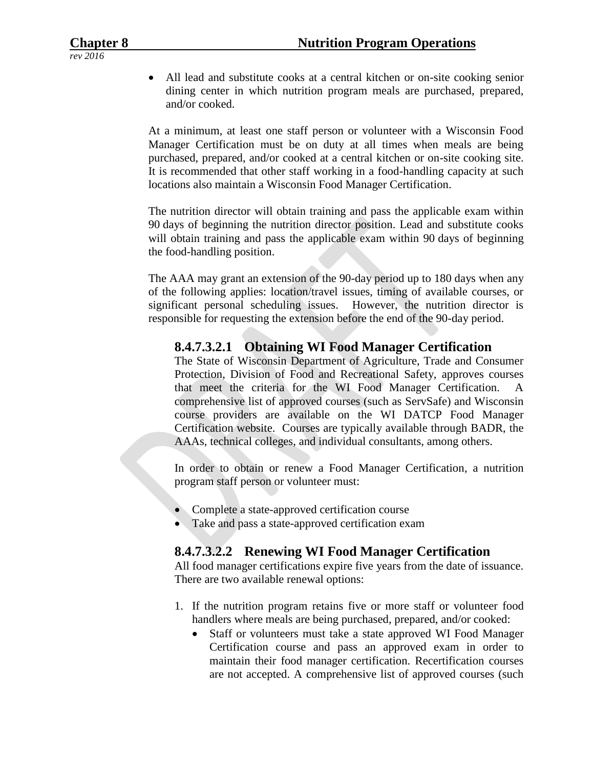- All lead and substitute cooks at a central kitchen or on-site cooking senior dining center in which nutrition program meals are purchased, prepared, and/or cooked.

At a minimum, at least one staff person or volunteer with a Wisconsin Food Manager Certification must be on duty at all times when meals are being purchased, prepared, and/or cooked at a central kitchen or on-site cooking site. It is recommended that other staff working in a food-handling capacity at such locations also maintain a Wisconsin Food Manager Certification.

The nutrition director will obtain training and pass the applicable exam within 90 days of beginning the nutrition director position. Lead and substitute cooks will obtain training and pass the applicable exam within 90 days of beginning the food-handling position.

The AAA may grant an extension of the 90-day period up to 180 days when any of the following applies: location/travel issues, timing of available courses, or significant personal scheduling issues. However, the nutrition director is responsible for requesting the extension before the end of the 90-day period.

### 8.4.7.3.2.1 Obtaining WI Food Manager Certification

The State of Wisconsin Department of Agriculture, Trade and Consumer Protection, Division of Food and Recreational Safety, approves courses that meet the criteria for the WI Food Manager Certification. A comprehensive list of approved courses (such as ServSafe) and Wisconsin course providers are available on the WI DATCP Food Manager Certification website. Courses are typically available through BADR, the AAAs, technical colleges, and individual consultants, among others.

In order to obtain or renew a Food Manager Certification, a nutrition program staff person or volunteer must:

- Complete a state-approved certification course
- Take and pass a state-approved certification exam

### 8.4.7.3.2.2 Renewing WI Food Manager Certification

All food manager certifications expire five years from the date of issuance. There are two available renewal options:

1. If the nutrition program retains five or more staff or volunteer food handlers where meals are being purchased, prepared, and/or cooked:
   - Staff or volunteers must take a state approved WI Food Manager Certification course and pass an approved exam in order to maintain their food manager certification. Recertification courses are not accepted. A comprehensive list of approved courses (such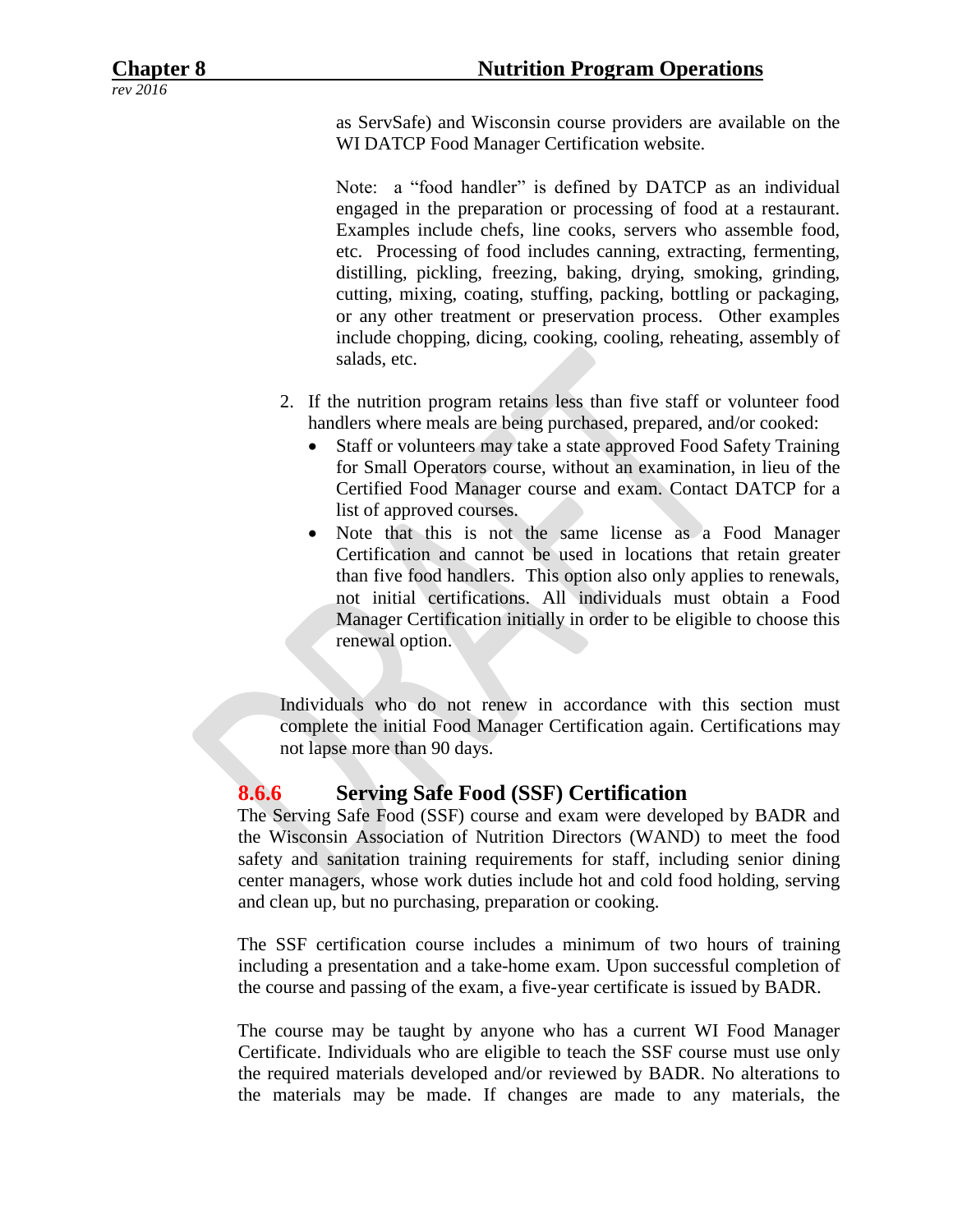as ServSafe) and Wisconsin course providers are available on the WI DATCP Food Manager Certification website.

Note: a "food handler" is defined by DATCP as an individual engaged in the preparation or processing of food at a restaurant. Examples include chefs, line cooks, servers who assemble food, etc. Processing of food includes canning, extracting, fermenting, distilling, pickling, freezing, baking, drying, smoking, grinding, cutting, mixing, coating, stuffing, packing, bottling or packaging, or any other treatment or preservation process. Other examples include chopping, dicing, cooking, cooling, reheating, assembly of salads, etc.

2. If the nutrition program retains less than five staff or volunteer food handlers where meals are being purchased, prepared, and/or cooked:
   - Staff or volunteers may take a state approved Food Safety Training for Small Operators course, without an examination, in lieu of the Certified Food Manager course and exam. Contact DATCP for a list of approved courses.
   - Note that this is not the same license as a Food Manager Certification and cannot be used in locations that retain greater than five food handlers. This option also only applies to renewals, not initial certifications. All individuals must obtain a Food Manager Certification initially in order to be eligible to choose this renewal option.

Individuals who do not renew in accordance with this section must complete the initial Food Manager Certification again. Certifications may not lapse more than 90 days.

### 8.6.6 Serving Safe Food (SSF) Certification

The Serving Safe Food (SSF) course and exam were developed by BADR and the Wisconsin Association of Nutrition Directors (WAND) to meet the food safety and sanitation training requirements for staff, including senior dining center managers, whose work duties include hot and cold food holding, serving and clean up, but no purchasing, preparation or cooking.

The SSF certification course includes a minimum of two hours of training including a presentation and a take-home exam. Upon successful completion of the course and passing of the exam, a five-year certificate is issued by BADR.

The course may be taught by anyone who has a current WI Food Manager Certificate. Individuals who are eligible to teach the SSF course must use only the required materials developed and/or reviewed by BADR. No alterations to the materials may be made. If changes are made to any materials, the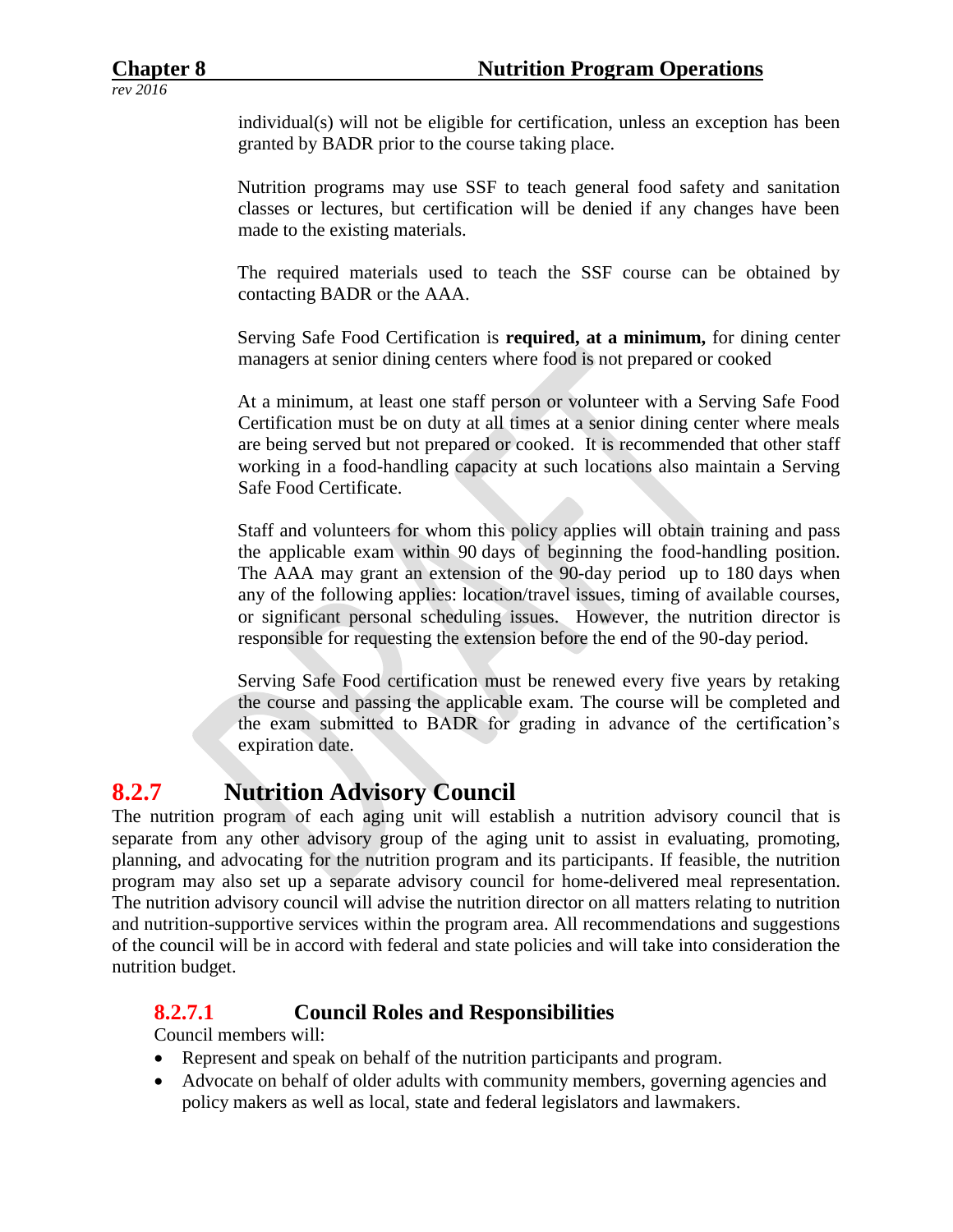individual(s) will not be eligible for certification, unless an exception has been granted by BADR prior to the course taking place.

Nutrition programs may use SSF to teach general food safety and sanitation classes or lectures, but certification will be denied if any changes have been made to the existing materials.

The required materials used to teach the SSF course can be obtained by contacting BADR or the AAA.

Serving Safe Food Certification is **required, at a minimum,** for dining center managers at senior dining centers where food is not prepared or cooked

At a minimum, at least one staff person or volunteer with a Serving Safe Food Certification must be on duty at all times at a senior dining center where meals are being served but not prepared or cooked. It is recommended that other staff working in a food-handling capacity at such locations also maintain a Serving Safe Food Certificate.

Staff and volunteers for whom this policy applies will obtain training and pass the applicable exam within 90 days of beginning the food-handling position. The AAA may grant an extension of the 90-day period up to 180 days when any of the following applies: location/travel issues, timing of available courses, or significant personal scheduling issues. However, the nutrition director is responsible for requesting the extension before the end of the 90-day period.

Serving Safe Food certification must be renewed every five years by retaking the course and passing the applicable exam. The course will be completed and the exam submitted to BADR for grading in advance of the certification's expiration date.

## 8.2.7 Nutrition Advisory Council

The nutrition program of each aging unit will establish a nutrition advisory council that is separate from any other advisory group of the aging unit to assist in evaluating, promoting, planning, and advocating for the nutrition program and its participants. If feasible, the nutrition program may also set up a separate advisory council for home-delivered meal representation. The nutrition advisory council will advise the nutrition director on all matters relating to nutrition and nutrition-supportive services within the program area. All recommendations and suggestions of the council will be in accord with federal and state policies and will take into consideration the nutrition budget.

### 8.2.7.1 Council Roles and Responsibilities

Council members will:

- Represent and speak on behalf of the nutrition participants and program.
- Advocate on behalf of older adults with community members, governing agencies and policy makers as well as local, state and federal legislators and lawmakers.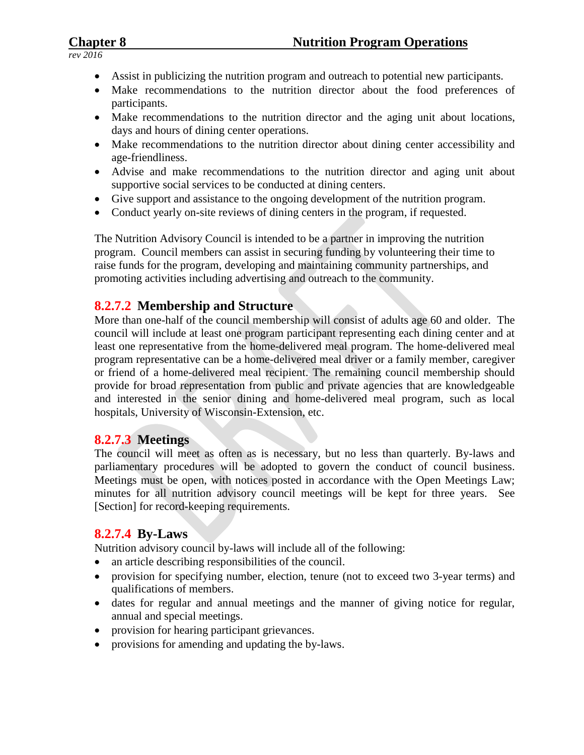- Assist in publicizing the nutrition program and outreach to potential new participants.
- Make recommendations to the nutrition director about the food preferences of participants.
- Make recommendations to the nutrition director and the aging unit about locations, days and hours of dining center operations.
- Make recommendations to the nutrition director about dining center accessibility and age-friendliness.
- Advise and make recommendations to the nutrition director and aging unit about supportive social services to be conducted at dining centers.
- Give support and assistance to the ongoing development of the nutrition program.
- Conduct yearly on-site reviews of dining centers in the program, if requested.

The Nutrition Advisory Council is intended to be a partner in improving the nutrition program. Council members can assist in securing funding by volunteering their time to raise funds for the program, developing and maintaining community partnerships, and promoting activities including advertising and outreach to the community.

### 8.2.7.2 Membership and Structure

More than one-half of the council membership will consist of adults age 60 and older. The council will include at least one program participant representing each dining center and at least one representative from the home-delivered meal program. The home-delivered meal program representative can be a home-delivered meal driver or a family member, caregiver or friend of a home-delivered meal recipient. The remaining council membership should provide for broad representation from public and private agencies that are knowledgeable and interested in the senior dining and home-delivered meal program, such as local hospitals, University of Wisconsin-Extension, etc.

### 8.2.7.3 Meetings

The council will meet as often as is necessary, but no less than quarterly. By-laws and parliamentary procedures will be adopted to govern the conduct of council business. Meetings must be open, with notices posted in accordance with the Open Meetings Law; minutes for all nutrition advisory council meetings will be kept for three years. See [Section] for record-keeping requirements.

### 8.2.7.4 By-Laws

Nutrition advisory council by-laws will include all of the following:

- an article describing responsibilities of the council.
- provision for specifying number, election, tenure (not to exceed two 3-year terms) and qualifications of members.
- dates for regular and annual meetings and the manner of giving notice for regular, annual and special meetings.
- provision for hearing participant grievances.
- provisions for amending and updating the by-laws.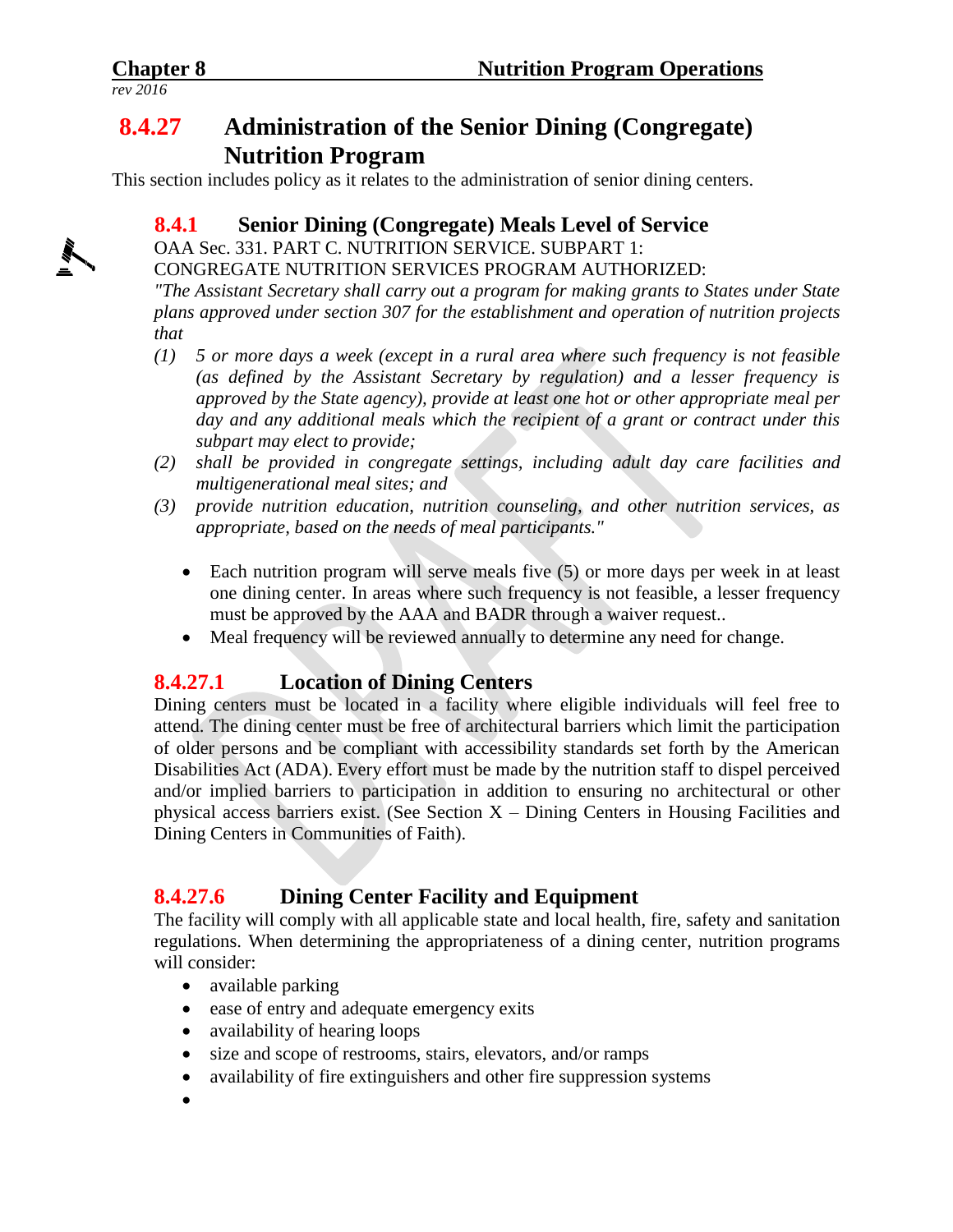## 8.4.27 Administration of the Senior Dining (Congregate) Nutrition Program

This section includes policy as it relates to the administration of senior dining centers.

### 8.4.1 Senior Dining (Congregate) Meals Level of Service

OAA Sec. 331. PART C. NUTRITION SERVICE. SUBPART 1:
CONGREGATE NUTRITION SERVICES PROGRAM AUTHORIZED:

*"The Assistant Secretary shall carry out a program for making grants to States under State plans approved under section 307 for the establishment and operation of nutrition projects that*

*(1) 5 or more days a week (except in a rural area where such frequency is not feasible (as defined by the Assistant Secretary by regulation) and a lesser frequency is approved by the State agency), provide at least one hot or other appropriate meal per day and any additional meals which the recipient of a grant or contract under this subpart may elect to provide;*

*(2) shall be provided in congregate settings, including adult day care facilities and multigenerational meal sites; and*

*(3) provide nutrition education, nutrition counseling, and other nutrition services, as appropriate, based on the needs of meal participants."*

- Each nutrition program will serve meals five (5) or more days per week in at least one dining center. In areas where such frequency is not feasible, a lesser frequency must be approved by the AAA and BADR through a waiver request..
- Meal frequency will be reviewed annually to determine any need for change.

### 8.4.27.1 Location of Dining Centers

Dining centers must be located in a facility where eligible individuals will feel free to attend. The dining center must be free of architectural barriers which limit the participation of older persons and be compliant with accessibility standards set forth by the American Disabilities Act (ADA). Every effort must be made by the nutrition staff to dispel perceived and/or implied barriers to participation in addition to ensuring no architectural or other physical access barriers exist. (See Section X – Dining Centers in Housing Facilities and Dining Centers in Communities of Faith).

### 8.4.27.6 Dining Center Facility and Equipment

The facility will comply with all applicable state and local health, fire, safety and sanitation regulations. When determining the appropriateness of a dining center, nutrition programs will consider:

- available parking
- ease of entry and adequate emergency exits
- availability of hearing loops
- size and scope of restrooms, stairs, elevators, and/or ramps
- availability of fire extinguishers and other fire suppression systems
-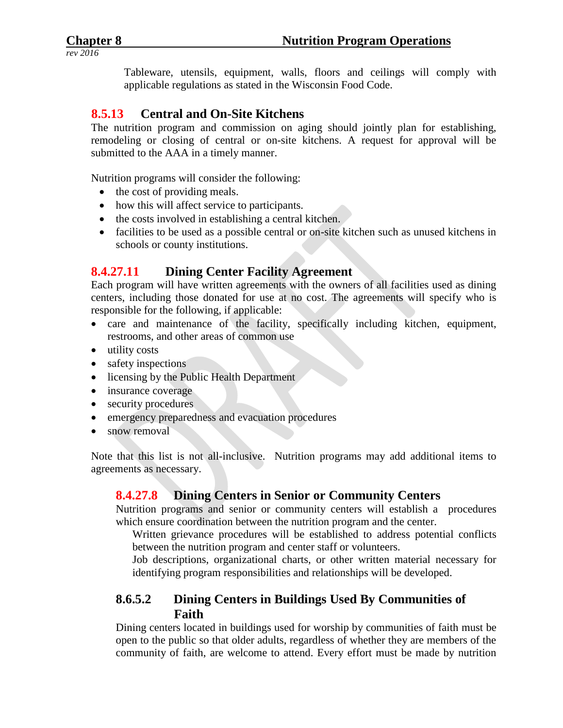Tableware, utensils, equipment, walls, floors and ceilings will comply with applicable regulations as stated in the Wisconsin Food Code.

### 8.5.13 Central and On-Site Kitchens

The nutrition program and commission on aging should jointly plan for establishing, remodeling or closing of central or on-site kitchens. A request for approval will be submitted to the AAA in a timely manner.

Nutrition programs will consider the following:

- the cost of providing meals.
- how this will affect service to participants.
- the costs involved in establishing a central kitchen.
- facilities to be used as a possible central or on-site kitchen such as unused kitchens in schools or county institutions.

### 8.4.27.11 Dining Center Facility Agreement

Each program will have written agreements with the owners of all facilities used as dining centers, including those donated for use at no cost. The agreements will specify who is responsible for the following, if applicable:

- care and maintenance of the facility, specifically including kitchen, equipment, restrooms, and other areas of common use
- utility costs
- safety inspections
- licensing by the Public Health Department
- insurance coverage
- security procedures
- emergency preparedness and evacuation procedures
- snow removal

Note that this list is not all-inclusive. Nutrition programs may add additional items to agreements as necessary.

### 8.4.27.8 Dining Centers in Senior or Community Centers

Nutrition programs and senior or community centers will establish a procedures which ensure coordination between the nutrition program and the center.

Written grievance procedures will be established to address potential conflicts between the nutrition program and center staff or volunteers.

Job descriptions, organizational charts, or other written material necessary for identifying program responsibilities and relationships will be developed.

### 8.6.5.2 Dining Centers in Buildings Used By Communities of Faith

Dining centers located in buildings used for worship by communities of faith must be open to the public so that older adults, regardless of whether they are members of the community of faith, are welcome to attend. Every effort must be made by nutrition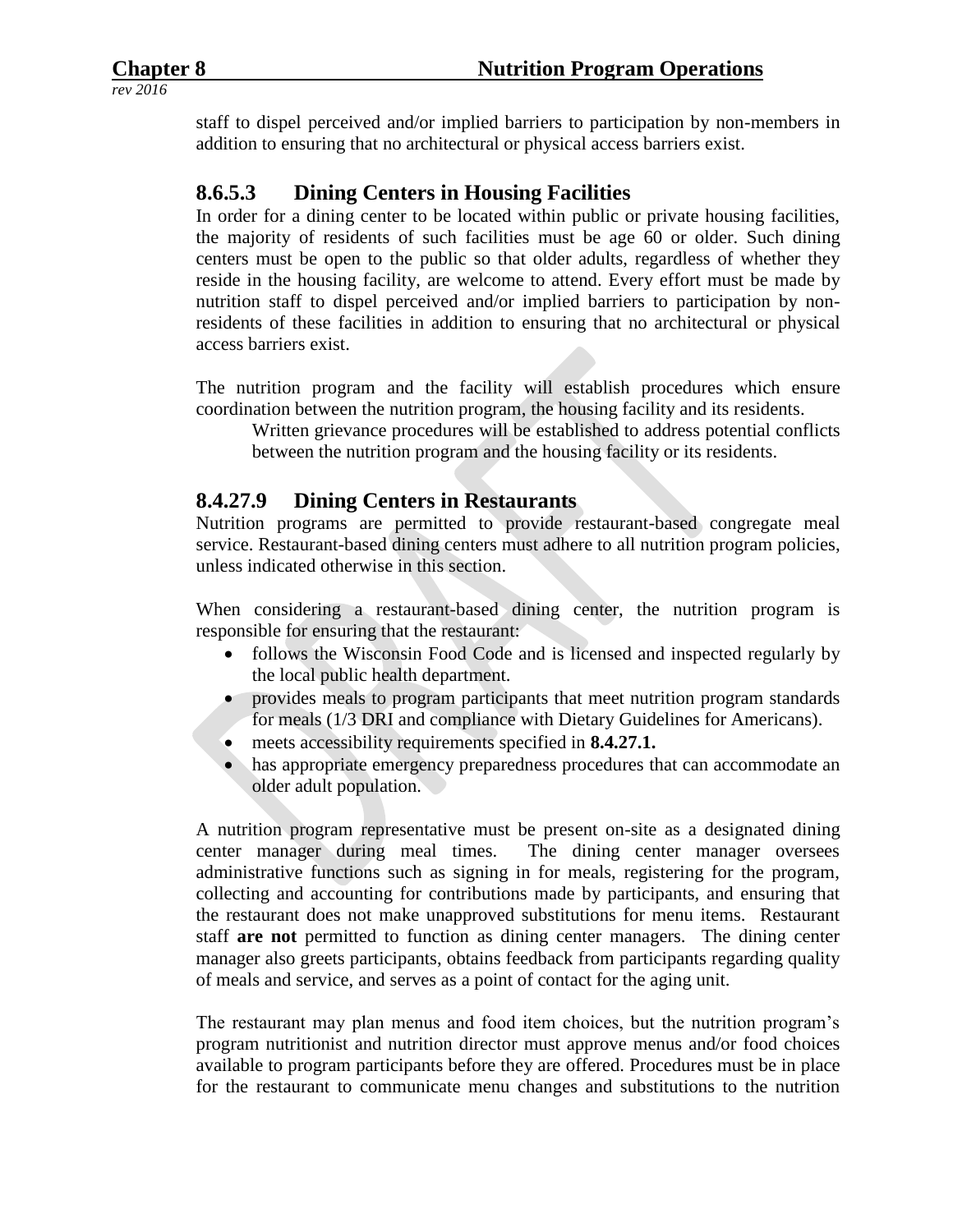staff to dispel perceived and/or implied barriers to participation by non-members in addition to ensuring that no architectural or physical access barriers exist.

## 8.6.5.3 Dining Centers in Housing Facilities

In order for a dining center to be located within public or private housing facilities, the majority of residents of such facilities must be age 60 or older. Such dining centers must be open to the public so that older adults, regardless of whether they reside in the housing facility, are welcome to attend. Every effort must be made by nutrition staff to dispel perceived and/or implied barriers to participation by non-residents of these facilities in addition to ensuring that no architectural or physical access barriers exist.

The nutrition program and the facility will establish procedures which ensure coordination between the nutrition program, the housing facility and its residents.

Written grievance procedures will be established to address potential conflicts between the nutrition program and the housing facility or its residents.

## 8.4.27.9 Dining Centers in Restaurants

Nutrition programs are permitted to provide restaurant-based congregate meal service. Restaurant-based dining centers must adhere to all nutrition program policies, unless indicated otherwise in this section.

When considering a restaurant-based dining center, the nutrition program is responsible for ensuring that the restaurant:

- follows the Wisconsin Food Code and is licensed and inspected regularly by the local public health department.
- provides meals to program participants that meet nutrition program standards for meals (1/3 DRI and compliance with Dietary Guidelines for Americans).
- meets accessibility requirements specified in **8.4.27.1.**
- has appropriate emergency preparedness procedures that can accommodate an older adult population.

A nutrition program representative must be present on-site as a designated dining center manager during meal times. The dining center manager oversees administrative functions such as signing in for meals, registering for the program, collecting and accounting for contributions made by participants, and ensuring that the restaurant does not make unapproved substitutions for menu items. Restaurant staff **are not** permitted to function as dining center managers. The dining center manager also greets participants, obtains feedback from participants regarding quality of meals and service, and serves as a point of contact for the aging unit.

The restaurant may plan menus and food item choices, but the nutrition program's program nutritionist and nutrition director must approve menus and/or food choices available to program participants before they are offered. Procedures must be in place for the restaurant to communicate menu changes and substitutions to the nutrition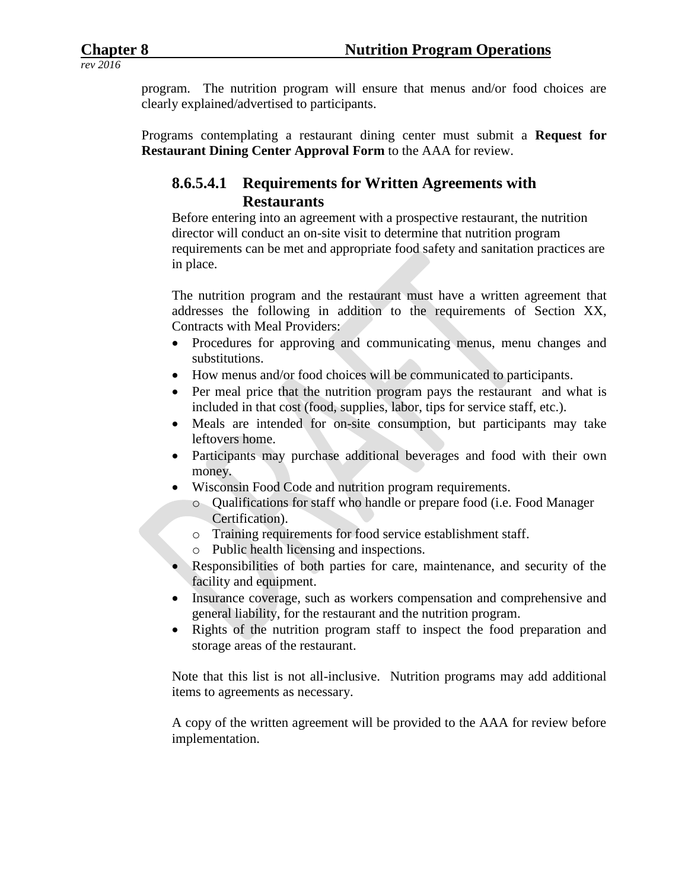program. The nutrition program will ensure that menus and/or food choices are clearly explained/advertised to participants.

Programs contemplating a restaurant dining center must submit a **Request for Restaurant Dining Center Approval Form** to the AAA for review.

### 8.6.5.4.1 Requirements for Written Agreements with Restaurants

Before entering into an agreement with a prospective restaurant, the nutrition director will conduct an on-site visit to determine that nutrition program requirements can be met and appropriate food safety and sanitation practices are in place.

The nutrition program and the restaurant must have a written agreement that addresses the following in addition to the requirements of Section XX, Contracts with Meal Providers:

- Procedures for approving and communicating menus, menu changes and substitutions.
- How menus and/or food choices will be communicated to participants.
- Per meal price that the nutrition program pays the restaurant and what is included in that cost (food, supplies, labor, tips for service staff, etc.).
- Meals are intended for on-site consumption, but participants may take leftovers home.
- Participants may purchase additional beverages and food with their own money.
- Wisconsin Food Code and nutrition program requirements.
    - Qualifications for staff who handle or prepare food (i.e. Food Manager Certification).
    - Training requirements for food service establishment staff.
    - Public health licensing and inspections.
- Responsibilities of both parties for care, maintenance, and security of the facility and equipment.
- Insurance coverage, such as workers compensation and comprehensive and general liability, for the restaurant and the nutrition program.
- Rights of the nutrition program staff to inspect the food preparation and storage areas of the restaurant.

Note that this list is not all-inclusive. Nutrition programs may add additional items to agreements as necessary.

A copy of the written agreement will be provided to the AAA for review before implementation.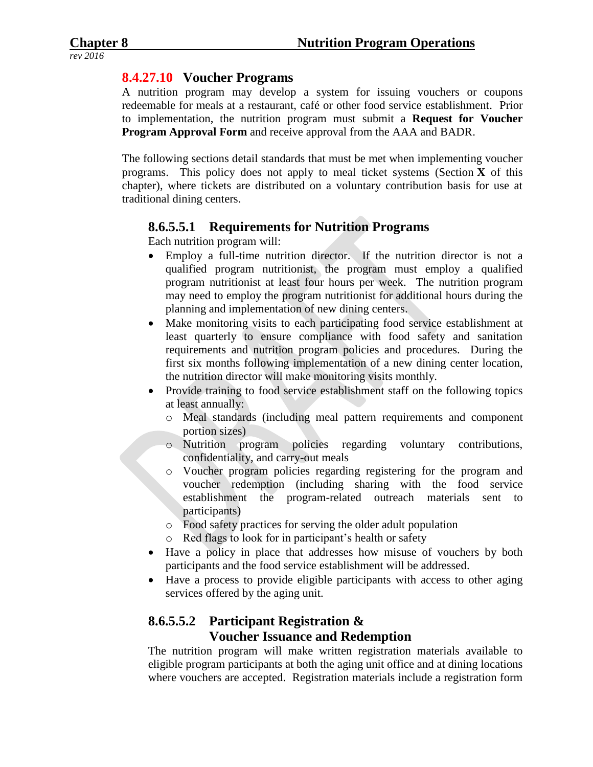### 8.4.27.10 Voucher Programs

A nutrition program may develop a system for issuing vouchers or coupons redeemable for meals at a restaurant, café or other food service establishment. Prior to implementation, the nutrition program must submit a **Request for Voucher Program Approval Form** and receive approval from the AAA and BADR.

The following sections detail standards that must be met when implementing voucher programs. This policy does not apply to meal ticket systems (Section **X** of this chapter), where tickets are distributed on a voluntary contribution basis for use at traditional dining centers.

#### 8.6.5.5.1 Requirements for Nutrition Programs

Each nutrition program will:

- Employ a full-time nutrition director. If the nutrition director is not a qualified program nutritionist, the program must employ a qualified program nutritionist at least four hours per week. The nutrition program may need to employ the program nutritionist for additional hours during the planning and implementation of new dining centers.
- Make monitoring visits to each participating food service establishment at least quarterly to ensure compliance with food safety and sanitation requirements and nutrition program policies and procedures. During the first six months following implementation of a new dining center location, the nutrition director will make monitoring visits monthly.
- Provide training to food service establishment staff on the following topics at least annually:
  - Meal standards (including meal pattern requirements and component portion sizes)
  - Nutrition program policies regarding voluntary contributions, confidentiality, and carry-out meals
  - Voucher program policies regarding registering for the program and voucher redemption (including sharing with the food service establishment the program-related outreach materials sent to participants)
  - Food safety practices for serving the older adult population
  - Red flags to look for in participant's health or safety
- Have a policy in place that addresses how misuse of vouchers by both participants and the food service establishment will be addressed.
- Have a process to provide eligible participants with access to other aging services offered by the aging unit.

#### 8.6.5.5.2 Participant Registration & Voucher Issuance and Redemption

The nutrition program will make written registration materials available to eligible program participants at both the aging unit office and at dining locations where vouchers are accepted. Registration materials include a registration form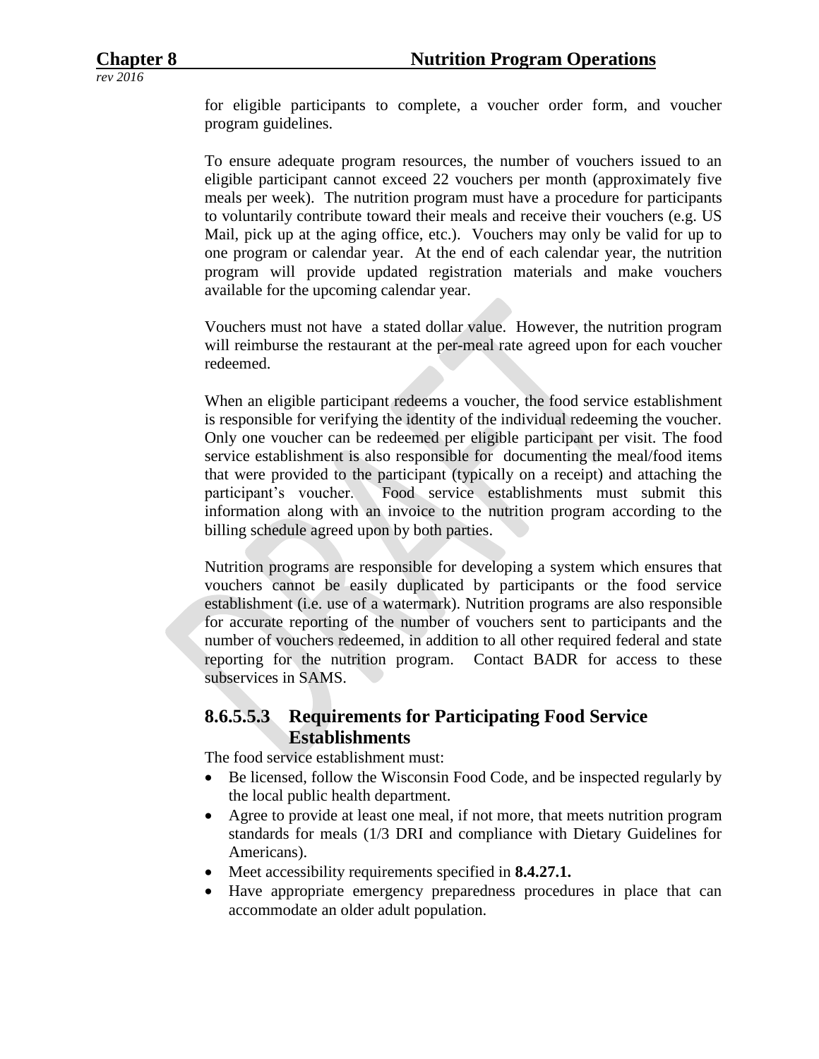for eligible participants to complete, a voucher order form, and voucher program guidelines.

To ensure adequate program resources, the number of vouchers issued to an eligible participant cannot exceed 22 vouchers per month (approximately five meals per week). The nutrition program must have a procedure for participants to voluntarily contribute toward their meals and receive their vouchers (e.g. US Mail, pick up at the aging office, etc.). Vouchers may only be valid for up to one program or calendar year. At the end of each calendar year, the nutrition program will provide updated registration materials and make vouchers available for the upcoming calendar year.

Vouchers must not have a stated dollar value. However, the nutrition program will reimburse the restaurant at the per-meal rate agreed upon for each voucher redeemed.

When an eligible participant redeems a voucher, the food service establishment is responsible for verifying the identity of the individual redeeming the voucher. Only one voucher can be redeemed per eligible participant per visit. The food service establishment is also responsible for documenting the meal/food items that were provided to the participant (typically on a receipt) and attaching the participant's voucher. Food service establishments must submit this information along with an invoice to the nutrition program according to the billing schedule agreed upon by both parties.

Nutrition programs are responsible for developing a system which ensures that vouchers cannot be easily duplicated by participants or the food service establishment (i.e. use of a watermark). Nutrition programs are also responsible for accurate reporting of the number of vouchers sent to participants and the number of vouchers redeemed, in addition to all other required federal and state reporting for the nutrition program. Contact BADR for access to these subservices in SAMS.

## 8.6.5.5.3 Requirements for Participating Food Service Establishments

The food service establishment must:

- Be licensed, follow the Wisconsin Food Code, and be inspected regularly by the local public health department.
- Agree to provide at least one meal, if not more, that meets nutrition program standards for meals (1/3 DRI and compliance with Dietary Guidelines for Americans).
- Meet accessibility requirements specified in **8.4.27.1.**
- Have appropriate emergency preparedness procedures in place that can accommodate an older adult population.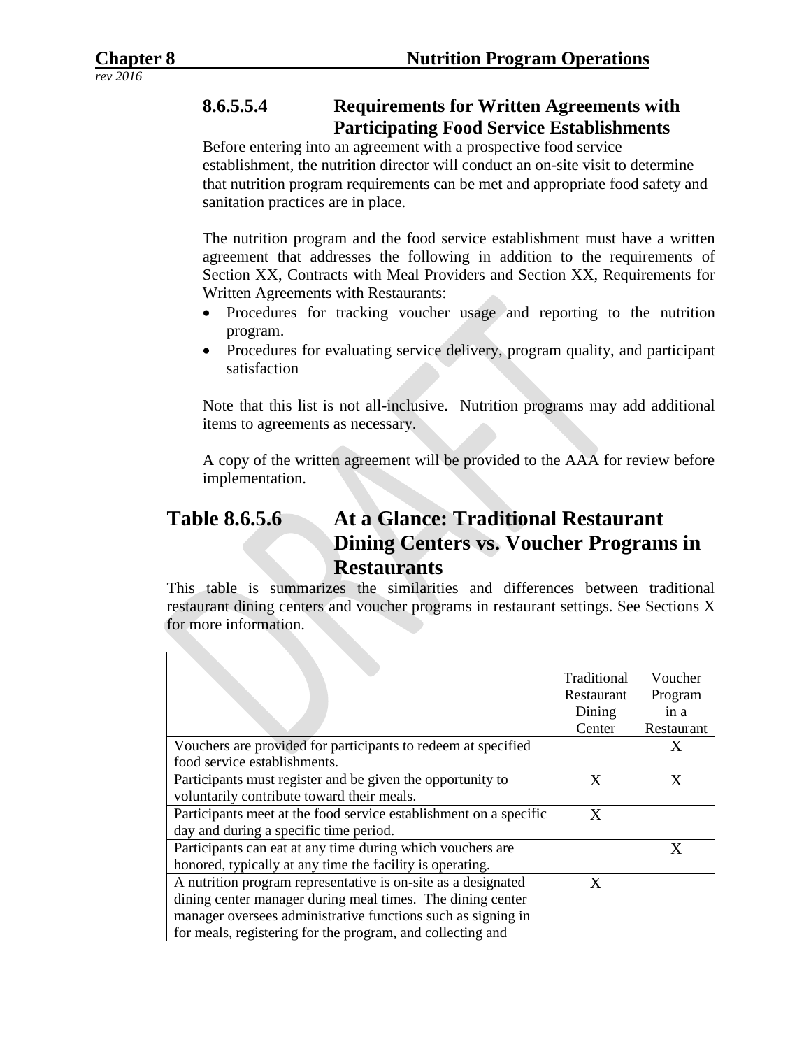#### 8.6.5.5.4 Requirements for Written Agreements with Participating Food Service Establishments

Before entering into an agreement with a prospective food service establishment, the nutrition director will conduct an on-site visit to determine that nutrition program requirements can be met and appropriate food safety and sanitation practices are in place.

The nutrition program and the food service establishment must have a written agreement that addresses the following in addition to the requirements of Section XX, Contracts with Meal Providers and Section XX, Requirements for Written Agreements with Restaurants:

- Procedures for tracking voucher usage and reporting to the nutrition program.
- Procedures for evaluating service delivery, program quality, and participant satisfaction

Note that this list is not all-inclusive. Nutrition programs may add additional items to agreements as necessary.

A copy of the written agreement will be provided to the AAA for review before implementation.

## Table 8.6.5.6 At a Glance: Traditional Restaurant Dining Centers vs. Voucher Programs in Restaurants

This table is summarizes the similarities and differences between traditional restaurant dining centers and voucher programs in restaurant settings. See Sections X for more information.

| | Traditional Restaurant Dining Center | Voucher Program in a Restaurant |
|---|---|---|
| Vouchers are provided for participants to redeem at specified food service establishments. | | X |
| Participants must register and be given the opportunity to voluntarily contribute toward their meals. | X | X |
| Participants meet at the food service establishment on a specific day and during a specific time period. | X | |
| Participants can eat at any time during which vouchers are honored, typically at any time the facility is operating. | | X |
| A nutrition program representative is on-site as a designated dining center manager during meal times. The dining center manager oversees administrative functions such as signing in for meals, registering for the program, and collecting and | X | |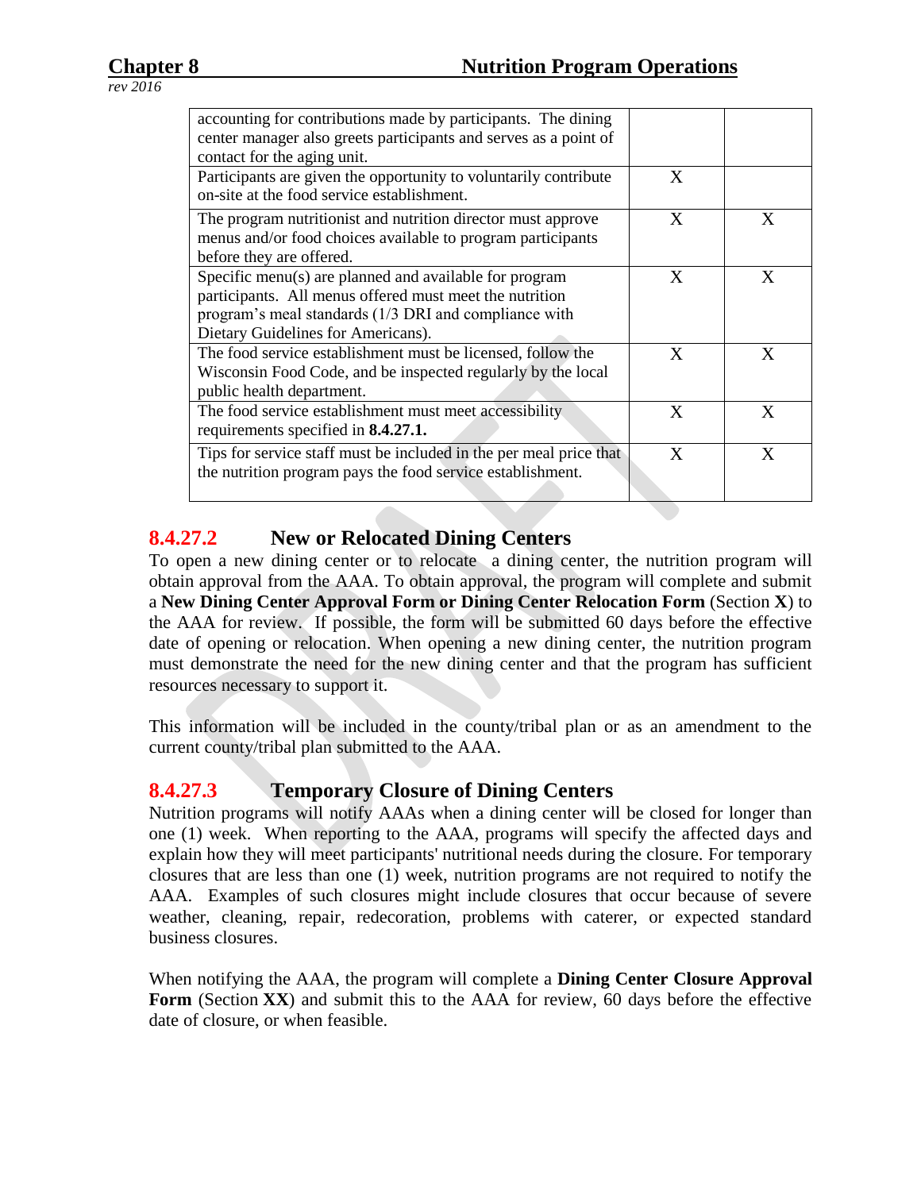| | | |
|---|---|---|
| accounting for contributions made by participants. The dining center manager also greets participants and serves as a point of contact for the aging unit. | | |
| Participants are given the opportunity to voluntarily contribute on-site at the food service establishment. | X | |
| The program nutritionist and nutrition director must approve menus and/or food choices available to program participants before they are offered. | X | X |
| Specific menu(s) are planned and available for program participants. All menus offered must meet the nutrition program's meal standards (1/3 DRI and compliance with Dietary Guidelines for Americans). | X | X |
| The food service establishment must be licensed, follow the Wisconsin Food Code, and be inspected regularly by the local public health department. | X | X |
| The food service establishment must meet accessibility requirements specified in **8.4.27.1.** | X | X |
| Tips for service staff must be included in the per meal price that the nutrition program pays the food service establishment. | X | X |

### 8.4.27.2 New or Relocated Dining Centers

To open a new dining center or to relocate a dining center, the nutrition program will obtain approval from the AAA. To obtain approval, the program will complete and submit a **New Dining Center Approval Form or Dining Center Relocation Form** (Section **X**) to the AAA for review. If possible, the form will be submitted 60 days before the effective date of opening or relocation. When opening a new dining center, the nutrition program must demonstrate the need for the new dining center and that the program has sufficient resources necessary to support it.

This information will be included in the county/tribal plan or as an amendment to the current county/tribal plan submitted to the AAA.

### 8.4.27.3 Temporary Closure of Dining Centers

Nutrition programs will notify AAAs when a dining center will be closed for longer than one (1) week. When reporting to the AAA, programs will specify the affected days and explain how they will meet participants' nutritional needs during the closure. For temporary closures that are less than one (1) week, nutrition programs are not required to notify the AAA. Examples of such closures might include closures that occur because of severe weather, cleaning, repair, redecoration, problems with caterer, or expected standard business closures.

When notifying the AAA, the program will complete a **Dining Center Closure Approval Form** (Section **XX**) and submit this to the AAA for review, 60 days before the effective date of closure, or when feasible.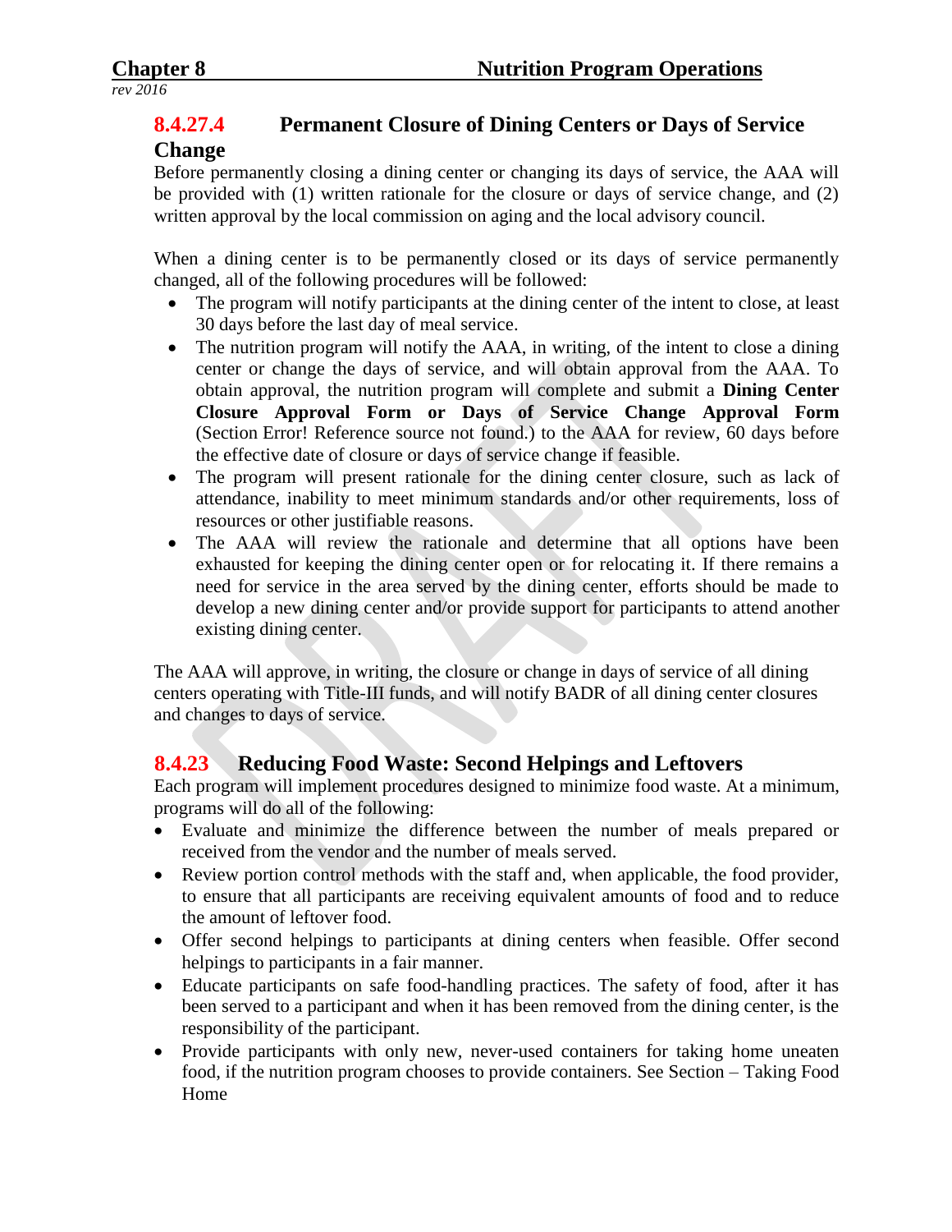### 8.4.27.4 Permanent Closure of Dining Centers or Days of Service Change

Before permanently closing a dining center or changing its days of service, the AAA will be provided with (1) written rationale for the closure or days of service change, and (2) written approval by the local commission on aging and the local advisory council.

When a dining center is to be permanently closed or its days of service permanently changed, all of the following procedures will be followed:

- The program will notify participants at the dining center of the intent to close, at least 30 days before the last day of meal service.
- The nutrition program will notify the AAA, in writing, of the intent to close a dining center or change the days of service, and will obtain approval from the AAA. To obtain approval, the nutrition program will complete and submit a **Dining Center Closure Approval Form or Days of Service Change Approval Form** (Section Error! Reference source not found.) to the AAA for review, 60 days before the effective date of closure or days of service change if feasible.
- The program will present rationale for the dining center closure, such as lack of attendance, inability to meet minimum standards and/or other requirements, loss of resources or other justifiable reasons.
- The AAA will review the rationale and determine that all options have been exhausted for keeping the dining center open or for relocating it. If there remains a need for service in the area served by the dining center, efforts should be made to develop a new dining center and/or provide support for participants to attend another existing dining center.

The AAA will approve, in writing, the closure or change in days of service of all dining centers operating with Title-III funds, and will notify BADR of all dining center closures and changes to days of service.

### 8.4.23 Reducing Food Waste: Second Helpings and Leftovers

Each program will implement procedures designed to minimize food waste. At a minimum, programs will do all of the following:

- Evaluate and minimize the difference between the number of meals prepared or received from the vendor and the number of meals served.
- Review portion control methods with the staff and, when applicable, the food provider, to ensure that all participants are receiving equivalent amounts of food and to reduce the amount of leftover food.
- Offer second helpings to participants at dining centers when feasible. Offer second helpings to participants in a fair manner.
- Educate participants on safe food-handling practices. The safety of food, after it has been served to a participant and when it has been removed from the dining center, is the responsibility of the participant.
- Provide participants with only new, never-used containers for taking home uneaten food, if the nutrition program chooses to provide containers. See Section – Taking Food Home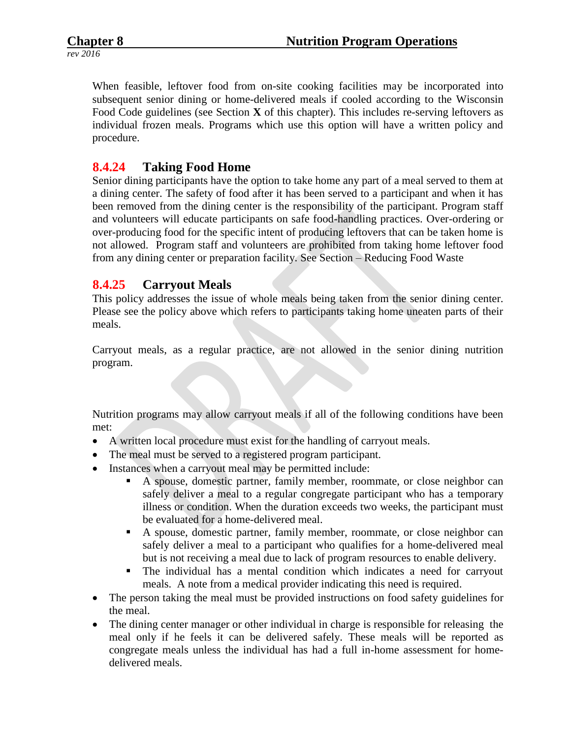When feasible, leftover food from on-site cooking facilities may be incorporated into subsequent senior dining or home-delivered meals if cooled according to the Wisconsin Food Code guidelines (see Section **X** of this chapter). This includes re-serving leftovers as individual frozen meals. Programs which use this option will have a written policy and procedure.

### 8.4.24 Taking Food Home

Senior dining participants have the option to take home any part of a meal served to them at a dining center. The safety of food after it has been served to a participant and when it has been removed from the dining center is the responsibility of the participant. Program staff and volunteers will educate participants on safe food-handling practices. Over-ordering or over-producing food for the specific intent of producing leftovers that can be taken home is not allowed. Program staff and volunteers are prohibited from taking home leftover food from any dining center or preparation facility. See Section – Reducing Food Waste

### 8.4.25 Carryout Meals

This policy addresses the issue of whole meals being taken from the senior dining center. Please see the policy above which refers to participants taking home uneaten parts of their meals.

Carryout meals, as a regular practice, are not allowed in the senior dining nutrition program.

Nutrition programs may allow carryout meals if all of the following conditions have been met:

- A written local procedure must exist for the handling of carryout meals.
- The meal must be served to a registered program participant.
- Instances when a carryout meal may be permitted include:
    - A spouse, domestic partner, family member, roommate, or close neighbor can safely deliver a meal to a regular congregate participant who has a temporary illness or condition. When the duration exceeds two weeks, the participant must be evaluated for a home-delivered meal.
    - A spouse, domestic partner, family member, roommate, or close neighbor can safely deliver a meal to a participant who qualifies for a home-delivered meal but is not receiving a meal due to lack of program resources to enable delivery.
    - The individual has a mental condition which indicates a need for carryout meals. A note from a medical provider indicating this need is required.
- The person taking the meal must be provided instructions on food safety guidelines for the meal.
- The dining center manager or other individual in charge is responsible for releasing the meal only if he feels it can be delivered safely. These meals will be reported as congregate meals unless the individual has had a full in-home assessment for home-delivered meals.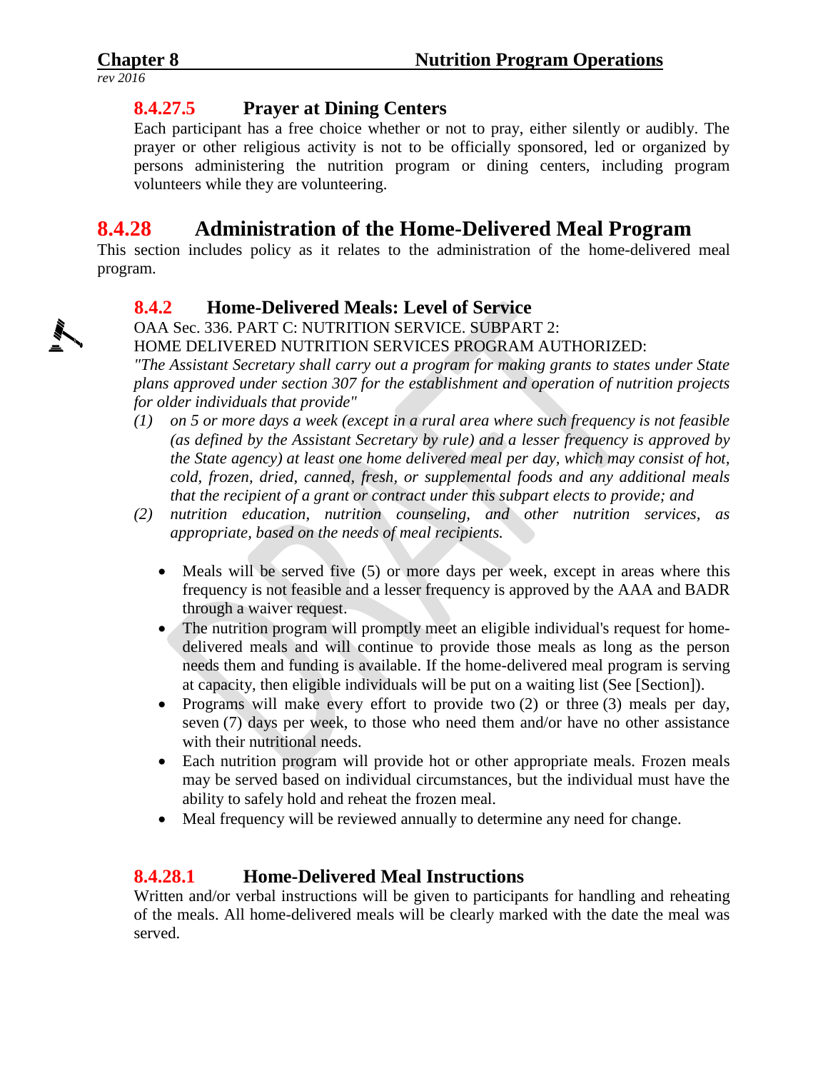### 8.4.27.5 Prayer at Dining Centers

Each participant has a free choice whether or not to pray, either silently or audibly. The prayer or other religious activity is not to be officially sponsored, led or organized by persons administering the nutrition program or dining centers, including program volunteers while they are volunteering.

## 8.4.28 Administration of the Home-Delivered Meal Program

This section includes policy as it relates to the administration of the home-delivered meal program.

### 8.4.2 Home-Delivered Meals: Level of Service

OAA Sec. 336. PART C: NUTRITION SERVICE. SUBPART 2:
HOME DELIVERED NUTRITION SERVICES PROGRAM AUTHORIZED:

*"The Assistant Secretary shall carry out a program for making grants to states under State plans approved under section 307 for the establishment and operation of nutrition projects for older individuals that provide"*

*(1) on 5 or more days a week (except in a rural area where such frequency is not feasible (as defined by the Assistant Secretary by rule) and a lesser frequency is approved by the State agency) at least one home delivered meal per day, which may consist of hot, cold, frozen, dried, canned, fresh, or supplemental foods and any additional meals that the recipient of a grant or contract under this subpart elects to provide; and*

*(2) nutrition education, nutrition counseling, and other nutrition services, as appropriate, based on the needs of meal recipients.*

- Meals will be served five (5) or more days per week, except in areas where this frequency is not feasible and a lesser frequency is approved by the AAA and BADR through a waiver request.
- The nutrition program will promptly meet an eligible individual's request for home-delivered meals and will continue to provide those meals as long as the person needs them and funding is available. If the home-delivered meal program is serving at capacity, then eligible individuals will be put on a waiting list (See [Section]).
- Programs will make every effort to provide two (2) or three (3) meals per day, seven (7) days per week, to those who need them and/or have no other assistance with their nutritional needs.
- Each nutrition program will provide hot or other appropriate meals. Frozen meals may be served based on individual circumstances, but the individual must have the ability to safely hold and reheat the frozen meal.
- Meal frequency will be reviewed annually to determine any need for change.

### 8.4.28.1 Home-Delivered Meal Instructions

Written and/or verbal instructions will be given to participants for handling and reheating of the meals. All home-delivered meals will be clearly marked with the date the meal was served.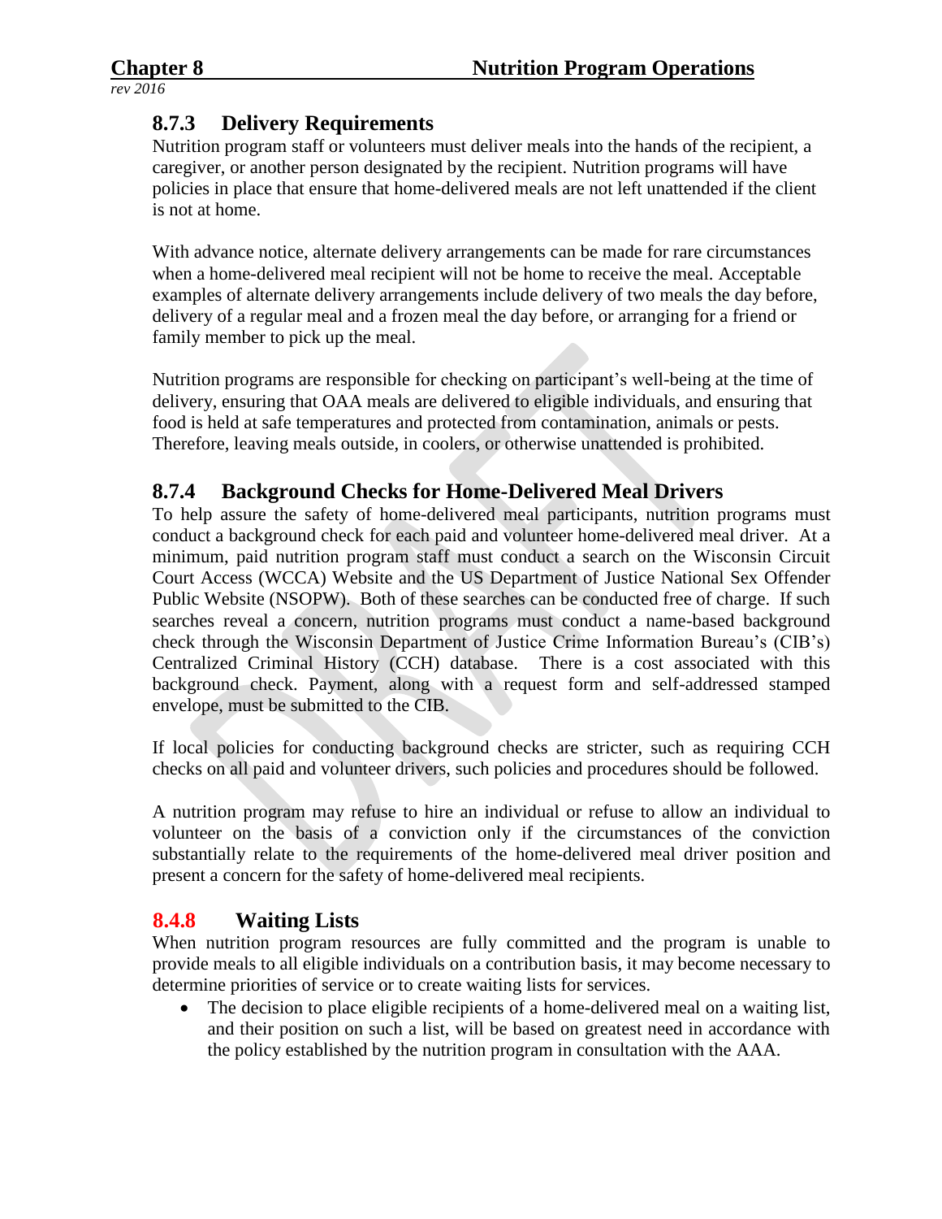### 8.7.3 Delivery Requirements

Nutrition program staff or volunteers must deliver meals into the hands of the recipient, a caregiver, or another person designated by the recipient. Nutrition programs will have policies in place that ensure that home-delivered meals are not left unattended if the client is not at home.

With advance notice, alternate delivery arrangements can be made for rare circumstances when a home-delivered meal recipient will not be home to receive the meal. Acceptable examples of alternate delivery arrangements include delivery of two meals the day before, delivery of a regular meal and a frozen meal the day before, or arranging for a friend or family member to pick up the meal.

Nutrition programs are responsible for checking on participant's well-being at the time of delivery, ensuring that OAA meals are delivered to eligible individuals, and ensuring that food is held at safe temperatures and protected from contamination, animals or pests. Therefore, leaving meals outside, in coolers, or otherwise unattended is prohibited.

### 8.7.4 Background Checks for Home-Delivered Meal Drivers

To help assure the safety of home-delivered meal participants, nutrition programs must conduct a background check for each paid and volunteer home-delivered meal driver. At a minimum, paid nutrition program staff must conduct a search on the Wisconsin Circuit Court Access (WCCA) Website and the US Department of Justice National Sex Offender Public Website (NSOPW). Both of these searches can be conducted free of charge. If such searches reveal a concern, nutrition programs must conduct a name-based background check through the Wisconsin Department of Justice Crime Information Bureau's (CIB's) Centralized Criminal History (CCH) database. There is a cost associated with this background check. Payment, along with a request form and self-addressed stamped envelope, must be submitted to the CIB.

If local policies for conducting background checks are stricter, such as requiring CCH checks on all paid and volunteer drivers, such policies and procedures should be followed.

A nutrition program may refuse to hire an individual or refuse to allow an individual to volunteer on the basis of a conviction only if the circumstances of the conviction substantially relate to the requirements of the home-delivered meal driver position and present a concern for the safety of home-delivered meal recipients.

### 8.4.8 Waiting Lists

When nutrition program resources are fully committed and the program is unable to provide meals to all eligible individuals on a contribution basis, it may become necessary to determine priorities of service or to create waiting lists for services.

- The decision to place eligible recipients of a home-delivered meal on a waiting list, and their position on such a list, will be based on greatest need in accordance with the policy established by the nutrition program in consultation with the AAA.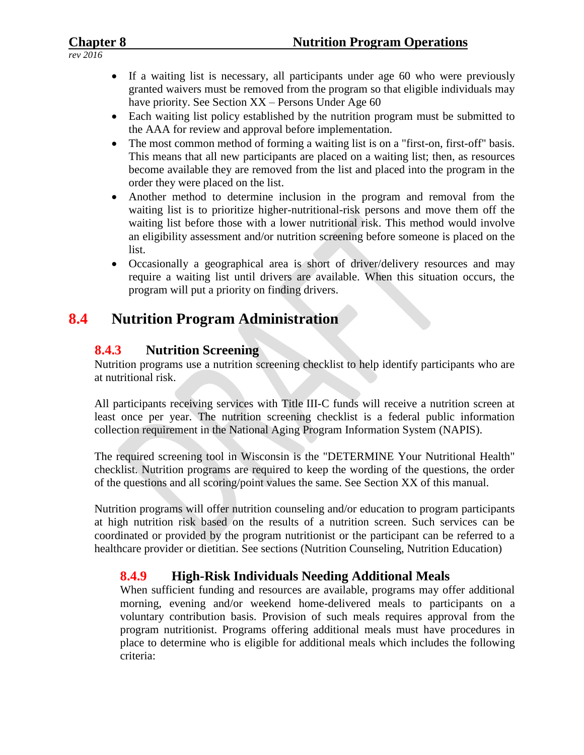- If a waiting list is necessary, all participants under age 60 who were previously granted waivers must be removed from the program so that eligible individuals may have priority. See Section XX – Persons Under Age 60
- Each waiting list policy established by the nutrition program must be submitted to the AAA for review and approval before implementation.
- The most common method of forming a waiting list is on a "first-on, first-off" basis. This means that all new participants are placed on a waiting list; then, as resources become available they are removed from the list and placed into the program in the order they were placed on the list.
- Another method to determine inclusion in the program and removal from the waiting list is to prioritize higher-nutritional-risk persons and move them off the waiting list before those with a lower nutritional risk. This method would involve an eligibility assessment and/or nutrition screening before someone is placed on the list.
- Occasionally a geographical area is short of driver/delivery resources and may require a waiting list until drivers are available. When this situation occurs, the program will put a priority on finding drivers.

# 8.4 Nutrition Program Administration

## 8.4.3 Nutrition Screening

Nutrition programs use a nutrition screening checklist to help identify participants who are at nutritional risk.

All participants receiving services with Title III-C funds will receive a nutrition screen at least once per year. The nutrition screening checklist is a federal public information collection requirement in the National Aging Program Information System (NAPIS).

The required screening tool in Wisconsin is the "DETERMINE Your Nutritional Health" checklist. Nutrition programs are required to keep the wording of the questions, the order of the questions and all scoring/point values the same. See Section XX of this manual.

Nutrition programs will offer nutrition counseling and/or education to program participants at high nutrition risk based on the results of a nutrition screen. Such services can be coordinated or provided by the program nutritionist or the participant can be referred to a healthcare provider or dietitian. See sections (Nutrition Counseling, Nutrition Education)

### 8.4.9 High-Risk Individuals Needing Additional Meals

When sufficient funding and resources are available, programs may offer additional morning, evening and/or weekend home-delivered meals to participants on a voluntary contribution basis. Provision of such meals requires approval from the program nutritionist. Programs offering additional meals must have procedures in place to determine who is eligible for additional meals which includes the following criteria: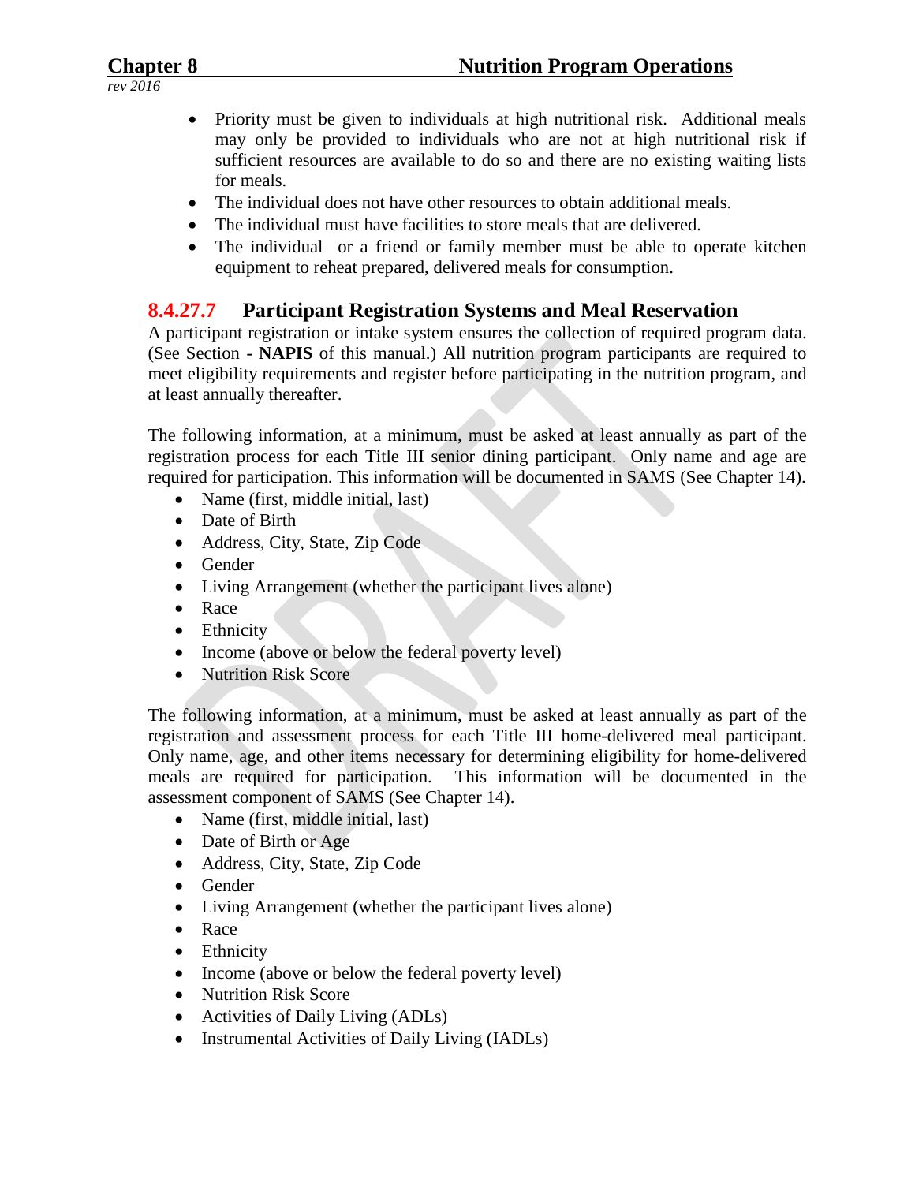- Priority must be given to individuals at high nutritional risk. Additional meals may only be provided to individuals who are not at high nutritional risk if sufficient resources are available to do so and there are no existing waiting lists for meals.
- The individual does not have other resources to obtain additional meals.
- The individual must have facilities to store meals that are delivered.
- The individual or a friend or family member must be able to operate kitchen equipment to reheat prepared, delivered meals for consumption.

## 8.4.27.7 Participant Registration Systems and Meal Reservation

A participant registration or intake system ensures the collection of required program data. (See Section - **NAPIS** of this manual.) All nutrition program participants are required to meet eligibility requirements and register before participating in the nutrition program, and at least annually thereafter.

The following information, at a minimum, must be asked at least annually as part of the registration process for each Title III senior dining participant. Only name and age are required for participation. This information will be documented in SAMS (See Chapter 14).

- Name (first, middle initial, last)
- Date of Birth
- Address, City, State, Zip Code
- Gender
- Living Arrangement (whether the participant lives alone)
- Race
- Ethnicity
- Income (above or below the federal poverty level)
- Nutrition Risk Score

The following information, at a minimum, must be asked at least annually as part of the registration and assessment process for each Title III home-delivered meal participant. Only name, age, and other items necessary for determining eligibility for home-delivered meals are required for participation. This information will be documented in the assessment component of SAMS (See Chapter 14).

- Name (first, middle initial, last)
- Date of Birth or Age
- Address, City, State, Zip Code
- Gender
- Living Arrangement (whether the participant lives alone)
- Race
- Ethnicity
- Income (above or below the federal poverty level)
- Nutrition Risk Score
- Activities of Daily Living (ADLs)
- Instrumental Activities of Daily Living (IADLs)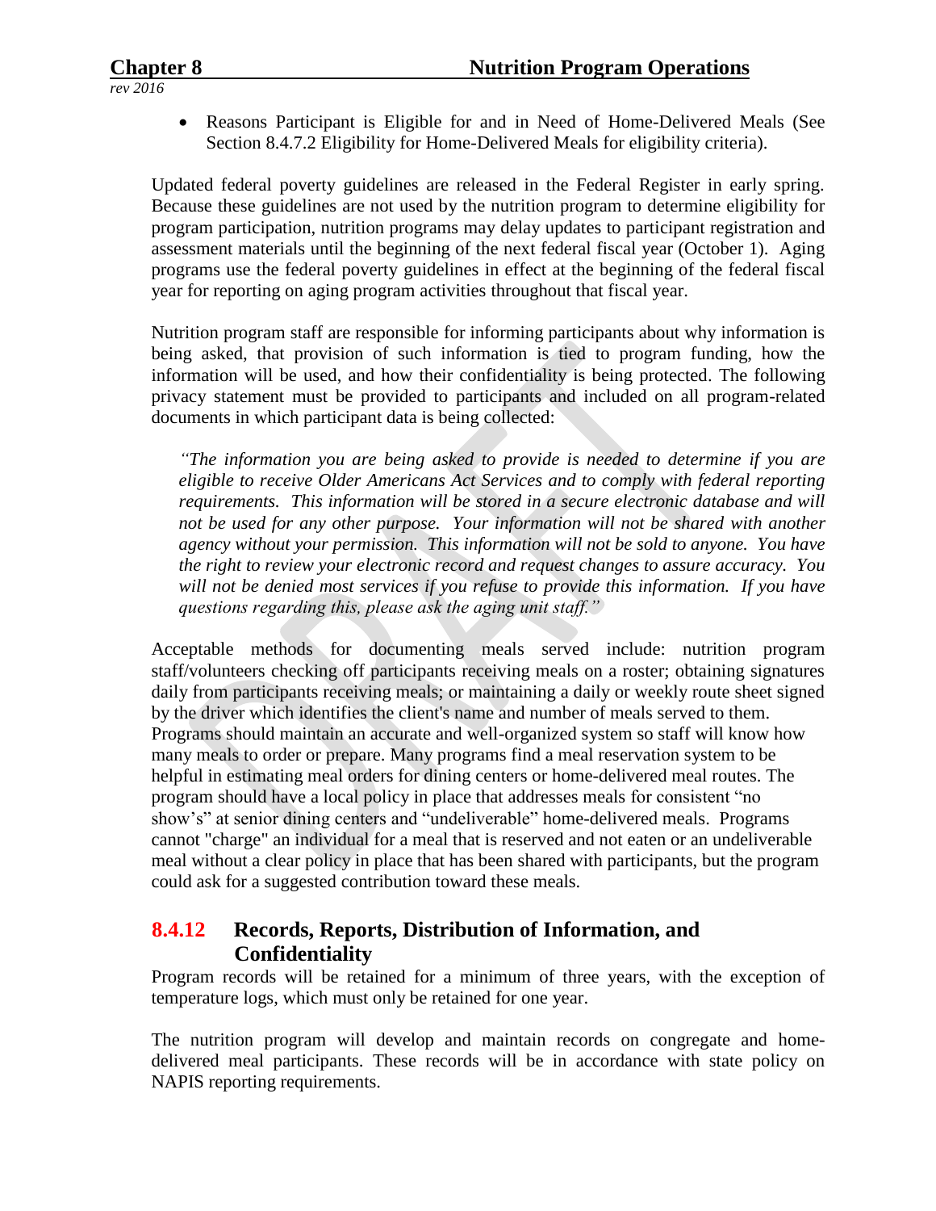- Reasons Participant is Eligible for and in Need of Home-Delivered Meals (See Section 8.4.7.2 Eligibility for Home-Delivered Meals for eligibility criteria).

Updated federal poverty guidelines are released in the Federal Register in early spring. Because these guidelines are not used by the nutrition program to determine eligibility for program participation, nutrition programs may delay updates to participant registration and assessment materials until the beginning of the next federal fiscal year (October 1). Aging programs use the federal poverty guidelines in effect at the beginning of the federal fiscal year for reporting on aging program activities throughout that fiscal year.

Nutrition program staff are responsible for informing participants about why information is being asked, that provision of such information is tied to program funding, how the information will be used, and how their confidentiality is being protected. The following privacy statement must be provided to participants and included on all program-related documents in which participant data is being collected:

*"The information you are being asked to provide is needed to determine if you are eligible to receive Older Americans Act Services and to comply with federal reporting requirements. This information will be stored in a secure electronic database and will not be used for any other purpose. Your information will not be shared with another agency without your permission. This information will not be sold to anyone. You have the right to review your electronic record and request changes to assure accuracy. You will not be denied most services if you refuse to provide this information. If you have questions regarding this, please ask the aging unit staff."*

Acceptable methods for documenting meals served include: nutrition program staff/volunteers checking off participants receiving meals on a roster; obtaining signatures daily from participants receiving meals; or maintaining a daily or weekly route sheet signed by the driver which identifies the client's name and number of meals served to them. Programs should maintain an accurate and well-organized system so staff will know how many meals to order or prepare. Many programs find a meal reservation system to be helpful in estimating meal orders for dining centers or home-delivered meal routes. The program should have a local policy in place that addresses meals for consistent "no show's" at senior dining centers and "undeliverable" home-delivered meals. Programs cannot "charge" an individual for a meal that is reserved and not eaten or an undeliverable meal without a clear policy in place that has been shared with participants, but the program could ask for a suggested contribution toward these meals.

## 8.4.12 Records, Reports, Distribution of Information, and Confidentiality

Program records will be retained for a minimum of three years, with the exception of temperature logs, which must only be retained for one year.

The nutrition program will develop and maintain records on congregate and home-delivered meal participants. These records will be in accordance with state policy on NAPIS reporting requirements.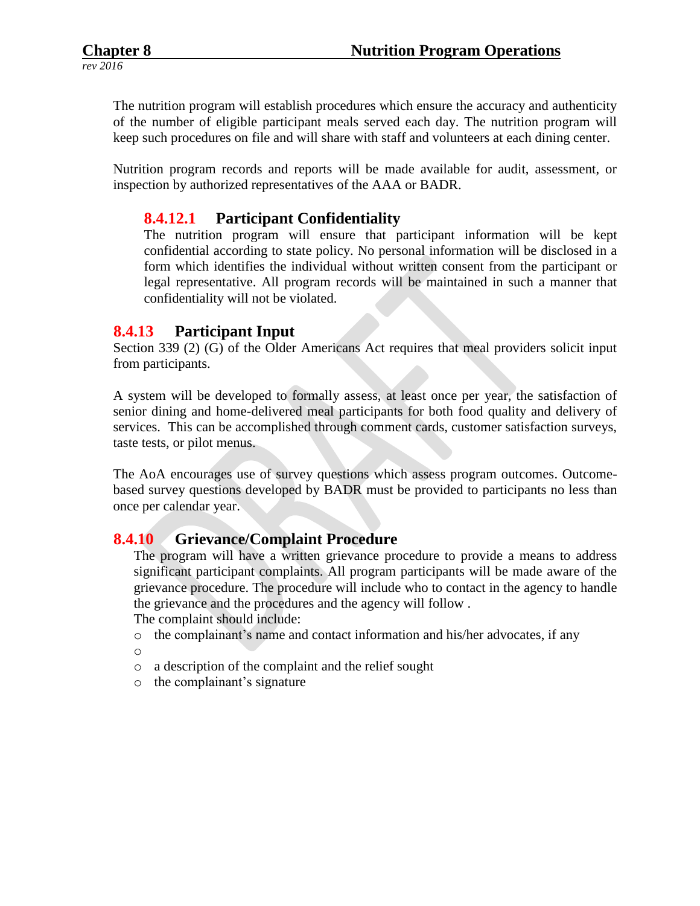The nutrition program will establish procedures which ensure the accuracy and authenticity of the number of eligible participant meals served each day. The nutrition program will keep such procedures on file and will share with staff and volunteers at each dining center.

Nutrition program records and reports will be made available for audit, assessment, or inspection by authorized representatives of the AAA or BADR.

#### 8.4.12.1 Participant Confidentiality

The nutrition program will ensure that participant information will be kept confidential according to state policy. No personal information will be disclosed in a form which identifies the individual without written consent from the participant or legal representative. All program records will be maintained in such a manner that confidentiality will not be violated.

### 8.4.13 Participant Input

Section 339 (2) (G) of the Older Americans Act requires that meal providers solicit input from participants.

A system will be developed to formally assess, at least once per year, the satisfaction of senior dining and home-delivered meal participants for both food quality and delivery of services. This can be accomplished through comment cards, customer satisfaction surveys, taste tests, or pilot menus.

The AoA encourages use of survey questions which assess program outcomes. Outcome-based survey questions developed by BADR must be provided to participants no less than once per calendar year.

### 8.4.10 Grievance/Complaint Procedure

The program will have a written grievance procedure to provide a means to address significant participant complaints. All program participants will be made aware of the grievance procedure. The procedure will include who to contact in the agency to handle the grievance and the procedures and the agency will follow .

The complaint should include:

- the complainant's name and contact information and his/her advocates, if any
-
- a description of the complaint and the relief sought
- the complainant's signature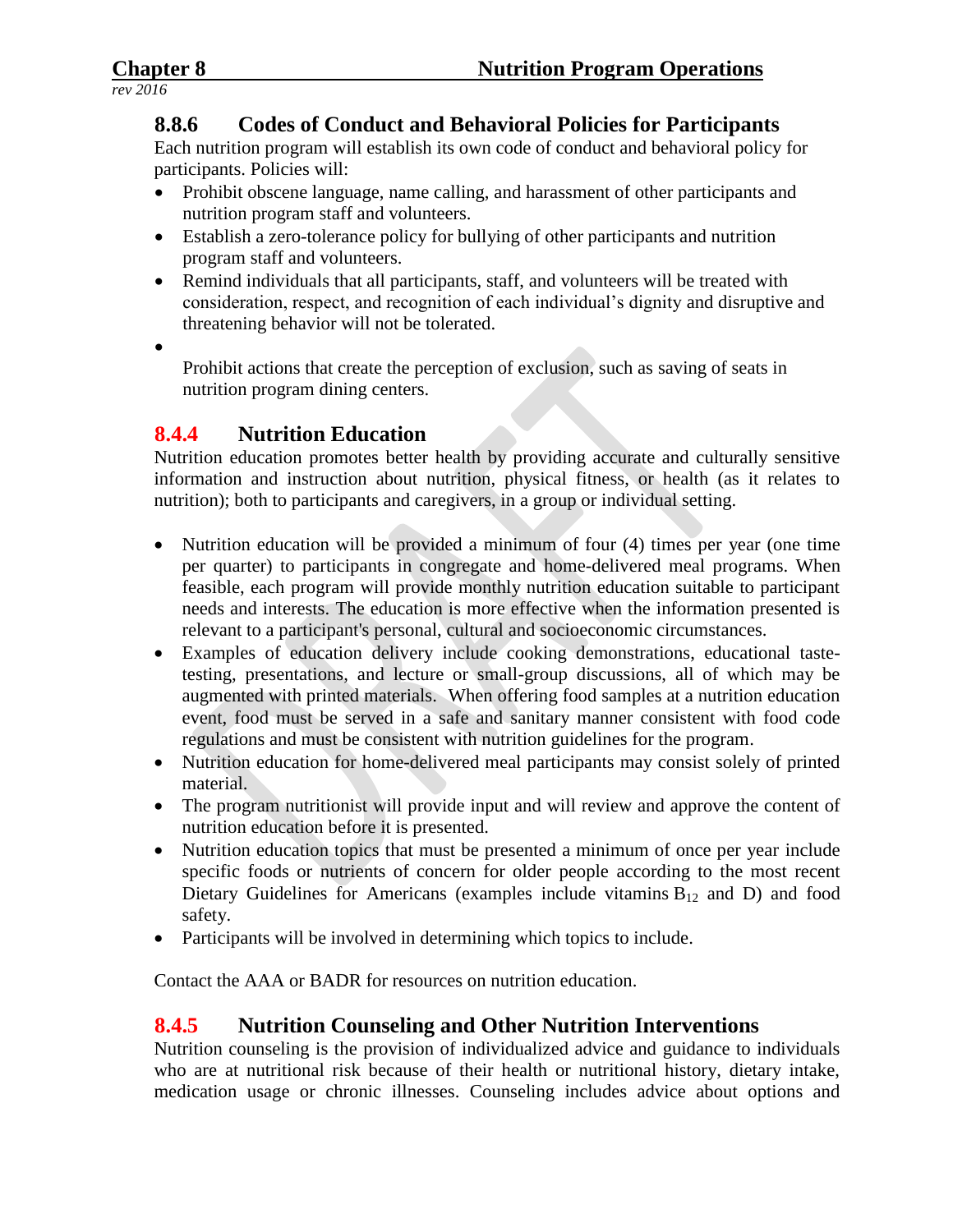### 8.8.6 Codes of Conduct and Behavioral Policies for Participants

Each nutrition program will establish its own code of conduct and behavioral policy for participants. Policies will:

- Prohibit obscene language, name calling, and harassment of other participants and nutrition program staff and volunteers.
- Establish a zero-tolerance policy for bullying of other participants and nutrition program staff and volunteers.
- Remind individuals that all participants, staff, and volunteers will be treated with consideration, respect, and recognition of each individual's dignity and disruptive and threatening behavior will not be tolerated.
- Prohibit actions that create the perception of exclusion, such as saving of seats in nutrition program dining centers.

### 8.4.4 Nutrition Education

Nutrition education promotes better health by providing accurate and culturally sensitive information and instruction about nutrition, physical fitness, or health (as it relates to nutrition); both to participants and caregivers, in a group or individual setting.

- Nutrition education will be provided a minimum of four (4) times per year (one time per quarter) to participants in congregate and home-delivered meal programs. When feasible, each program will provide monthly nutrition education suitable to participant needs and interests. The education is more effective when the information presented is relevant to a participant's personal, cultural and socioeconomic circumstances.
- Examples of education delivery include cooking demonstrations, educational taste-testing, presentations, and lecture or small-group discussions, all of which may be augmented with printed materials. When offering food samples at a nutrition education event, food must be served in a safe and sanitary manner consistent with food code regulations and must be consistent with nutrition guidelines for the program.
- Nutrition education for home-delivered meal participants may consist solely of printed material.
- The program nutritionist will provide input and will review and approve the content of nutrition education before it is presented.
- Nutrition education topics that must be presented a minimum of once per year include specific foods or nutrients of concern for older people according to the most recent Dietary Guidelines for Americans (examples include vitamins $B_{12}$ and D) and food safety.
- Participants will be involved in determining which topics to include.

Contact the AAA or BADR for resources on nutrition education.

### 8.4.5 Nutrition Counseling and Other Nutrition Interventions

Nutrition counseling is the provision of individualized advice and guidance to individuals who are at nutritional risk because of their health or nutritional history, dietary intake, medication usage or chronic illnesses. Counseling includes advice about options and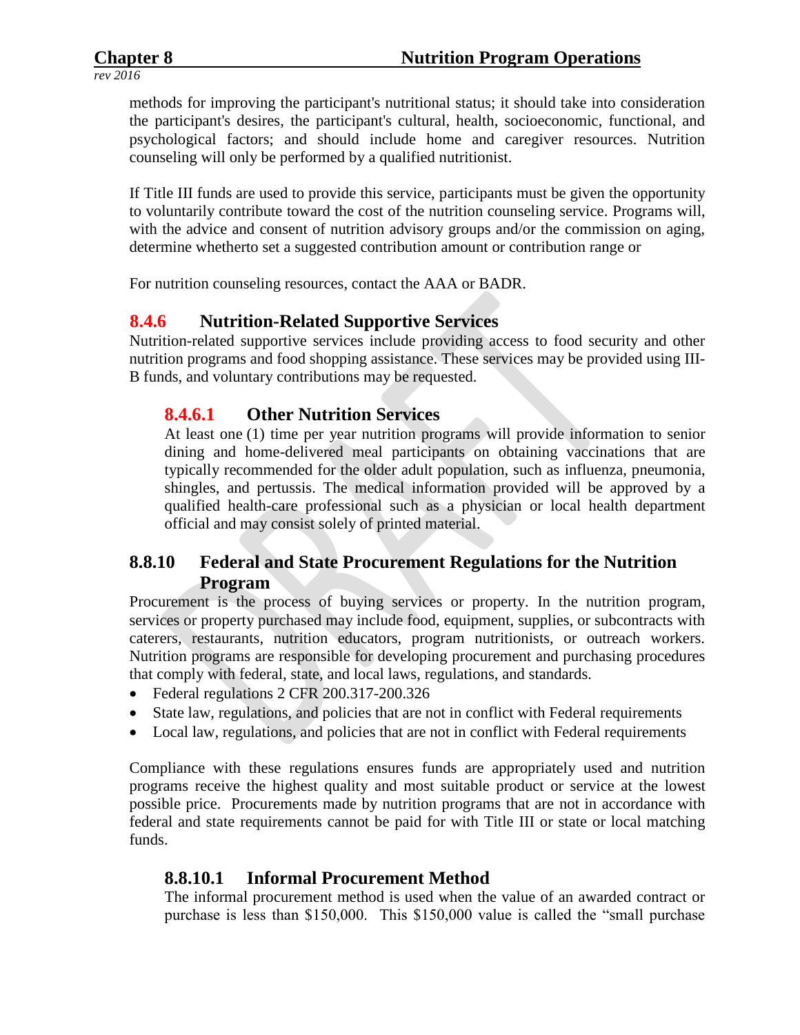methods for improving the participant's nutritional status; it should take into consideration the participant's desires, the participant's cultural, health, socioeconomic, functional, and psychological factors; and should include home and caregiver resources. Nutrition counseling will only be performed by a qualified nutritionist.

If Title III funds are used to provide this service, participants must be given the opportunity to voluntarily contribute toward the cost of the nutrition counseling service. Programs will, with the advice and consent of nutrition advisory groups and/or the commission on aging, determine whetherto set a suggested contribution amount or contribution range or

For nutrition counseling resources, contact the AAA or BADR.

## 8.4.6 Nutrition-Related Supportive Services

Nutrition-related supportive services include providing access to food security and other nutrition programs and food shopping assistance. These services may be provided using III-B funds, and voluntary contributions may be requested.

### 8.4.6.1 Other Nutrition Services

At least one (1) time per year nutrition programs will provide information to senior dining and home-delivered meal participants on obtaining vaccinations that are typically recommended for the older adult population, such as influenza, pneumonia, shingles, and pertussis. The medical information provided will be approved by a qualified health-care professional such as a physician or local health department official and may consist solely of printed material.

## 8.8.10 Federal and State Procurement Regulations for the Nutrition Program

Procurement is the process of buying services or property. In the nutrition program, services or property purchased may include food, equipment, supplies, or subcontracts with caterers, restaurants, nutrition educators, program nutritionists, or outreach workers. Nutrition programs are responsible for developing procurement and purchasing procedures that comply with federal, state, and local laws, regulations, and standards.

- Federal regulations 2 CFR 200.317-200.326
- State law, regulations, and policies that are not in conflict with Federal requirements
- Local law, regulations, and policies that are not in conflict with Federal requirements

Compliance with these regulations ensures funds are appropriately used and nutrition programs receive the highest quality and most suitable product or service at the lowest possible price. Procurements made by nutrition programs that are not in accordance with federal and state requirements cannot be paid for with Title III or state or local matching funds.

### 8.8.10.1 Informal Procurement Method

The informal procurement method is used when the value of an awarded contract or purchase is less than $150,000. This $150,000 value is called the "small purchase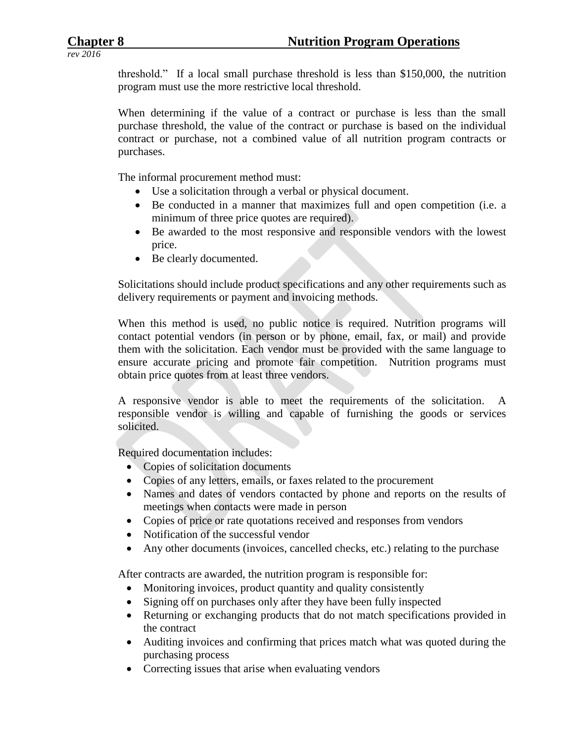threshold." If a local small purchase threshold is less than $150,000, the nutrition program must use the more restrictive local threshold.

When determining if the value of a contract or purchase is less than the small purchase threshold, the value of the contract or purchase is based on the individual contract or purchase, not a combined value of all nutrition program contracts or purchases.

The informal procurement method must:

- Use a solicitation through a verbal or physical document.
- Be conducted in a manner that maximizes full and open competition (i.e. a minimum of three price quotes are required).
- Be awarded to the most responsive and responsible vendors with the lowest price.
- Be clearly documented.

Solicitations should include product specifications and any other requirements such as delivery requirements or payment and invoicing methods.

When this method is used, no public notice is required. Nutrition programs will contact potential vendors (in person or by phone, email, fax, or mail) and provide them with the solicitation. Each vendor must be provided with the same language to ensure accurate pricing and promote fair competition. Nutrition programs must obtain price quotes from at least three vendors.

A responsive vendor is able to meet the requirements of the solicitation. A responsible vendor is willing and capable of furnishing the goods or services solicited.

Required documentation includes:

- Copies of solicitation documents
- Copies of any letters, emails, or faxes related to the procurement
- Names and dates of vendors contacted by phone and reports on the results of meetings when contacts were made in person
- Copies of price or rate quotations received and responses from vendors
- Notification of the successful vendor
- Any other documents (invoices, cancelled checks, etc.) relating to the purchase

After contracts are awarded, the nutrition program is responsible for:

- Monitoring invoices, product quantity and quality consistently
- Signing off on purchases only after they have been fully inspected
- Returning or exchanging products that do not match specifications provided in the contract
- Auditing invoices and confirming that prices match what was quoted during the purchasing process
- Correcting issues that arise when evaluating vendors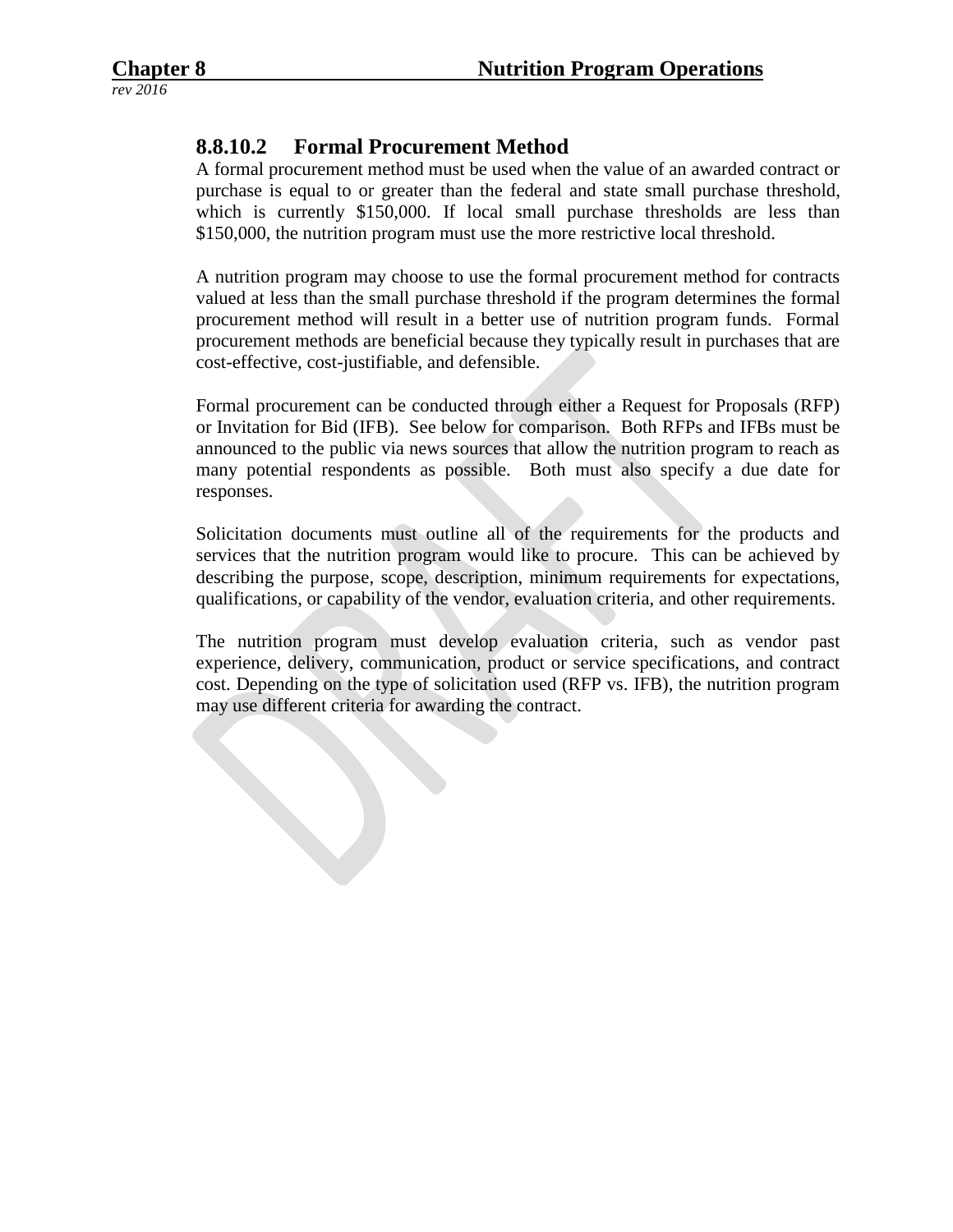### 8.8.10.2 Formal Procurement Method

A formal procurement method must be used when the value of an awarded contract or purchase is equal to or greater than the federal and state small purchase threshold, which is currently $150,000. If local small purchase thresholds are less than $150,000, the nutrition program must use the more restrictive local threshold.

A nutrition program may choose to use the formal procurement method for contracts valued at less than the small purchase threshold if the program determines the formal procurement method will result in a better use of nutrition program funds. Formal procurement methods are beneficial because they typically result in purchases that are cost-effective, cost-justifiable, and defensible.

Formal procurement can be conducted through either a Request for Proposals (RFP) or Invitation for Bid (IFB). See below for comparison. Both RFPs and IFBs must be announced to the public via news sources that allow the nutrition program to reach as many potential respondents as possible. Both must also specify a due date for responses.

Solicitation documents must outline all of the requirements for the products and services that the nutrition program would like to procure. This can be achieved by describing the purpose, scope, description, minimum requirements for expectations, qualifications, or capability of the vendor, evaluation criteria, and other requirements.

The nutrition program must develop evaluation criteria, such as vendor past experience, delivery, communication, product or service specifications, and contract cost. Depending on the type of solicitation used (RFP vs. IFB), the nutrition program may use different criteria for awarding the contract.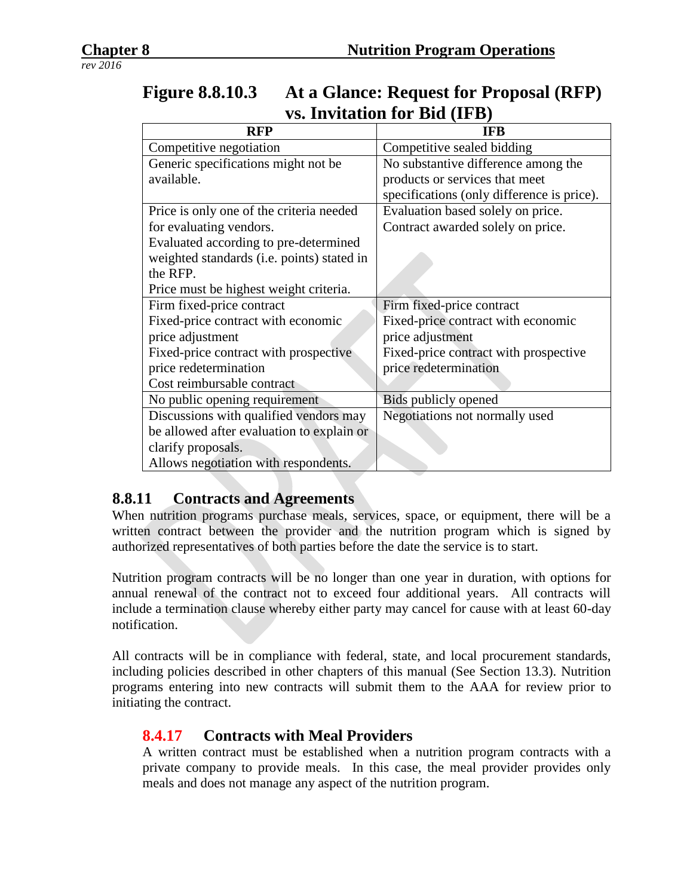## Figure 8.8.10.3 At a Glance: Request for Proposal (RFP) vs. Invitation for Bid (IFB)

| RFP | IFB |
|---|---|
| Competitive negotiation | Competitive sealed bidding |
| Generic specifications might not be available. | No substantive difference among the products or services that meet specifications (only difference is price). |
| Price is only one of the criteria needed for evaluating vendors.<br>Evaluated according to pre-determined weighted standards (i.e. points) stated in the RFP.<br>Price must be highest weight criteria. | Evaluation based solely on price.<br>Contract awarded solely on price. |
| Firm fixed-price contract<br>Fixed-price contract with economic price adjustment<br>Fixed-price contract with prospective price redetermination<br>Cost reimbursable contract | Firm fixed-price contract<br>Fixed-price contract with economic price adjustment<br>Fixed-price contract with prospective price redetermination |
| No public opening requirement | Bids publicly opened |
| Discussions with qualified vendors may be allowed after evaluation to explain or clarify proposals.<br>Allows negotiation with respondents. | Negotiations not normally used |

## 8.8.11 Contracts and Agreements

When nutrition programs purchase meals, services, space, or equipment, there will be a written contract between the provider and the nutrition program which is signed by authorized representatives of both parties before the date the service is to start.

Nutrition program contracts will be no longer than one year in duration, with options for annual renewal of the contract not to exceed four additional years. All contracts will include a termination clause whereby either party may cancel for cause with at least 60-day notification.

All contracts will be in compliance with federal, state, and local procurement standards, including policies described in other chapters of this manual (See Section 13.3). Nutrition programs entering into new contracts will submit them to the AAA for review prior to initiating the contract.

### 8.4.17 Contracts with Meal Providers

A written contract must be established when a nutrition program contracts with a private company to provide meals. In this case, the meal provider provides only meals and does not manage any aspect of the nutrition program.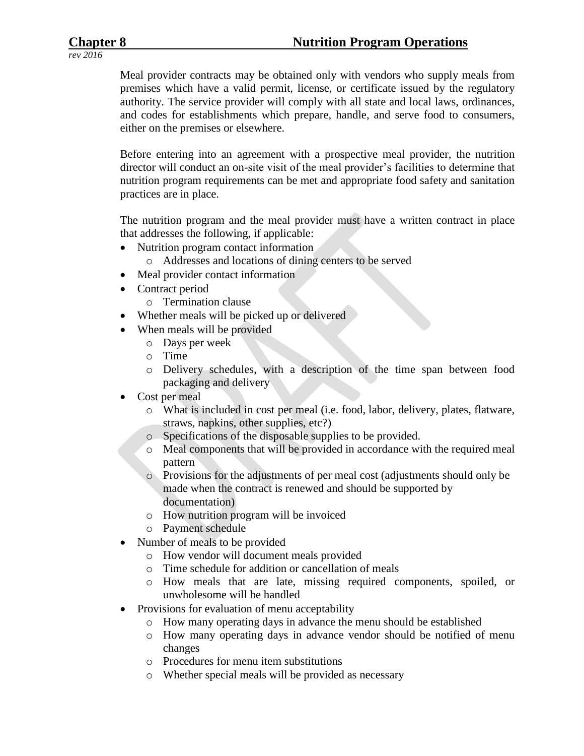Meal provider contracts may be obtained only with vendors who supply meals from premises which have a valid permit, license, or certificate issued by the regulatory authority. The service provider will comply with all state and local laws, ordinances, and codes for establishments which prepare, handle, and serve food to consumers, either on the premises or elsewhere.

Before entering into an agreement with a prospective meal provider, the nutrition director will conduct an on-site visit of the meal provider's facilities to determine that nutrition program requirements can be met and appropriate food safety and sanitation practices are in place.

The nutrition program and the meal provider must have a written contract in place that addresses the following, if applicable:

- Nutrition program contact information
  - Addresses and locations of dining centers to be served
- Meal provider contact information
- Contract period
  - Termination clause
- Whether meals will be picked up or delivered
- When meals will be provided
  - Days per week
  - Time
  - Delivery schedules, with a description of the time span between food packaging and delivery
- Cost per meal
  - What is included in cost per meal (i.e. food, labor, delivery, plates, flatware, straws, napkins, other supplies, etc?)
  - Specifications of the disposable supplies to be provided.
  - Meal components that will be provided in accordance with the required meal pattern
  - Provisions for the adjustments of per meal cost (adjustments should only be made when the contract is renewed and should be supported by documentation)
  - How nutrition program will be invoiced
  - Payment schedule
- Number of meals to be provided
  - How vendor will document meals provided
  - Time schedule for addition or cancellation of meals
  - How meals that are late, missing required components, spoiled, or unwholesome will be handled
- Provisions for evaluation of menu acceptability
  - How many operating days in advance the menu should be established
  - How many operating days in advance vendor should be notified of menu changes
  - Procedures for menu item substitutions
  - Whether special meals will be provided as necessary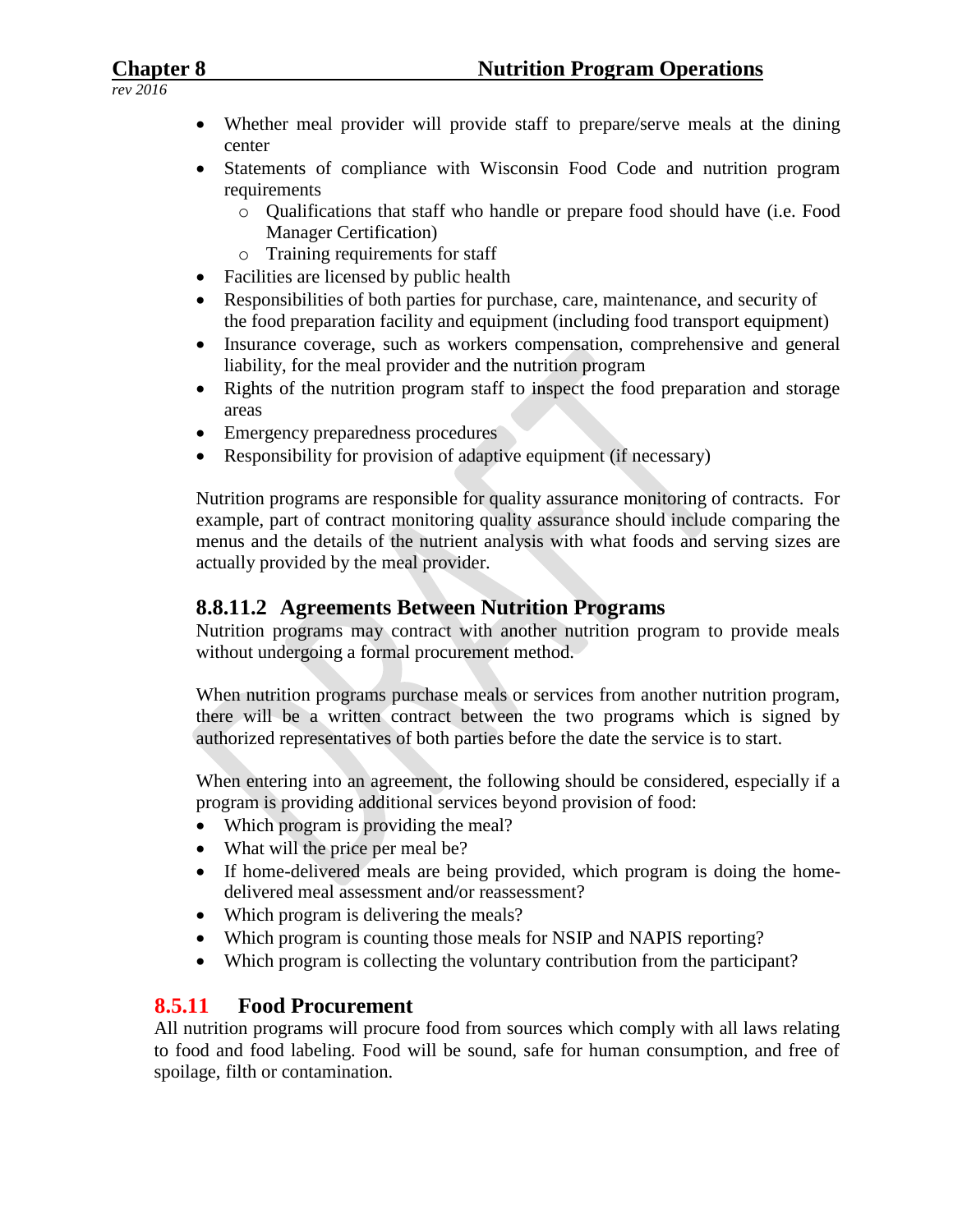- Whether meal provider will provide staff to prepare/serve meals at the dining center
- Statements of compliance with Wisconsin Food Code and nutrition program requirements
  - Qualifications that staff who handle or prepare food should have (i.e. Food Manager Certification)
  - Training requirements for staff
- Facilities are licensed by public health
- Responsibilities of both parties for purchase, care, maintenance, and security of the food preparation facility and equipment (including food transport equipment)
- Insurance coverage, such as workers compensation, comprehensive and general liability, for the meal provider and the nutrition program
- Rights of the nutrition program staff to inspect the food preparation and storage areas
- Emergency preparedness procedures
- Responsibility for provision of adaptive equipment (if necessary)

Nutrition programs are responsible for quality assurance monitoring of contracts. For example, part of contract monitoring quality assurance should include comparing the menus and the details of the nutrient analysis with what foods and serving sizes are actually provided by the meal provider.

### 8.8.11.2 Agreements Between Nutrition Programs

Nutrition programs may contract with another nutrition program to provide meals without undergoing a formal procurement method.

When nutrition programs purchase meals or services from another nutrition program, there will be a written contract between the two programs which is signed by authorized representatives of both parties before the date the service is to start.

When entering into an agreement, the following should be considered, especially if a program is providing additional services beyond provision of food:

- Which program is providing the meal?
- What will the price per meal be?
- If home-delivered meals are being provided, which program is doing the home-delivered meal assessment and/or reassessment?
- Which program is delivering the meals?
- Which program is counting those meals for NSIP and NAPIS reporting?
- Which program is collecting the voluntary contribution from the participant?

## 8.5.11 Food Procurement

All nutrition programs will procure food from sources which comply with all laws relating to food and food labeling. Food will be sound, safe for human consumption, and free of spoilage, filth or contamination.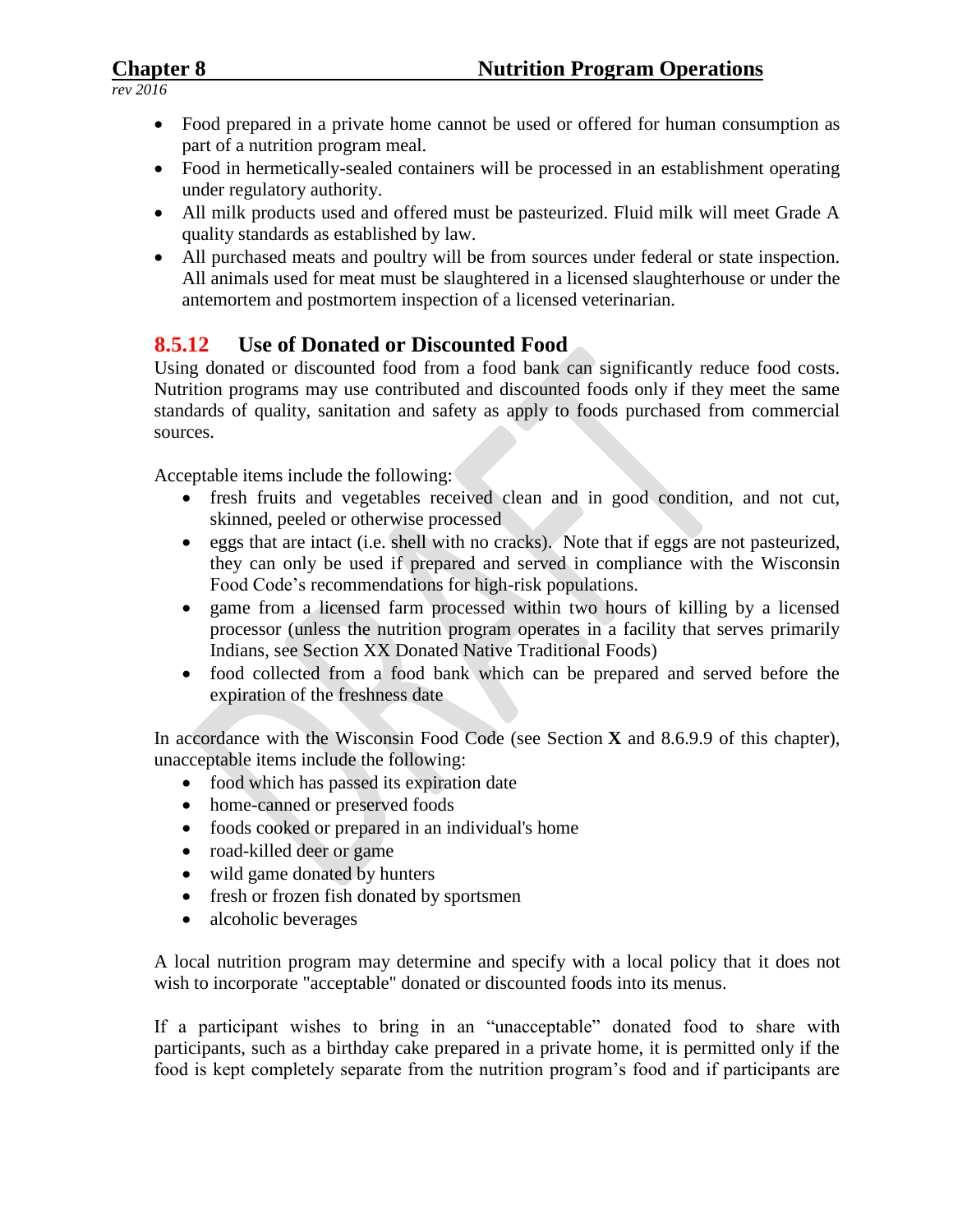- Food prepared in a private home cannot be used or offered for human consumption as part of a nutrition program meal.
- Food in hermetically-sealed containers will be processed in an establishment operating under regulatory authority.
- All milk products used and offered must be pasteurized. Fluid milk will meet Grade A quality standards as established by law.
- All purchased meats and poultry will be from sources under federal or state inspection. All animals used for meat must be slaughtered in a licensed slaughterhouse or under the antemortem and postmortem inspection of a licensed veterinarian.

## 8.5.12 Use of Donated or Discounted Food

Using donated or discounted food from a food bank can significantly reduce food costs. Nutrition programs may use contributed and discounted foods only if they meet the same standards of quality, sanitation and safety as apply to foods purchased from commercial sources.

Acceptable items include the following:

- fresh fruits and vegetables received clean and in good condition, and not cut, skinned, peeled or otherwise processed
- eggs that are intact (i.e. shell with no cracks). Note that if eggs are not pasteurized, they can only be used if prepared and served in compliance with the Wisconsin Food Code's recommendations for high-risk populations.
- game from a licensed farm processed within two hours of killing by a licensed processor (unless the nutrition program operates in a facility that serves primarily Indians, see Section XX Donated Native Traditional Foods)
- food collected from a food bank which can be prepared and served before the expiration of the freshness date

In accordance with the Wisconsin Food Code (see Section **X** and 8.6.9.9 of this chapter), unacceptable items include the following:

- food which has passed its expiration date
- home-canned or preserved foods
- foods cooked or prepared in an individual's home
- road-killed deer or game
- wild game donated by hunters
- fresh or frozen fish donated by sportsmen
- alcoholic beverages

A local nutrition program may determine and specify with a local policy that it does not wish to incorporate "acceptable" donated or discounted foods into its menus.

If a participant wishes to bring in an "unacceptable" donated food to share with participants, such as a birthday cake prepared in a private home, it is permitted only if the food is kept completely separate from the nutrition program's food and if participants are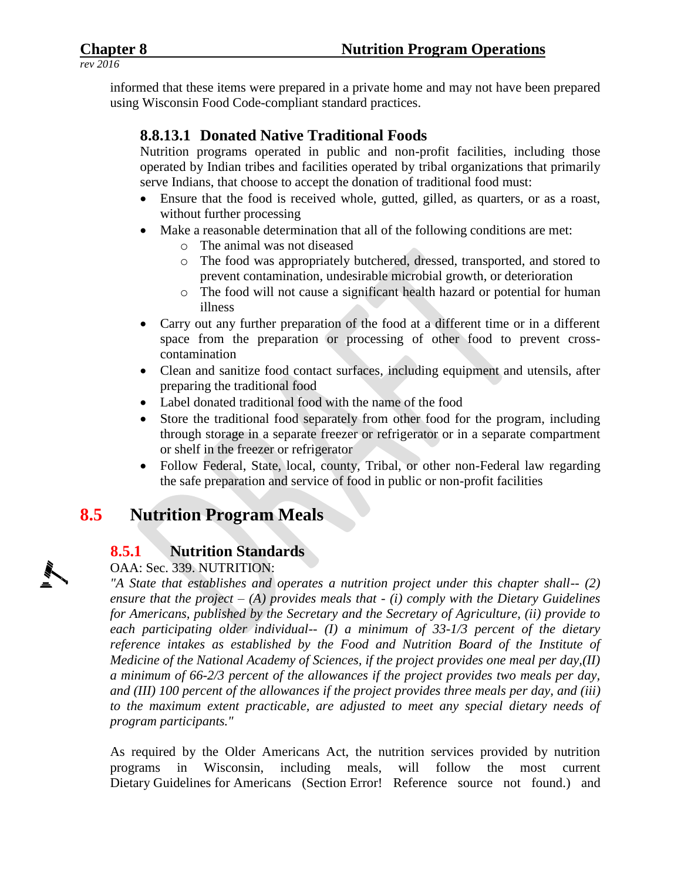informed that these items were prepared in a private home and may not have been prepared using Wisconsin Food Code-compliant standard practices.

#### 8.8.13.1 Donated Native Traditional Foods

Nutrition programs operated in public and non-profit facilities, including those operated by Indian tribes and facilities operated by tribal organizations that primarily serve Indians, that choose to accept the donation of traditional food must:

- Ensure that the food is received whole, gutted, gilled, as quarters, or as a roast, without further processing
- Make a reasonable determination that all of the following conditions are met:
  - The animal was not diseased
  - The food was appropriately butchered, dressed, transported, and stored to prevent contamination, undesirable microbial growth, or deterioration
  - The food will not cause a significant health hazard or potential for human illness
- Carry out any further preparation of the food at a different time or in a different space from the preparation or processing of other food to prevent cross-contamination
- Clean and sanitize food contact surfaces, including equipment and utensils, after preparing the traditional food
- Label donated traditional food with the name of the food
- Store the traditional food separately from other food for the program, including through storage in a separate freezer or refrigerator or in a separate compartment or shelf in the freezer or refrigerator
- Follow Federal, State, local, county, Tribal, or other non-Federal law regarding the safe preparation and service of food in public or non-profit facilities

## 8.5 Nutrition Program Meals

### 8.5.1 Nutrition Standards

OAA: Sec. 339. NUTRITION:

*"A State that establishes and operates a nutrition project under this chapter shall-- (2) ensure that the project – (A) provides meals that - (i) comply with the Dietary Guidelines for Americans, published by the Secretary and the Secretary of Agriculture, (ii) provide to each participating older individual-- (I) a minimum of 33-1/3 percent of the dietary reference intakes as established by the Food and Nutrition Board of the Institute of Medicine of the National Academy of Sciences, if the project provides one meal per day,(II) a minimum of 66-2/3 percent of the allowances if the project provides two meals per day, and (III) 100 percent of the allowances if the project provides three meals per day, and (iii) to the maximum extent practicable, are adjusted to meet any special dietary needs of program participants."*

As required by the Older Americans Act, the nutrition services provided by nutrition programs in Wisconsin, including meals, will follow the most current Dietary Guidelines for Americans (Section Error! Reference source not found.) and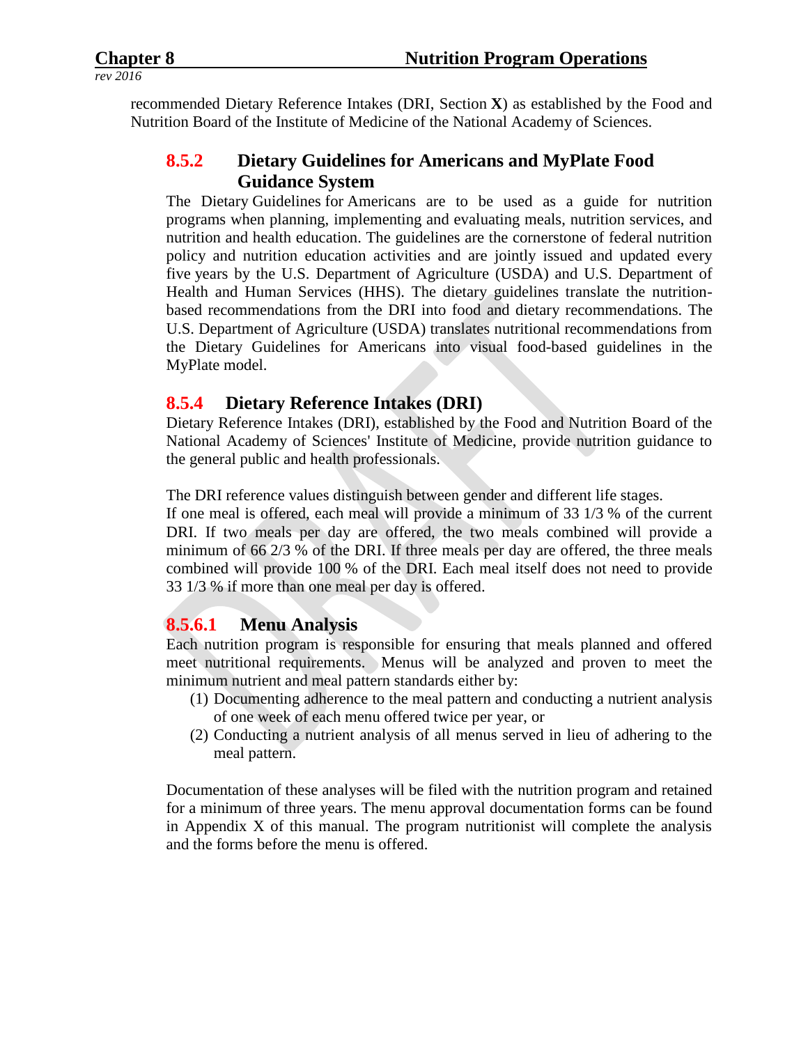recommended Dietary Reference Intakes (DRI, Section **X**) as established by the Food and Nutrition Board of the Institute of Medicine of the National Academy of Sciences.

### 8.5.2 Dietary Guidelines for Americans and MyPlate Food Guidance System

The Dietary Guidelines for Americans are to be used as a guide for nutrition programs when planning, implementing and evaluating meals, nutrition services, and nutrition and health education. The guidelines are the cornerstone of federal nutrition policy and nutrition education activities and are jointly issued and updated every five years by the U.S. Department of Agriculture (USDA) and U.S. Department of Health and Human Services (HHS). The dietary guidelines translate the nutrition-based recommendations from the DRI into food and dietary recommendations. The U.S. Department of Agriculture (USDA) translates nutritional recommendations from the Dietary Guidelines for Americans into visual food-based guidelines in the MyPlate model.

### 8.5.4 Dietary Reference Intakes (DRI)

Dietary Reference Intakes (DRI), established by the Food and Nutrition Board of the National Academy of Sciences' Institute of Medicine, provide nutrition guidance to the general public and health professionals.

The DRI reference values distinguish between gender and different life stages.
If one meal is offered, each meal will provide a minimum of 33 1/3 % of the current DRI. If two meals per day are offered, the two meals combined will provide a minimum of 66 2/3 % of the DRI. If three meals per day are offered, the three meals combined will provide 100 % of the DRI. Each meal itself does not need to provide 33 1/3 % if more than one meal per day is offered.

### 8.5.6.1 Menu Analysis

Each nutrition program is responsible for ensuring that meals planned and offered meet nutritional requirements. Menus will be analyzed and proven to meet the minimum nutrient and meal pattern standards either by:

(1) Documenting adherence to the meal pattern and conducting a nutrient analysis of one week of each menu offered twice per year, or
(2) Conducting a nutrient analysis of all menus served in lieu of adhering to the meal pattern.

Documentation of these analyses will be filed with the nutrition program and retained for a minimum of three years. The menu approval documentation forms can be found in Appendix X of this manual. The program nutritionist will complete the analysis and the forms before the menu is offered.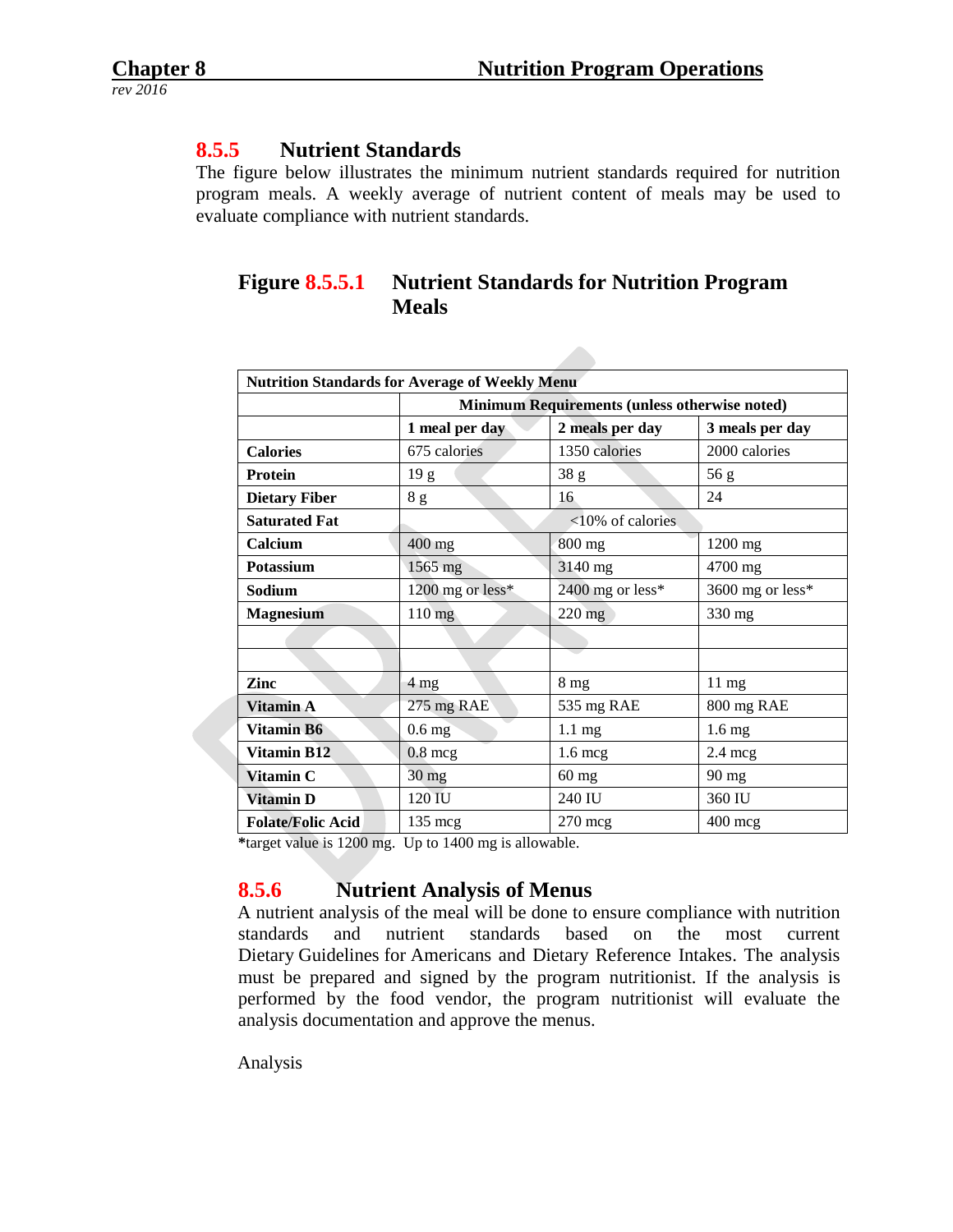## 8.5.5 Nutrient Standards

The figure below illustrates the minimum nutrient standards required for nutrition program meals. A weekly average of nutrient content of meals may be used to evaluate compliance with nutrient standards.

### Figure 8.5.5.1 Nutrient Standards for Nutrition Program Meals

| Nutrition Standards for Average of Weekly Menu | | | |
|---|---|---|---|
| | Minimum Requirements (unless otherwise noted) | | |
| | **1 meal per day** | **2 meals per day** | **3 meals per day** |
| **Calories** | 675 calories | 1350 calories | 2000 calories |
| **Protein** | 19 g | 38 g | 56 g |
| **Dietary Fiber** | 8 g | 16 | 24 |
| **Saturated Fat** | <10% of calories | | |
| **Calcium** | 400 mg | 800 mg | 1200 mg |
| **Potassium** | 1565 mg | 3140 mg | 4700 mg |
| **Sodium** | 1200 mg or less* | 2400 mg or less* | 3600 mg or less* |
| **Magnesium** | 110 mg | 220 mg | 330 mg |
| | | | |
| | | | |
| **Zinc** | 4 mg | 8 mg | 11 mg |
| **Vitamin A** | 275 mg RAE | 535 mg RAE | 800 mg RAE |
| **Vitamin B6** | 0.6 mg | 1.1 mg | 1.6 mg |
| **Vitamin B12** | 0.8 mcg | 1.6 mcg | 2.4 mcg |
| **Vitamin C** | 30 mg | 60 mg | 90 mg |
| **Vitamin D** | 120 IU | 240 IU | 360 IU |
| **Folate/Folic Acid** | 135 mcg | 270 mcg | 400 mcg |

***target value is 1200 mg. Up to 1400 mg is allowable.**

## 8.5.6 Nutrient Analysis of Menus

A nutrient analysis of the meal will be done to ensure compliance with nutrition standards and nutrient standards based on the most current Dietary Guidelines for Americans and Dietary Reference Intakes. The analysis must be prepared and signed by the program nutritionist. If the analysis is performed by the food vendor, the program nutritionist will evaluate the analysis documentation and approve the menus.

Analysis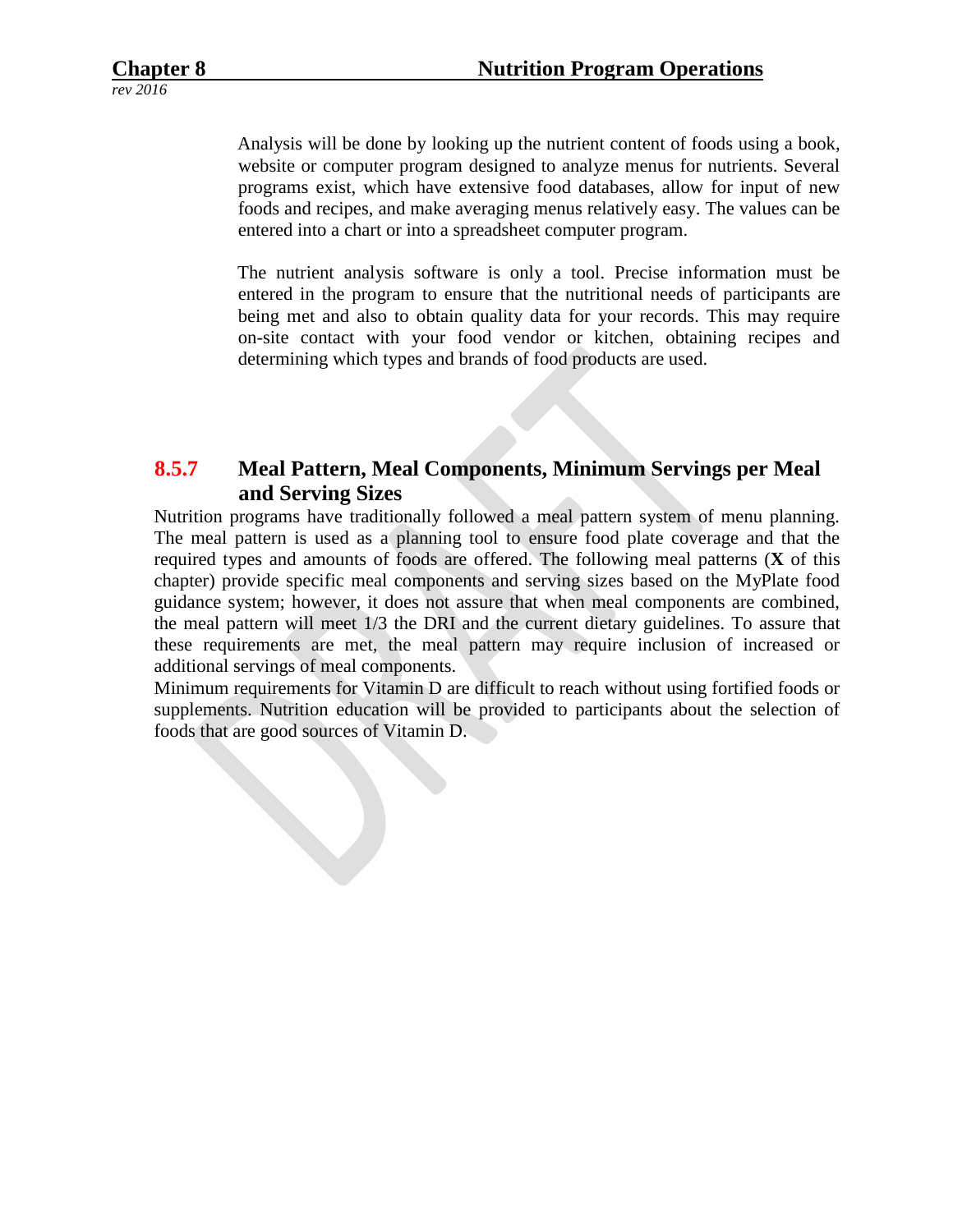Analysis will be done by looking up the nutrient content of foods using a book, website or computer program designed to analyze menus for nutrients. Several programs exist, which have extensive food databases, allow for input of new foods and recipes, and make averaging menus relatively easy. The values can be entered into a chart or into a spreadsheet computer program.

The nutrient analysis software is only a tool. Precise information must be entered in the program to ensure that the nutritional needs of participants are being met and also to obtain quality data for your records. This may require on-site contact with your food vendor or kitchen, obtaining recipes and determining which types and brands of food products are used.

### 8.5.7 Meal Pattern, Meal Components, Minimum Servings per Meal and Serving Sizes

Nutrition programs have traditionally followed a meal pattern system of menu planning. The meal pattern is used as a planning tool to ensure food plate coverage and that the required types and amounts of foods are offered. The following meal patterns (**X** of this chapter) provide specific meal components and serving sizes based on the MyPlate food guidance system; however, it does not assure that when meal components are combined, the meal pattern will meet 1/3 the DRI and the current dietary guidelines. To assure that these requirements are met, the meal pattern may require inclusion of increased or additional servings of meal components.

Minimum requirements for Vitamin D are difficult to reach without using fortified foods or supplements. Nutrition education will be provided to participants about the selection of foods that are good sources of Vitamin D.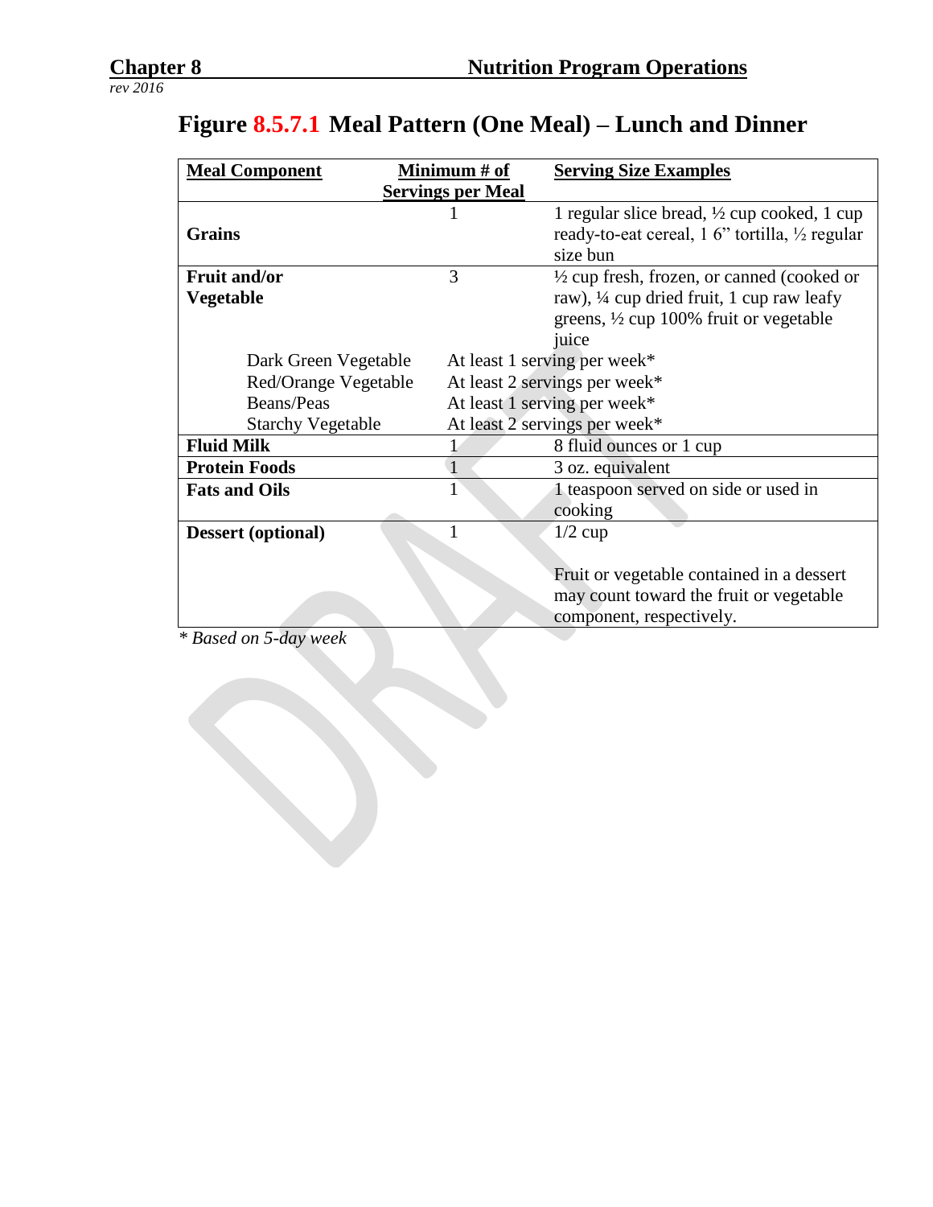# Figure 8.5.7.1 Meal Pattern (One Meal) – Lunch and Dinner

| Meal Component | Minimum # of Servings per Meal | Serving Size Examples |
|---|---|---|
| **Grains** | 1 | 1 regular slice bread, ½ cup cooked, 1 cup ready-to-eat cereal, 1 6" tortilla, ½ regular size bun |
| **Fruit and/or Vegetable** | 3 | ½ cup fresh, frozen, or canned (cooked or raw), ¼ cup dried fruit, 1 cup raw leafy greens, ½ cup 100% fruit or vegetable juice |
| Dark Green Vegetable | At least 1 serving per week* | |
| Red/Orange Vegetable | At least 2 servings per week* | |
| Beans/Peas | At least 1 serving per week* | |
| Starchy Vegetable | At least 2 servings per week* | |
| **Fluid Milk** | 1 | 8 fluid ounces or 1 cup |
| **Protein Foods** | 1 | 3 oz. equivalent |
| **Fats and Oils** | 1 | 1 teaspoon served on side or used in cooking |
| **Dessert (optional)** | 1 | 1/2 cup<br><br>Fruit or vegetable contained in a dessert may count toward the fruit or vegetable component, respectively. |

*\* Based on 5-day week*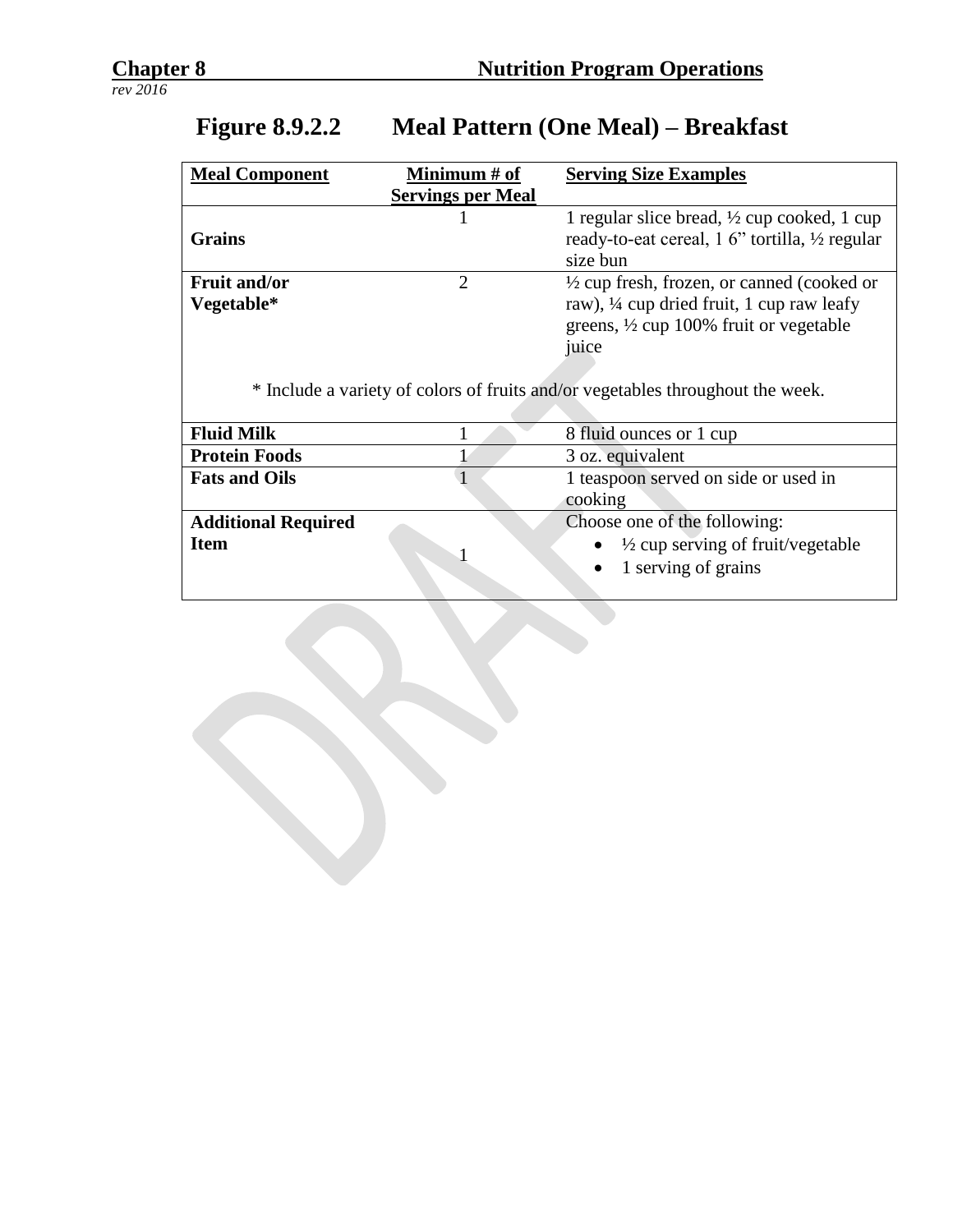## Figure 8.9.2.2 Meal Pattern (One Meal) – Breakfast

| Meal Component | Minimum # of Servings per Meal | Serving Size Examples |
|---|---|---|
| **Grains** | 1 | 1 regular slice bread, ½ cup cooked, 1 cup ready-to-eat cereal, 1 6" tortilla, ½ regular size bun |
| **Fruit and/or Vegetable*** | 2 | ½ cup fresh, frozen, or canned (cooked or raw), ¼ cup dried fruit, 1 cup raw leafy greens, ½ cup 100% fruit or vegetable juice |
| * Include a variety of colors of fruits and/or vegetables throughout the week. | | |
| **Fluid Milk** | 1 | 8 fluid ounces or 1 cup |
| **Protein Foods** | 1 | 3 oz. equivalent |
| **Fats and Oils** | 1 | 1 teaspoon served on side or used in cooking |
| **Additional Required Item** | 1 | Choose one of the following: • ½ cup serving of fruit/vegetable • 1 serving of grains |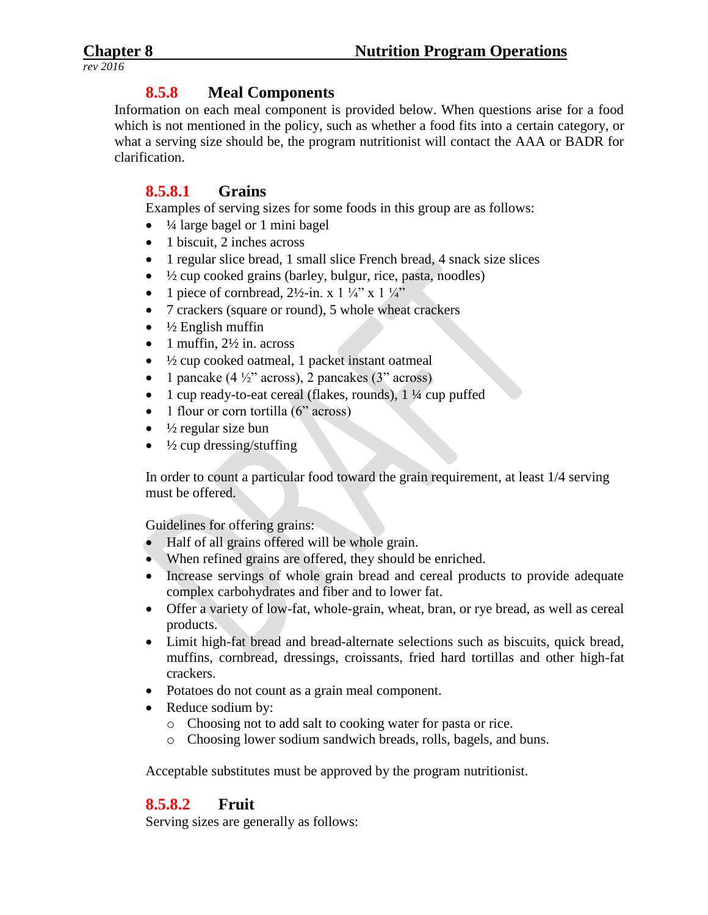### 8.5.8 Meal Components

Information on each meal component is provided below. When questions arise for a food which is not mentioned in the policy, such as whether a food fits into a certain category, or what a serving size should be, the program nutritionist will contact the AAA or BADR for clarification.

#### 8.5.8.1 Grains

Examples of serving sizes for some foods in this group are as follows:

- ¼ large bagel or 1 mini bagel
- 1 biscuit, 2 inches across
- 1 regular slice bread, 1 small slice French bread, 4 snack size slices
- ½ cup cooked grains (barley, bulgur, rice, pasta, noodles)
- 1 piece of cornbread, 2½-in. x 1 ¼" x 1 ¼"
- 7 crackers (square or round), 5 whole wheat crackers
- ½ English muffin
- 1 muffin, 2½ in. across
- ½ cup cooked oatmeal, 1 packet instant oatmeal
- 1 pancake (4 ½" across), 2 pancakes (3" across)
- 1 cup ready-to-eat cereal (flakes, rounds), 1 ¼ cup puffed
- 1 flour or corn tortilla (6" across)
- ½ regular size bun
- ½ cup dressing/stuffing

In order to count a particular food toward the grain requirement, at least 1/4 serving must be offered.

Guidelines for offering grains:

- Half of all grains offered will be whole grain.
- When refined grains are offered, they should be enriched.
- Increase servings of whole grain bread and cereal products to provide adequate complex carbohydrates and fiber and to lower fat.
- Offer a variety of low-fat, whole-grain, wheat, bran, or rye bread, as well as cereal products.
- Limit high-fat bread and bread-alternate selections such as biscuits, quick bread, muffins, cornbread, dressings, croissants, fried hard tortillas and other high-fat crackers.
- Potatoes do not count as a grain meal component.
- Reduce sodium by:
  - Choosing not to add salt to cooking water for pasta or rice.
  - Choosing lower sodium sandwich breads, rolls, bagels, and buns.

Acceptable substitutes must be approved by the program nutritionist.

#### 8.5.8.2 Fruit

Serving sizes are generally as follows: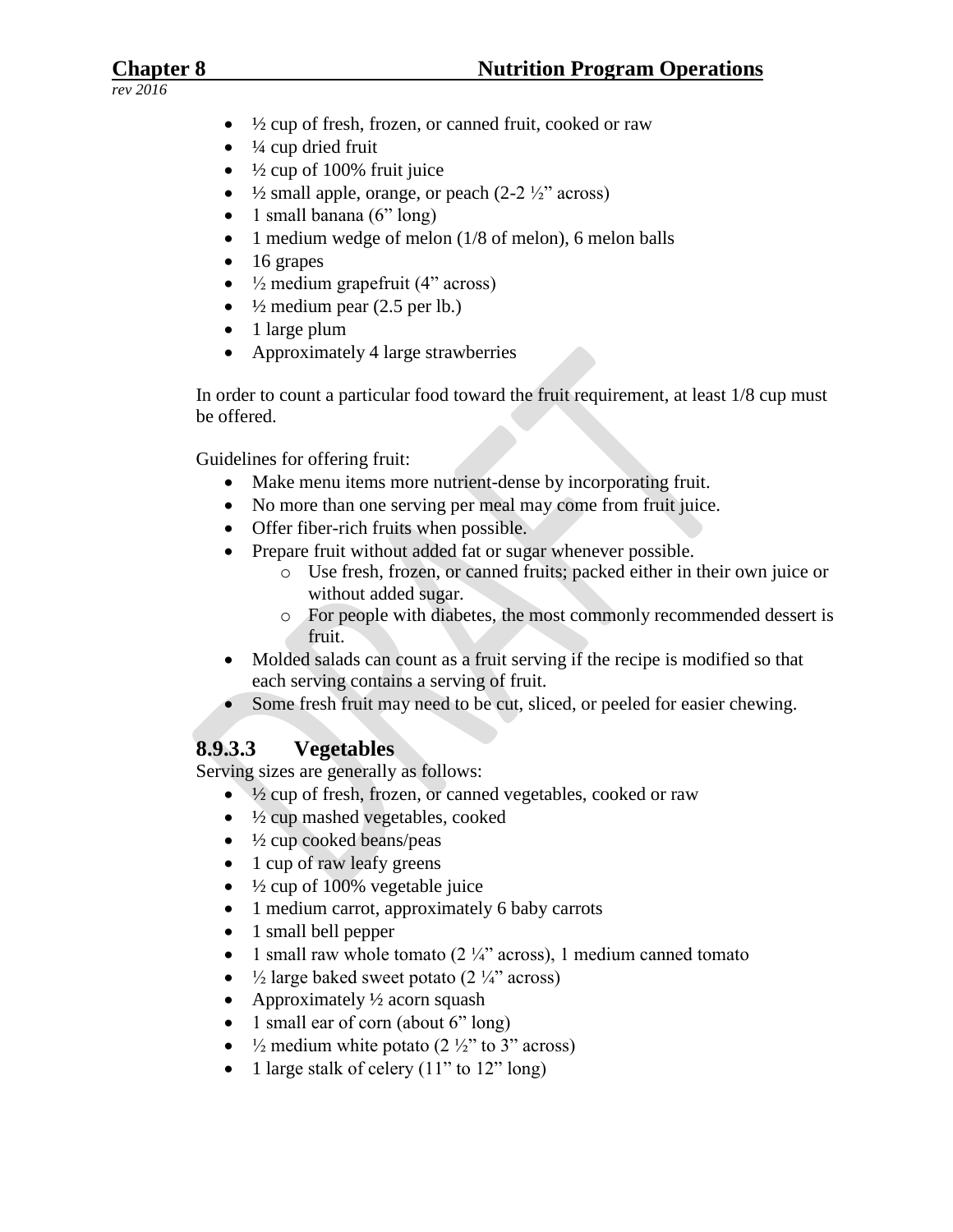- ½ cup of fresh, frozen, or canned fruit, cooked or raw
- ¼ cup dried fruit
- ½ cup of 100% fruit juice
- ½ small apple, orange, or peach (2-2 ½" across)
- 1 small banana (6" long)
- 1 medium wedge of melon (1/8 of melon), 6 melon balls
- 16 grapes
- ½ medium grapefruit (4" across)
- ½ medium pear (2.5 per lb.)
- 1 large plum
- Approximately 4 large strawberries

In order to count a particular food toward the fruit requirement, at least 1/8 cup must be offered.

Guidelines for offering fruit:

- Make menu items more nutrient-dense by incorporating fruit.
- No more than one serving per meal may come from fruit juice.
- Offer fiber-rich fruits when possible.
- Prepare fruit without added fat or sugar whenever possible.
  - Use fresh, frozen, or canned fruits; packed either in their own juice or without added sugar.
  - For people with diabetes, the most commonly recommended dessert is fruit.
- Molded salads can count as a fruit serving if the recipe is modified so that each serving contains a serving of fruit.
- Some fresh fruit may need to be cut, sliced, or peeled for easier chewing.

### 8.9.3.3 Vegetables

Serving sizes are generally as follows:

- ½ cup of fresh, frozen, or canned vegetables, cooked or raw
- ½ cup mashed vegetables, cooked
- ½ cup cooked beans/peas
- 1 cup of raw leafy greens
- ½ cup of 100% vegetable juice
- 1 medium carrot, approximately 6 baby carrots
- 1 small bell pepper
- 1 small raw whole tomato (2 ¼" across), 1 medium canned tomato
- ½ large baked sweet potato (2 ¼" across)
- Approximately ½ acorn squash
- 1 small ear of corn (about 6" long)
- ½ medium white potato (2 ½" to 3" across)
- 1 large stalk of celery (11" to 12" long)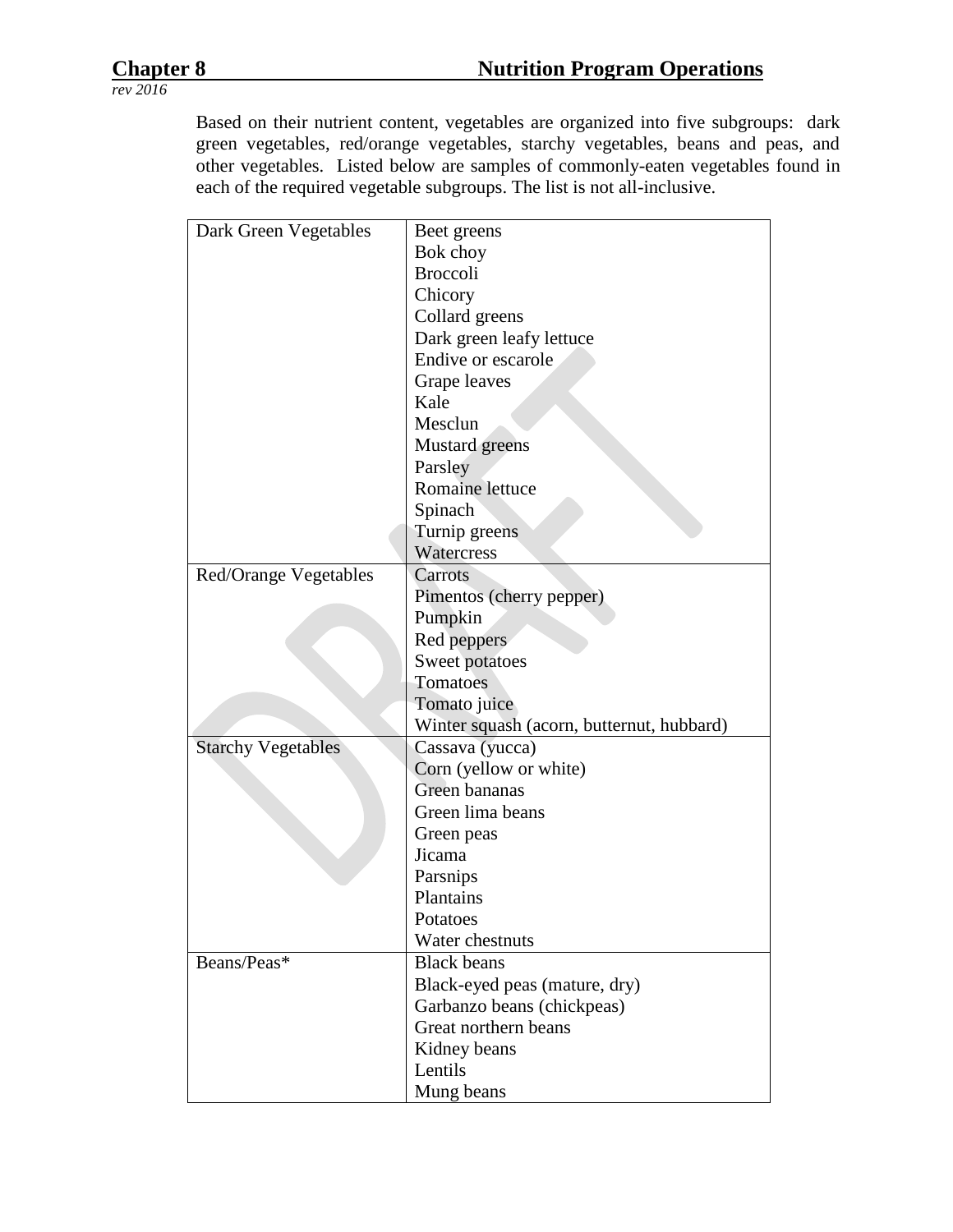Based on their nutrient content, vegetables are organized into five subgroups: dark green vegetables, red/orange vegetables, starchy vegetables, beans and peas, and other vegetables. Listed below are samples of commonly-eaten vegetables found in each of the required vegetable subgroups. The list is not all-inclusive.

| | |
|---|---|
| Dark Green Vegetables | Beet greens<br>Bok choy<br>Broccoli<br>Chicory<br>Collard greens<br>Dark green leafy lettuce<br>Endive or escarole<br>Grape leaves<br>Kale<br>Mesclun<br>Mustard greens<br>Parsley<br>Romaine lettuce<br>Spinach<br>Turnip greens<br>Watercress |
| Red/Orange Vegetables | Carrots<br>Pimentos (cherry pepper)<br>Pumpkin<br>Red peppers<br>Sweet potatoes<br>Tomatoes<br>Tomato juice<br>Winter squash (acorn, butternut, hubbard) |
| Starchy Vegetables | Cassava (yucca)<br>Corn (yellow or white)<br>Green bananas<br>Green lima beans<br>Green peas<br>Jicama<br>Parsnips<br>Plantains<br>Potatoes<br>Water chestnuts |
| Beans/Peas* | Black beans<br>Black-eyed peas (mature, dry)<br>Garbanzo beans (chickpeas)<br>Great northern beans<br>Kidney beans<br>Lentils<br>Mung beans |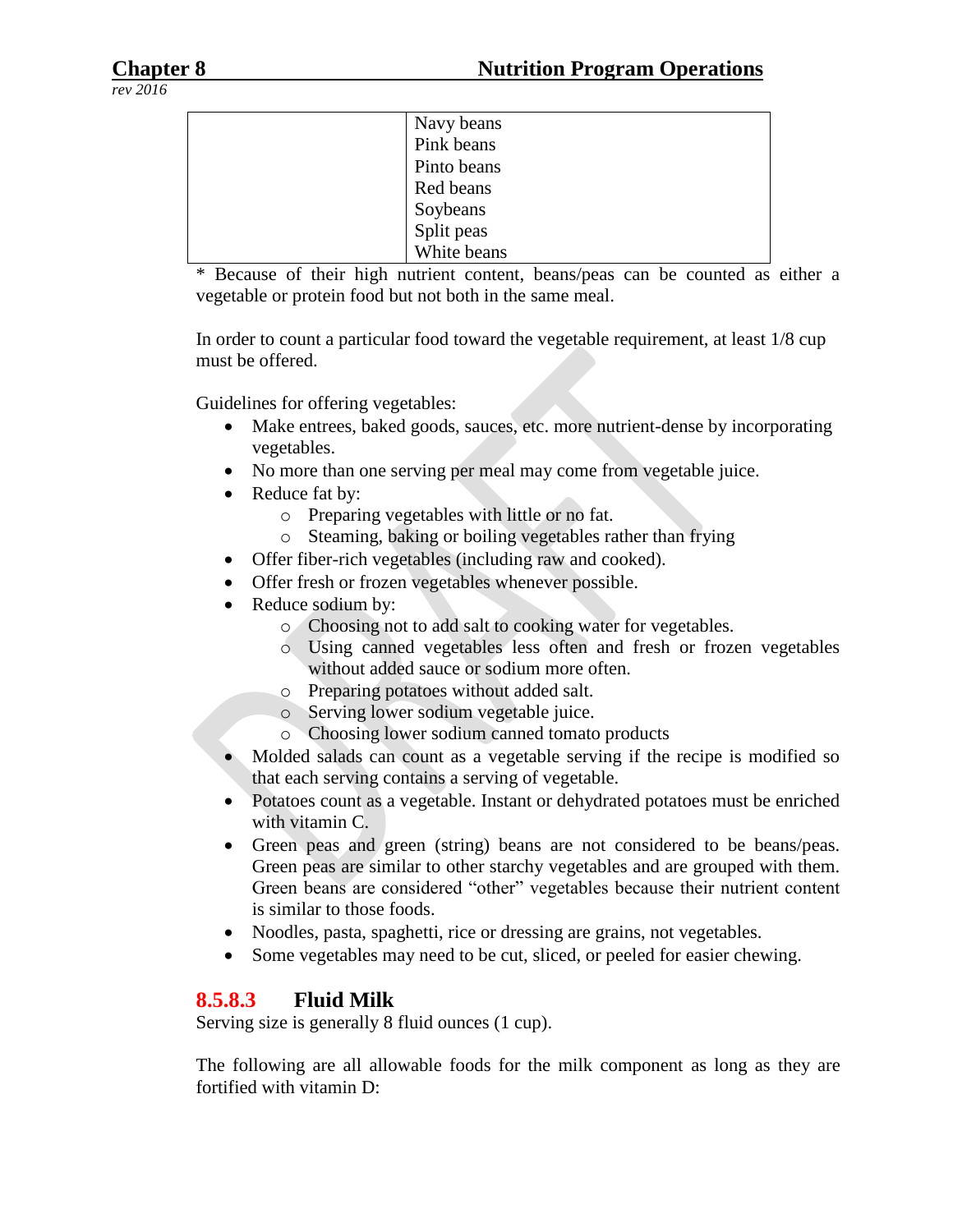|  | Navy beans<br>Pink beans<br>Pinto beans<br>Red beans<br>Soybeans<br>Split peas<br>White beans |
|---|---|

* Because of their high nutrient content, beans/peas can be counted as either a vegetable or protein food but not both in the same meal.

In order to count a particular food toward the vegetable requirement, at least 1/8 cup must be offered.

Guidelines for offering vegetables:

- Make entrees, baked goods, sauces, etc. more nutrient-dense by incorporating vegetables.
- No more than one serving per meal may come from vegetable juice.
- Reduce fat by:
    - Preparing vegetables with little or no fat.
    - Steaming, baking or boiling vegetables rather than frying
- Offer fiber-rich vegetables (including raw and cooked).
- Offer fresh or frozen vegetables whenever possible.
- Reduce sodium by:
    - Choosing not to add salt to cooking water for vegetables.
    - Using canned vegetables less often and fresh or frozen vegetables without added sauce or sodium more often.
    - Preparing potatoes without added salt.
    - Serving lower sodium vegetable juice.
    - Choosing lower sodium canned tomato products
- Molded salads can count as a vegetable serving if the recipe is modified so that each serving contains a serving of vegetable.
- Potatoes count as a vegetable. Instant or dehydrated potatoes must be enriched with vitamin C.
- Green peas and green (string) beans are not considered to be beans/peas. Green peas are similar to other starchy vegetables and are grouped with them. Green beans are considered "other" vegetables because their nutrient content is similar to those foods.
- Noodles, pasta, spaghetti, rice or dressing are grains, not vegetables.
- Some vegetables may need to be cut, sliced, or peeled for easier chewing.

### 8.5.8.3 Fluid Milk

Serving size is generally 8 fluid ounces (1 cup).

The following are all allowable foods for the milk component as long as they are fortified with vitamin D: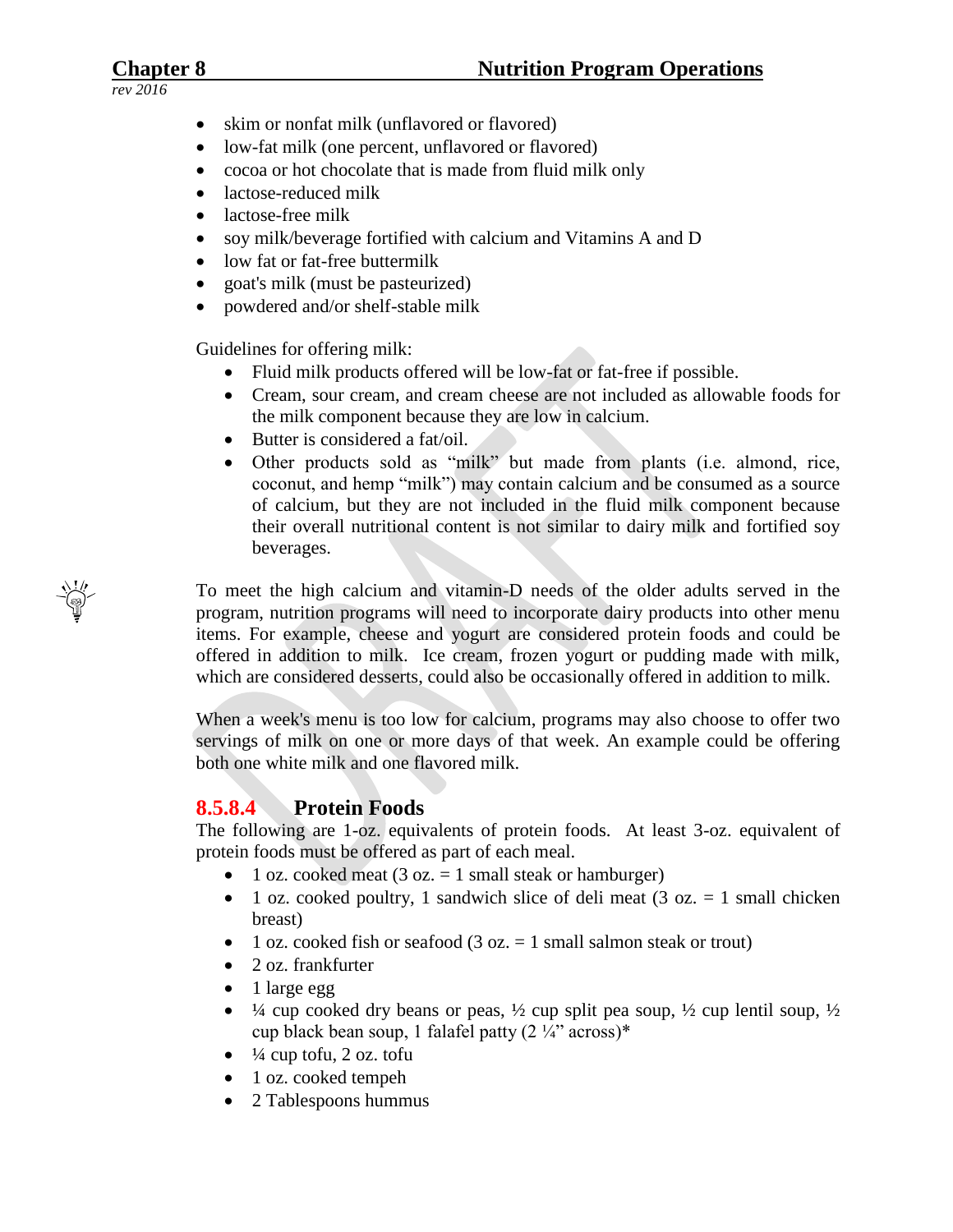- skim or nonfat milk (unflavored or flavored)
- low-fat milk (one percent, unflavored or flavored)
- cocoa or hot chocolate that is made from fluid milk only
- lactose-reduced milk
- lactose-free milk
- soy milk/beverage fortified with calcium and Vitamins A and D
- low fat or fat-free buttermilk
- goat's milk (must be pasteurized)
- powdered and/or shelf-stable milk

Guidelines for offering milk:

- Fluid milk products offered will be low-fat or fat-free if possible.
- Cream, sour cream, and cream cheese are not included as allowable foods for the milk component because they are low in calcium.
- Butter is considered a fat/oil.
- Other products sold as "milk" but made from plants (i.e. almond, rice, coconut, and hemp "milk") may contain calcium and be consumed as a source of calcium, but they are not included in the fluid milk component because their overall nutritional content is not similar to dairy milk and fortified soy beverages.

To meet the high calcium and vitamin-D needs of the older adults served in the program, nutrition programs will need to incorporate dairy products into other menu items. For example, cheese and yogurt are considered protein foods and could be offered in addition to milk. Ice cream, frozen yogurt or pudding made with milk, which are considered desserts, could also be occasionally offered in addition to milk.

When a week's menu is too low for calcium, programs may also choose to offer two servings of milk on one or more days of that week. An example could be offering both one white milk and one flavored milk.

### 8.5.8.4 Protein Foods

The following are 1-oz. equivalents of protein foods. At least 3-oz. equivalent of protein foods must be offered as part of each meal.

- 1 oz. cooked meat (3 oz. = 1 small steak or hamburger)
- 1 oz. cooked poultry, 1 sandwich slice of deli meat (3 oz. = 1 small chicken breast)
- 1 oz. cooked fish or seafood (3 oz. = 1 small salmon steak or trout)
- 2 oz. frankfurter
- 1 large egg
- ¼ cup cooked dry beans or peas, ½ cup split pea soup, ½ cup lentil soup, ½ cup black bean soup, 1 falafel patty (2 ¼" across)*
- ¼ cup tofu, 2 oz. tofu
- 1 oz. cooked tempeh
- 2 Tablespoons hummus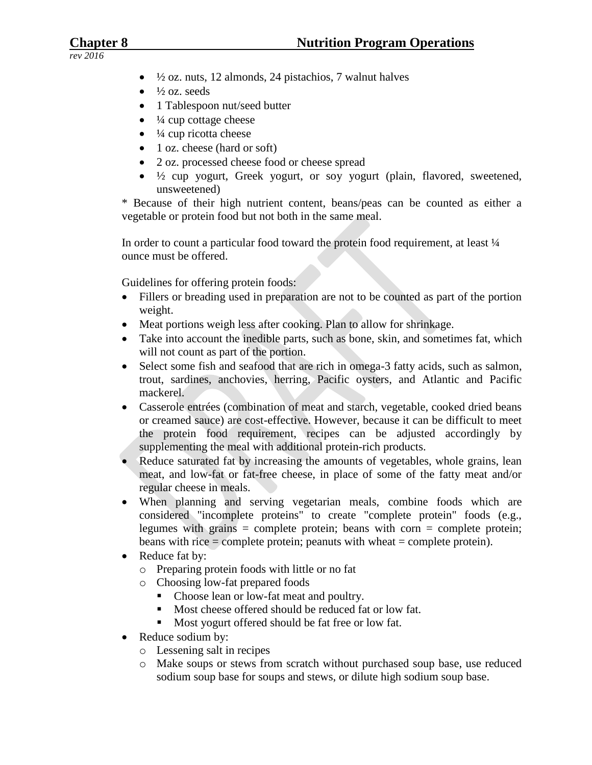- ½ oz. nuts, 12 almonds, 24 pistachios, 7 walnut halves
- ½ oz. seeds
- 1 Tablespoon nut/seed butter
- ¼ cup cottage cheese
- ¼ cup ricotta cheese
- 1 oz. cheese (hard or soft)
- 2 oz. processed cheese food or cheese spread
- ½ cup yogurt, Greek yogurt, or soy yogurt (plain, flavored, sweetened, unsweetened)

* Because of their high nutrient content, beans/peas can be counted as either a vegetable or protein food but not both in the same meal.

In order to count a particular food toward the protein food requirement, at least ¼ ounce must be offered.

Guidelines for offering protein foods:

- Fillers or breading used in preparation are not to be counted as part of the portion weight.
- Meat portions weigh less after cooking. Plan to allow for shrinkage.
- Take into account the inedible parts, such as bone, skin, and sometimes fat, which will not count as part of the portion.
- Select some fish and seafood that are rich in omega-3 fatty acids, such as salmon, trout, sardines, anchovies, herring, Pacific oysters, and Atlantic and Pacific mackerel.
- Casserole entrées (combination of meat and starch, vegetable, cooked dried beans or creamed sauce) are cost-effective. However, because it can be difficult to meet the protein food requirement, recipes can be adjusted accordingly by supplementing the meal with additional protein-rich products.
- Reduce saturated fat by increasing the amounts of vegetables, whole grains, lean meat, and low-fat or fat-free cheese, in place of some of the fatty meat and/or regular cheese in meals.
- When planning and serving vegetarian meals, combine foods which are considered "incomplete proteins" to create "complete protein" foods (e.g., legumes with grains = complete protein; beans with corn = complete protein; beans with rice = complete protein; peanuts with wheat = complete protein).
- Reduce fat by:
  - Preparing protein foods with little or no fat
  - Choosing low-fat prepared foods
    - Choose lean or low-fat meat and poultry.
    - Most cheese offered should be reduced fat or low fat.
    - Most yogurt offered should be fat free or low fat.
- Reduce sodium by:
  - Lessening salt in recipes
  - Make soups or stews from scratch without purchased soup base, use reduced sodium soup base for soups and stews, or dilute high sodium soup base.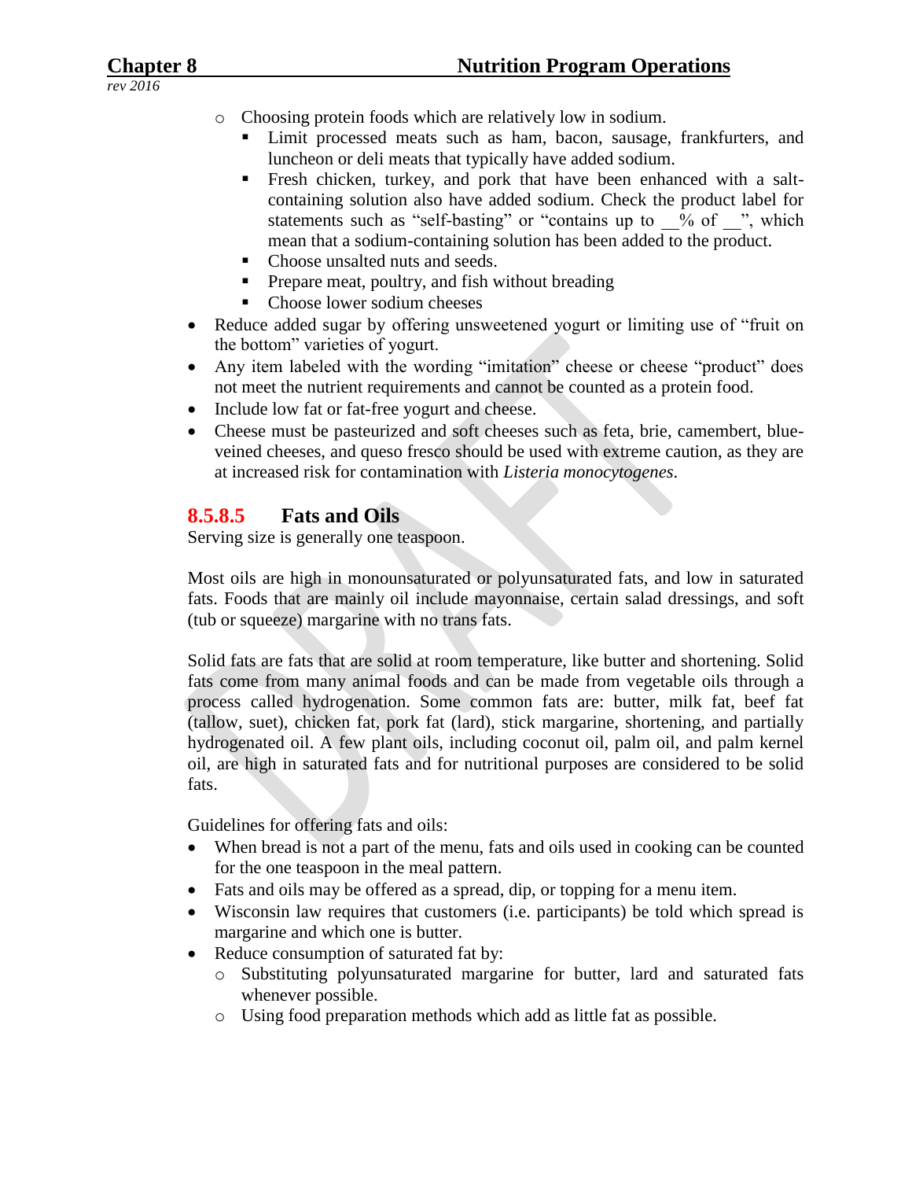- Choosing protein foods which are relatively low in sodium.
  - Limit processed meats such as ham, bacon, sausage, frankfurters, and luncheon or deli meats that typically have added sodium.
  - Fresh chicken, turkey, and pork that have been enhanced with a salt-containing solution also have added sodium. Check the product label for statements such as "self-basting" or "contains up to __% of __", which mean that a sodium-containing solution has been added to the product.
  - Choose unsalted nuts and seeds.
  - Prepare meat, poultry, and fish without breading
  - Choose lower sodium cheeses
- Reduce added sugar by offering unsweetened yogurt or limiting use of "fruit on the bottom" varieties of yogurt.
- Any item labeled with the wording "imitation" cheese or cheese "product" does not meet the nutrient requirements and cannot be counted as a protein food.
- Include low fat or fat-free yogurt and cheese.
- Cheese must be pasteurized and soft cheeses such as feta, brie, camembert, blue-veined cheeses, and queso fresco should be used with extreme caution, as they are at increased risk for contamination with *Listeria monocytogenes*.

### 8.5.8.5 Fats and Oils

Serving size is generally one teaspoon.

Most oils are high in monounsaturated or polyunsaturated fats, and low in saturated fats. Foods that are mainly oil include mayonnaise, certain salad dressings, and soft (tub or squeeze) margarine with no trans fats.

Solid fats are fats that are solid at room temperature, like butter and shortening. Solid fats come from many animal foods and can be made from vegetable oils through a process called hydrogenation. Some common fats are: butter, milk fat, beef fat (tallow, suet), chicken fat, pork fat (lard), stick margarine, shortening, and partially hydrogenated oil. A few plant oils, including coconut oil, palm oil, and palm kernel oil, are high in saturated fats and for nutritional purposes are considered to be solid fats.

Guidelines for offering fats and oils:

- When bread is not a part of the menu, fats and oils used in cooking can be counted for the one teaspoon in the meal pattern.
- Fats and oils may be offered as a spread, dip, or topping for a menu item.
- Wisconsin law requires that customers (i.e. participants) be told which spread is margarine and which one is butter.
- Reduce consumption of saturated fat by:
  - Substituting polyunsaturated margarine for butter, lard and saturated fats whenever possible.
  - Using food preparation methods which add as little fat as possible.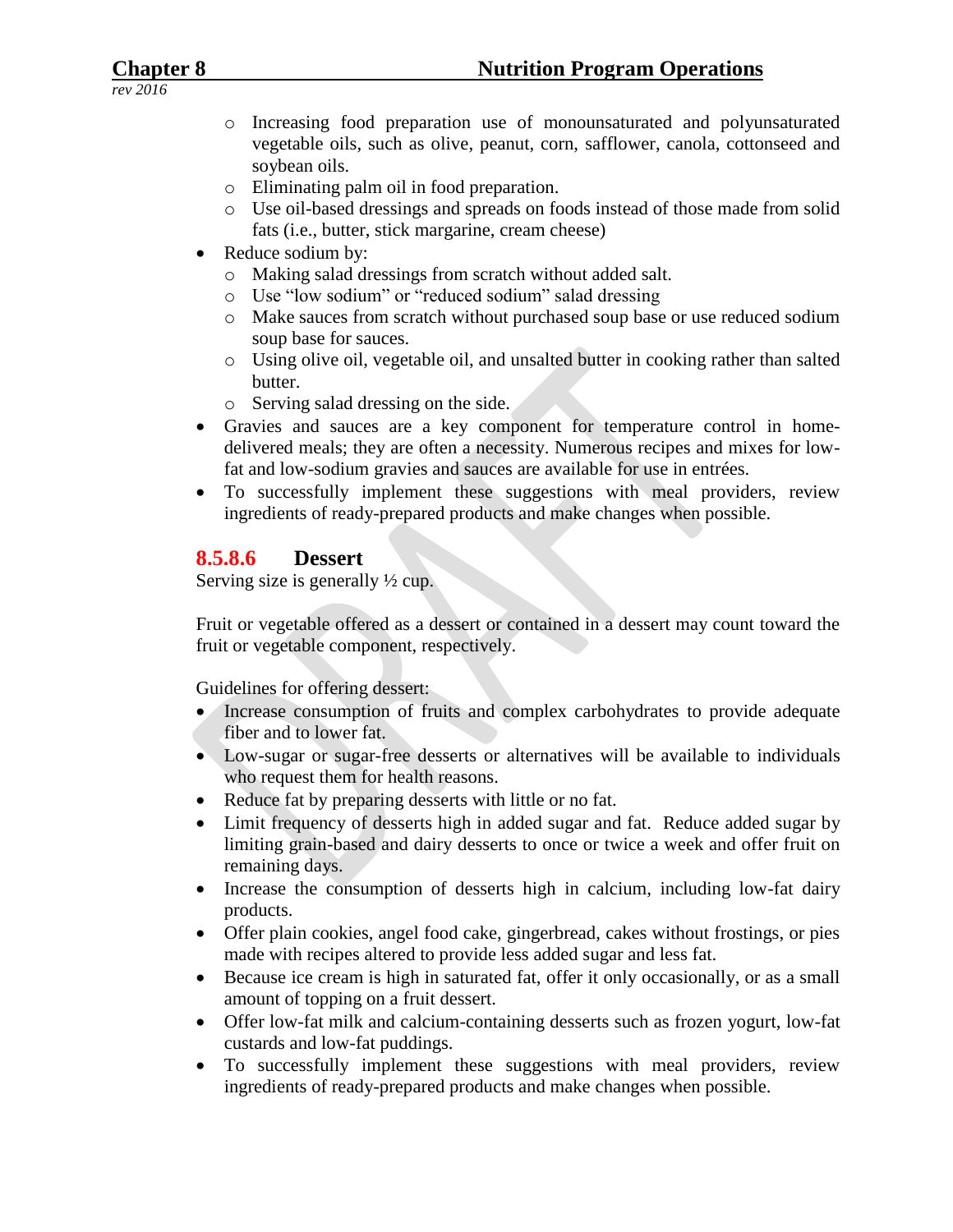- Increasing food preparation use of monounsaturated and polyunsaturated vegetable oils, such as olive, peanut, corn, safflower, canola, cottonseed and soybean oils.
  - Eliminating palm oil in food preparation.
  - Use oil-based dressings and spreads on foods instead of those made from solid fats (i.e., butter, stick margarine, cream cheese)
- Reduce sodium by:
  - Making salad dressings from scratch without added salt.
  - Use "low sodium" or "reduced sodium" salad dressing
  - Make sauces from scratch without purchased soup base or use reduced sodium soup base for sauces.
  - Using olive oil, vegetable oil, and unsalted butter in cooking rather than salted butter.
  - Serving salad dressing on the side.
- Gravies and sauces are a key component for temperature control in home-delivered meals; they are often a necessity. Numerous recipes and mixes for low-fat and low-sodium gravies and sauces are available for use in entrées.
- To successfully implement these suggestions with meal providers, review ingredients of ready-prepared products and make changes when possible.

### 8.5.8.6 Dessert

Serving size is generally ½ cup.

Fruit or vegetable offered as a dessert or contained in a dessert may count toward the fruit or vegetable component, respectively.

Guidelines for offering dessert:

- Increase consumption of fruits and complex carbohydrates to provide adequate fiber and to lower fat.
- Low-sugar or sugar-free desserts or alternatives will be available to individuals who request them for health reasons.
- Reduce fat by preparing desserts with little or no fat.
- Limit frequency of desserts high in added sugar and fat. Reduce added sugar by limiting grain-based and dairy desserts to once or twice a week and offer fruit on remaining days.
- Increase the consumption of desserts high in calcium, including low-fat dairy products.
- Offer plain cookies, angel food cake, gingerbread, cakes without frostings, or pies made with recipes altered to provide less added sugar and less fat.
- Because ice cream is high in saturated fat, offer it only occasionally, or as a small amount of topping on a fruit dessert.
- Offer low-fat milk and calcium-containing desserts such as frozen yogurt, low-fat custards and low-fat puddings.
- To successfully implement these suggestions with meal providers, review ingredients of ready-prepared products and make changes when possible.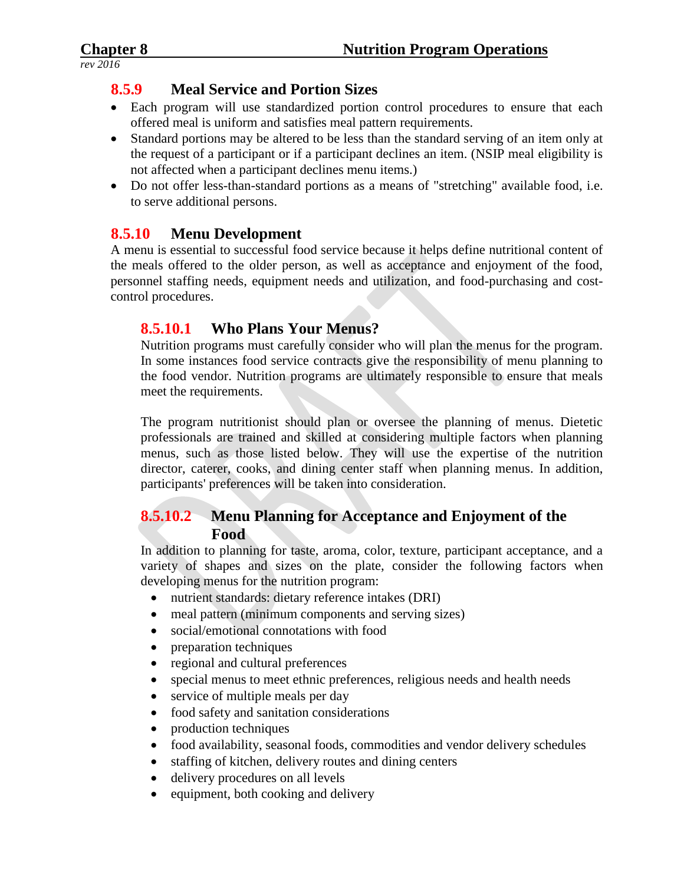### 8.5.9 Meal Service and Portion Sizes

- Each program will use standardized portion control procedures to ensure that each offered meal is uniform and satisfies meal pattern requirements.
- Standard portions may be altered to be less than the standard serving of an item only at the request of a participant or if a participant declines an item. (NSIP meal eligibility is not affected when a participant declines menu items.)
- Do not offer less-than-standard portions as a means of "stretching" available food, i.e. to serve additional persons.

### 8.5.10 Menu Development

A menu is essential to successful food service because it helps define nutritional content of the meals offered to the older person, as well as acceptance and enjoyment of the food, personnel staffing needs, equipment needs and utilization, and food-purchasing and cost-control procedures.

#### 8.5.10.1 Who Plans Your Menus?

Nutrition programs must carefully consider who will plan the menus for the program. In some instances food service contracts give the responsibility of menu planning to the food vendor. Nutrition programs are ultimately responsible to ensure that meals meet the requirements.

The program nutritionist should plan or oversee the planning of menus. Dietetic professionals are trained and skilled at considering multiple factors when planning menus, such as those listed below. They will use the expertise of the nutrition director, caterer, cooks, and dining center staff when planning menus. In addition, participants' preferences will be taken into consideration.

#### 8.5.10.2 Menu Planning for Acceptance and Enjoyment of the Food

In addition to planning for taste, aroma, color, texture, participant acceptance, and a variety of shapes and sizes on the plate, consider the following factors when developing menus for the nutrition program:

- nutrient standards: dietary reference intakes (DRI)
- meal pattern (minimum components and serving sizes)
- social/emotional connotations with food
- preparation techniques
- regional and cultural preferences
- special menus to meet ethnic preferences, religious needs and health needs
- service of multiple meals per day
- food safety and sanitation considerations
- production techniques
- food availability, seasonal foods, commodities and vendor delivery schedules
- staffing of kitchen, delivery routes and dining centers
- delivery procedures on all levels
- equipment, both cooking and delivery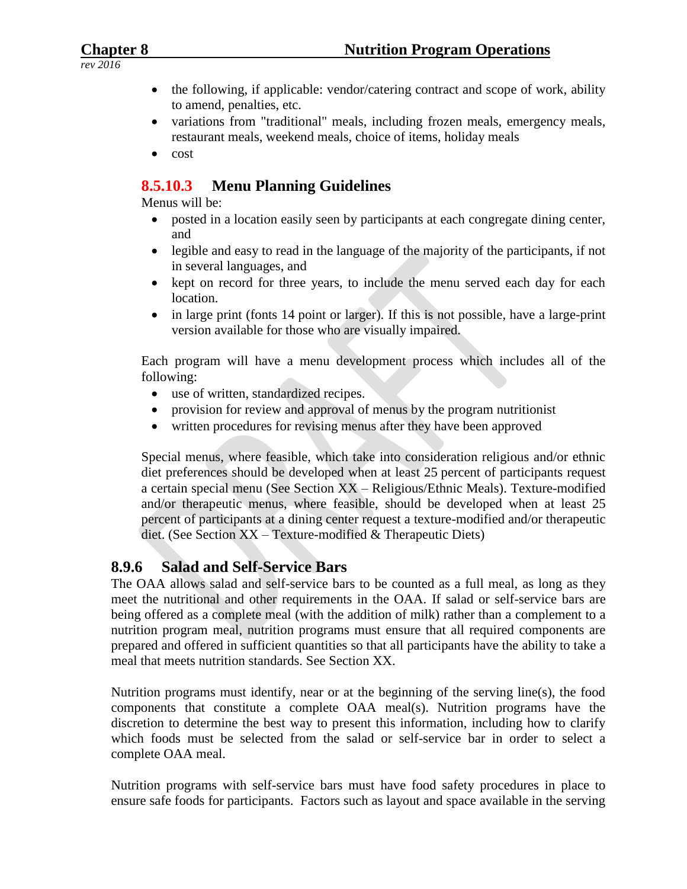- the following, if applicable: vendor/catering contract and scope of work, ability to amend, penalties, etc.
- variations from "traditional" meals, including frozen meals, emergency meals, restaurant meals, weekend meals, choice of items, holiday meals
- cost

### 8.5.10.3 Menu Planning Guidelines

Menus will be:

- posted in a location easily seen by participants at each congregate dining center, and
- legible and easy to read in the language of the majority of the participants, if not in several languages, and
- kept on record for three years, to include the menu served each day for each location.
- in large print (fonts 14 point or larger). If this is not possible, have a large-print version available for those who are visually impaired.

Each program will have a menu development process which includes all of the following:

- use of written, standardized recipes.
- provision for review and approval of menus by the program nutritionist
- written procedures for revising menus after they have been approved

Special menus, where feasible, which take into consideration religious and/or ethnic diet preferences should be developed when at least 25 percent of participants request a certain special menu (See Section XX – Religious/Ethnic Meals). Texture-modified and/or therapeutic menus, where feasible, should be developed when at least 25 percent of participants at a dining center request a texture-modified and/or therapeutic diet. (See Section XX – Texture-modified & Therapeutic Diets)

## 8.9.6 Salad and Self-Service Bars

The OAA allows salad and self-service bars to be counted as a full meal, as long as they meet the nutritional and other requirements in the OAA. If salad or self-service bars are being offered as a complete meal (with the addition of milk) rather than a complement to a nutrition program meal, nutrition programs must ensure that all required components are prepared and offered in sufficient quantities so that all participants have the ability to take a meal that meets nutrition standards. See Section XX.

Nutrition programs must identify, near or at the beginning of the serving line(s), the food components that constitute a complete OAA meal(s). Nutrition programs have the discretion to determine the best way to present this information, including how to clarify which foods must be selected from the salad or self-service bar in order to select a complete OAA meal.

Nutrition programs with self-service bars must have food safety procedures in place to ensure safe foods for participants. Factors such as layout and space available in the serving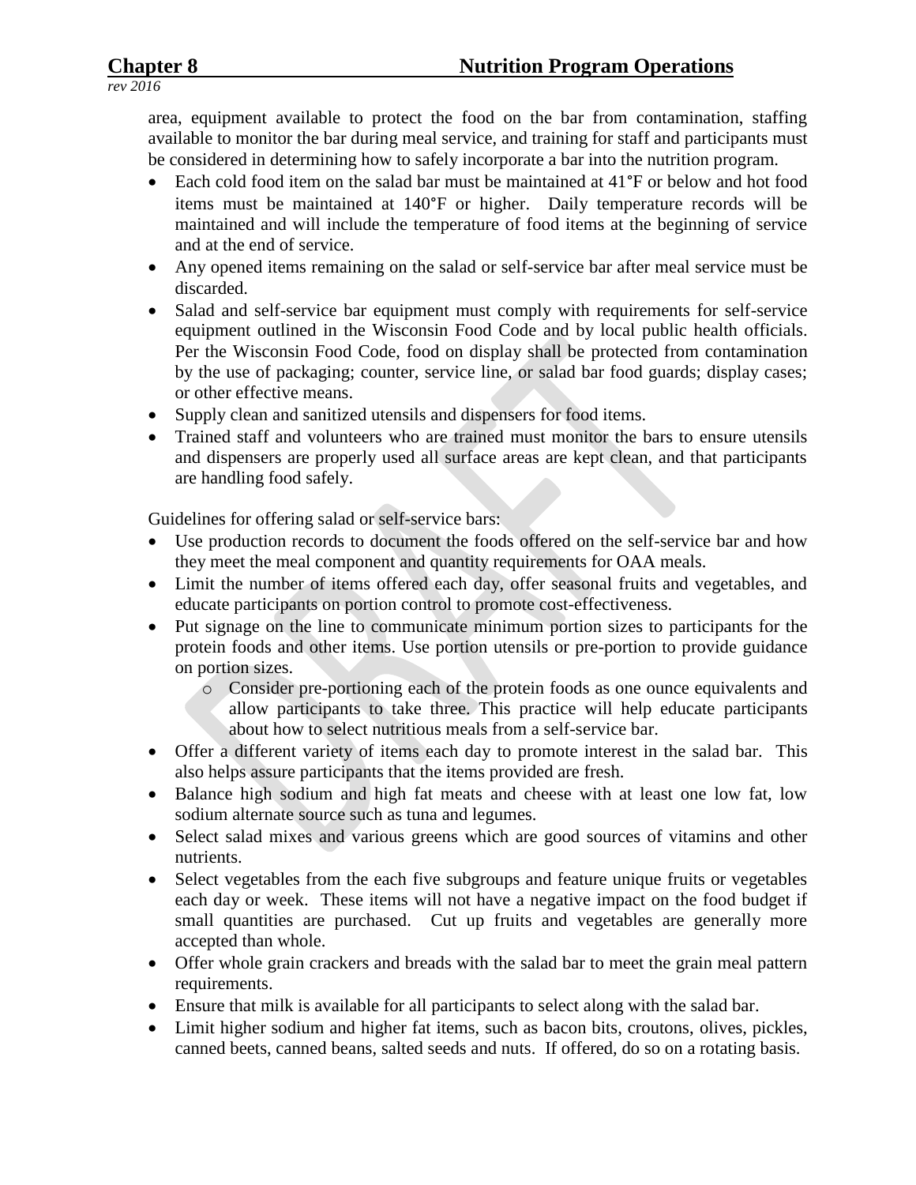area, equipment available to protect the food on the bar from contamination, staffing available to monitor the bar during meal service, and training for staff and participants must be considered in determining how to safely incorporate a bar into the nutrition program.

- Each cold food item on the salad bar must be maintained at 41°F or below and hot food items must be maintained at 140°F or higher. Daily temperature records will be maintained and will include the temperature of food items at the beginning of service and at the end of service.
- Any opened items remaining on the salad or self-service bar after meal service must be discarded.
- Salad and self-service bar equipment must comply with requirements for self-service equipment outlined in the Wisconsin Food Code and by local public health officials. Per the Wisconsin Food Code, food on display shall be protected from contamination by the use of packaging; counter, service line, or salad bar food guards; display cases; or other effective means.
- Supply clean and sanitized utensils and dispensers for food items.
- Trained staff and volunteers who are trained must monitor the bars to ensure utensils and dispensers are properly used all surface areas are kept clean, and that participants are handling food safely.

Guidelines for offering salad or self-service bars:

- Use production records to document the foods offered on the self-service bar and how they meet the meal component and quantity requirements for OAA meals.
- Limit the number of items offered each day, offer seasonal fruits and vegetables, and educate participants on portion control to promote cost-effectiveness.
- Put signage on the line to communicate minimum portion sizes to participants for the protein foods and other items. Use portion utensils or pre-portion to provide guidance on portion sizes.
  - Consider pre-portioning each of the protein foods as one ounce equivalents and allow participants to take three. This practice will help educate participants about how to select nutritious meals from a self-service bar.
- Offer a different variety of items each day to promote interest in the salad bar. This also helps assure participants that the items provided are fresh.
- Balance high sodium and high fat meats and cheese with at least one low fat, low sodium alternate source such as tuna and legumes.
- Select salad mixes and various greens which are good sources of vitamins and other nutrients.
- Select vegetables from the each five subgroups and feature unique fruits or vegetables each day or week. These items will not have a negative impact on the food budget if small quantities are purchased. Cut up fruits and vegetables are generally more accepted than whole.
- Offer whole grain crackers and breads with the salad bar to meet the grain meal pattern requirements.
- Ensure that milk is available for all participants to select along with the salad bar.
- Limit higher sodium and higher fat items, such as bacon bits, croutons, olives, pickles, canned beets, canned beans, salted seeds and nuts. If offered, do so on a rotating basis.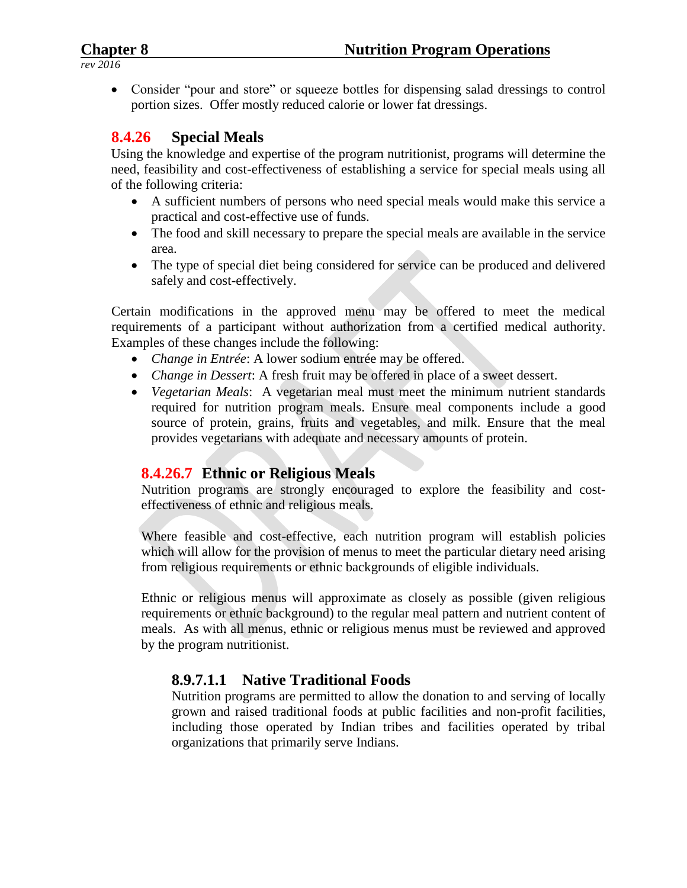- Consider “pour and store” or squeeze bottles for dispensing salad dressings to control portion sizes. Offer mostly reduced calorie or lower fat dressings.

## 8.4.26 Special Meals

Using the knowledge and expertise of the program nutritionist, programs will determine the need, feasibility and cost-effectiveness of establishing a service for special meals using all of the following criteria:

- A sufficient numbers of persons who need special meals would make this service a practical and cost-effective use of funds.
- The food and skill necessary to prepare the special meals are available in the service area.
- The type of special diet being considered for service can be produced and delivered safely and cost-effectively.

Certain modifications in the approved menu may be offered to meet the medical requirements of a participant without authorization from a certified medical authority. Examples of these changes include the following:

- *Change in Entrée*: A lower sodium entrée may be offered.
- *Change in Dessert*: A fresh fruit may be offered in place of a sweet dessert.
- *Vegetarian Meals*: A vegetarian meal must meet the minimum nutrient standards required for nutrition program meals. Ensure meal components include a good source of protein, grains, fruits and vegetables, and milk. Ensure that the meal provides vegetarians with adequate and necessary amounts of protein.

### 8.4.26.7 Ethnic or Religious Meals

Nutrition programs are strongly encouraged to explore the feasibility and cost-effectiveness of ethnic and religious meals.

Where feasible and cost-effective, each nutrition program will establish policies which will allow for the provision of menus to meet the particular dietary need arising from religious requirements or ethnic backgrounds of eligible individuals.

Ethnic or religious menus will approximate as closely as possible (given religious requirements or ethnic background) to the regular meal pattern and nutrient content of meals. As with all menus, ethnic or religious menus must be reviewed and approved by the program nutritionist.

#### 8.9.7.1.1 Native Traditional Foods

Nutrition programs are permitted to allow the donation to and serving of locally grown and raised traditional foods at public facilities and non-profit facilities, including those operated by Indian tribes and facilities operated by tribal organizations that primarily serve Indians.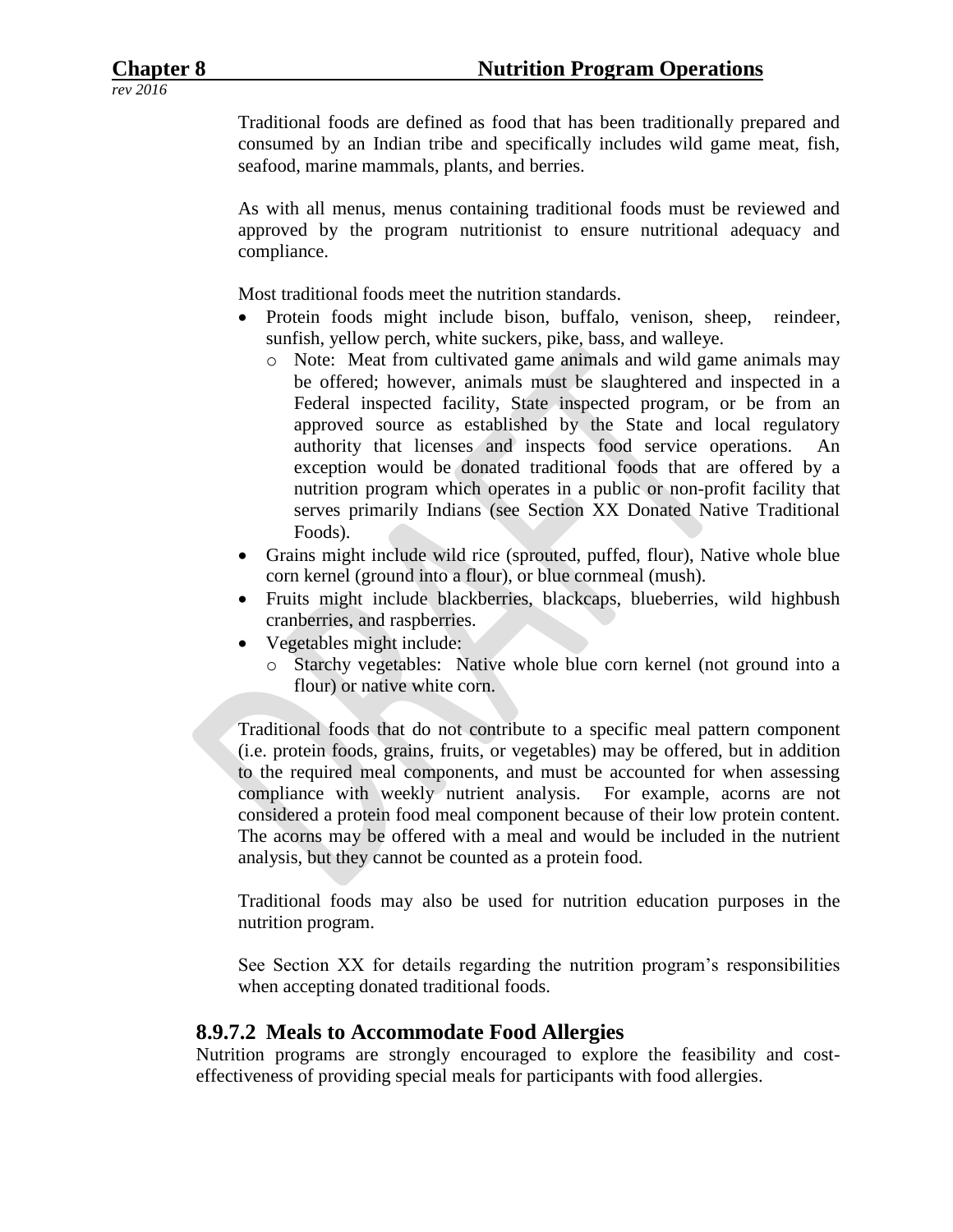Traditional foods are defined as food that has been traditionally prepared and consumed by an Indian tribe and specifically includes wild game meat, fish, seafood, marine mammals, plants, and berries.

As with all menus, menus containing traditional foods must be reviewed and approved by the program nutritionist to ensure nutritional adequacy and compliance.

Most traditional foods meet the nutrition standards.

- Protein foods might include bison, buffalo, venison, sheep, reindeer, sunfish, yellow perch, white suckers, pike, bass, and walleye.
  - Note: Meat from cultivated game animals and wild game animals may be offered; however, animals must be slaughtered and inspected in a Federal inspected facility, State inspected program, or be from an approved source as established by the State and local regulatory authority that licenses and inspects food service operations. An exception would be donated traditional foods that are offered by a nutrition program which operates in a public or non-profit facility that serves primarily Indians (see Section XX Donated Native Traditional Foods).
- Grains might include wild rice (sprouted, puffed, flour), Native whole blue corn kernel (ground into a flour), or blue cornmeal (mush).
- Fruits might include blackberries, blackcaps, blueberries, wild highbush cranberries, and raspberries.
- Vegetables might include:
  - Starchy vegetables: Native whole blue corn kernel (not ground into a flour) or native white corn.

Traditional foods that do not contribute to a specific meal pattern component (i.e. protein foods, grains, fruits, or vegetables) may be offered, but in addition to the required meal components, and must be accounted for when assessing compliance with weekly nutrient analysis. For example, acorns are not considered a protein food meal component because of their low protein content. The acorns may be offered with a meal and would be included in the nutrient analysis, but they cannot be counted as a protein food.

Traditional foods may also be used for nutrition education purposes in the nutrition program.

See Section XX for details regarding the nutrition program's responsibilities when accepting donated traditional foods.

### 8.9.7.2 Meals to Accommodate Food Allergies

Nutrition programs are strongly encouraged to explore the feasibility and cost-effectiveness of providing special meals for participants with food allergies.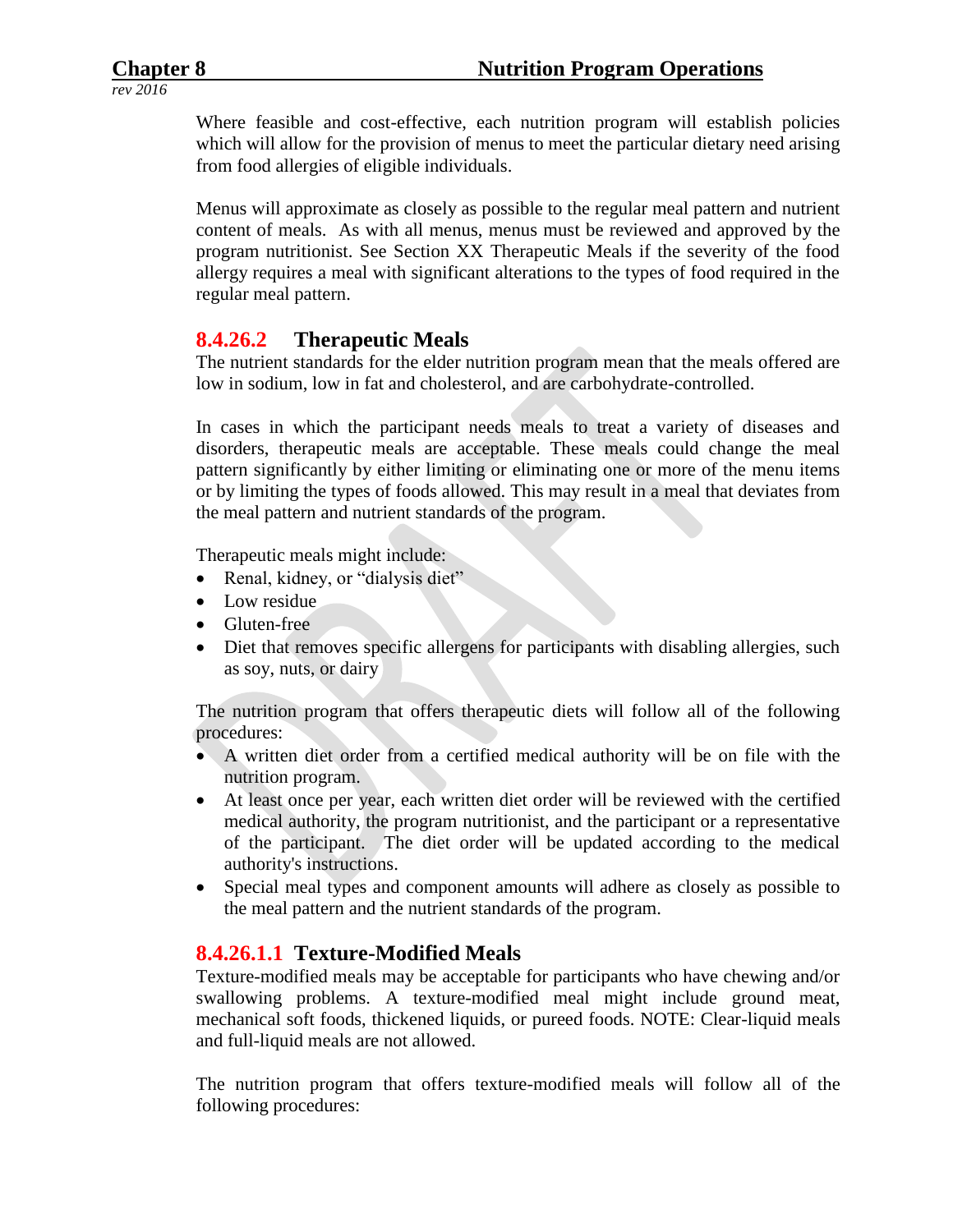Where feasible and cost-effective, each nutrition program will establish policies which will allow for the provision of menus to meet the particular dietary need arising from food allergies of eligible individuals.

Menus will approximate as closely as possible to the regular meal pattern and nutrient content of meals. As with all menus, menus must be reviewed and approved by the program nutritionist. See Section XX Therapeutic Meals if the severity of the food allergy requires a meal with significant alterations to the types of food required in the regular meal pattern.

## 8.4.26.2 Therapeutic Meals

The nutrient standards for the elder nutrition program mean that the meals offered are low in sodium, low in fat and cholesterol, and are carbohydrate-controlled.

In cases in which the participant needs meals to treat a variety of diseases and disorders, therapeutic meals are acceptable. These meals could change the meal pattern significantly by either limiting or eliminating one or more of the menu items or by limiting the types of foods allowed. This may result in a meal that deviates from the meal pattern and nutrient standards of the program.

Therapeutic meals might include:

- Renal, kidney, or "dialysis diet"
- Low residue
- Gluten-free
- Diet that removes specific allergens for participants with disabling allergies, such as soy, nuts, or dairy

The nutrition program that offers therapeutic diets will follow all of the following procedures:

- A written diet order from a certified medical authority will be on file with the nutrition program.
- At least once per year, each written diet order will be reviewed with the certified medical authority, the program nutritionist, and the participant or a representative of the participant. The diet order will be updated according to the medical authority's instructions.
- Special meal types and component amounts will adhere as closely as possible to the meal pattern and the nutrient standards of the program.

## 8.4.26.1.1 Texture-Modified Meals

Texture-modified meals may be acceptable for participants who have chewing and/or swallowing problems. A texture-modified meal might include ground meat, mechanical soft foods, thickened liquids, or pureed foods. NOTE: Clear-liquid meals and full-liquid meals are not allowed.

The nutrition program that offers texture-modified meals will follow all of the following procedures: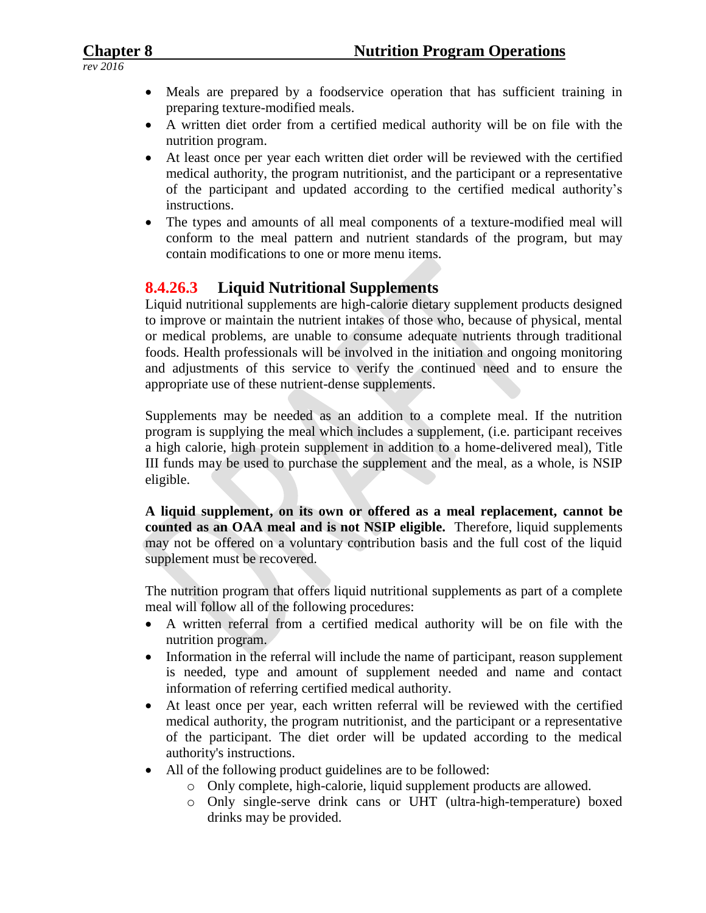- Meals are prepared by a foodservice operation that has sufficient training in preparing texture-modified meals.
- A written diet order from a certified medical authority will be on file with the nutrition program.
- At least once per year each written diet order will be reviewed with the certified medical authority, the program nutritionist, and the participant or a representative of the participant and updated according to the certified medical authority's instructions.
- The types and amounts of all meal components of a texture-modified meal will conform to the meal pattern and nutrient standards of the program, but may contain modifications to one or more menu items.

### 8.4.26.3 Liquid Nutritional Supplements

Liquid nutritional supplements are high-calorie dietary supplement products designed to improve or maintain the nutrient intakes of those who, because of physical, mental or medical problems, are unable to consume adequate nutrients through traditional foods. Health professionals will be involved in the initiation and ongoing monitoring and adjustments of this service to verify the continued need and to ensure the appropriate use of these nutrient-dense supplements.

Supplements may be needed as an addition to a complete meal. If the nutrition program is supplying the meal which includes a supplement, (i.e. participant receives a high calorie, high protein supplement in addition to a home-delivered meal), Title III funds may be used to purchase the supplement and the meal, as a whole, is NSIP eligible.

**A liquid supplement, on its own or offered as a meal replacement, cannot be counted as an OAA meal and is not NSIP eligible.** Therefore, liquid supplements may not be offered on a voluntary contribution basis and the full cost of the liquid supplement must be recovered.

The nutrition program that offers liquid nutritional supplements as part of a complete meal will follow all of the following procedures:

- A written referral from a certified medical authority will be on file with the nutrition program.
- Information in the referral will include the name of participant, reason supplement is needed, type and amount of supplement needed and name and contact information of referring certified medical authority.
- At least once per year, each written referral will be reviewed with the certified medical authority, the program nutritionist, and the participant or a representative of the participant. The diet order will be updated according to the medical authority's instructions.
- All of the following product guidelines are to be followed:
  - Only complete, high-calorie, liquid supplement products are allowed.
  - Only single-serve drink cans or UHT (ultra-high-temperature) boxed drinks may be provided.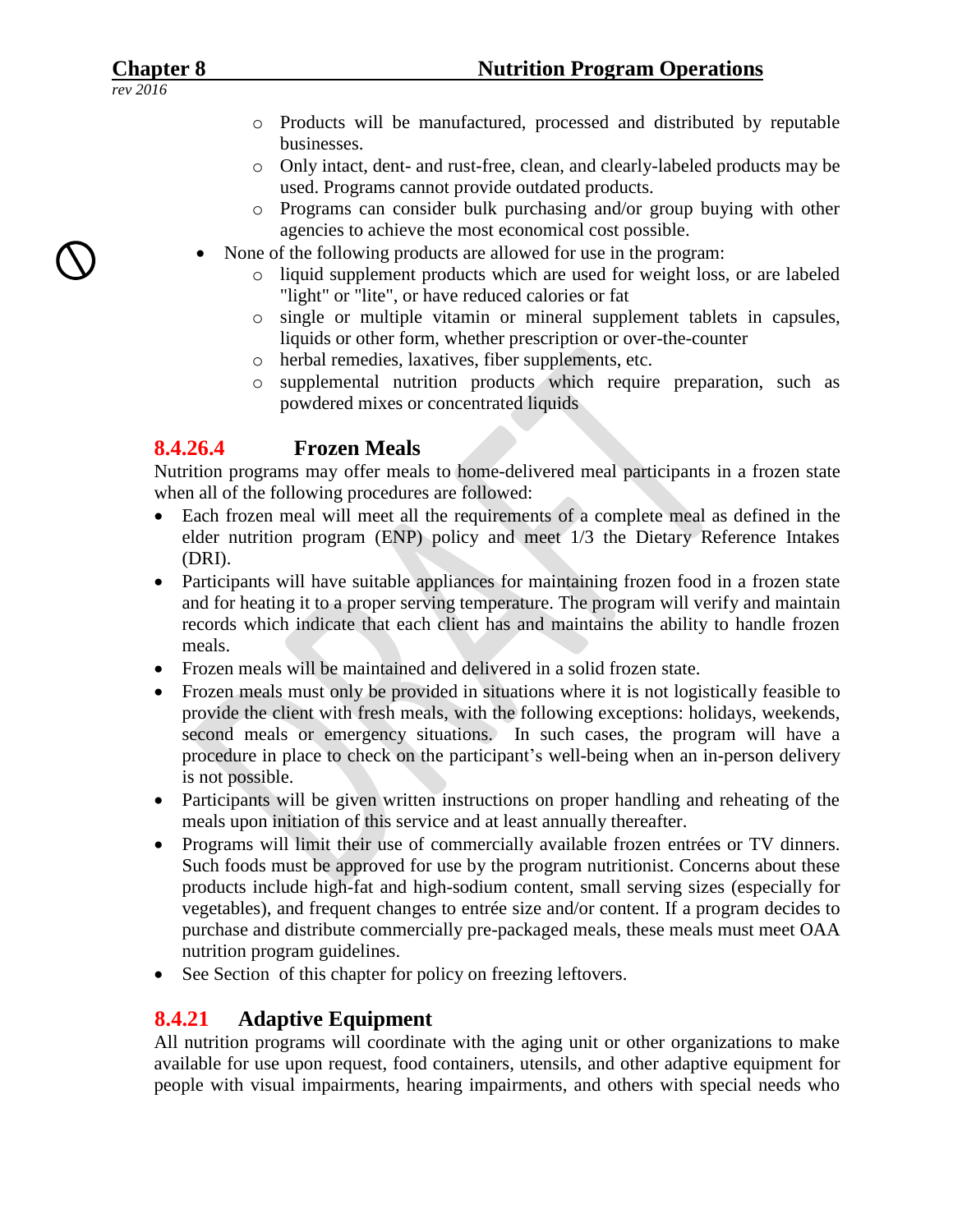- Products will be manufactured, processed and distributed by reputable businesses.
- Only intact, dent- and rust-free, clean, and clearly-labeled products may be used. Programs cannot provide outdated products.
- Programs can consider bulk purchasing and/or group buying with other agencies to achieve the most economical cost possible.

- None of the following products are allowed for use in the program:
  - liquid supplement products which are used for weight loss, or are labeled "light" or "lite", or have reduced calories or fat
  - single or multiple vitamin or mineral supplement tablets in capsules, liquids or other form, whether prescription or over-the-counter
  - herbal remedies, laxatives, fiber supplements, etc.
  - supplemental nutrition products which require preparation, such as powdered mixes or concentrated liquids

### 8.4.26.4 Frozen Meals

Nutrition programs may offer meals to home-delivered meal participants in a frozen state when all of the following procedures are followed:

- Each frozen meal will meet all the requirements of a complete meal as defined in the elder nutrition program (ENP) policy and meet 1/3 the Dietary Reference Intakes (DRI).
- Participants will have suitable appliances for maintaining frozen food in a frozen state and for heating it to a proper serving temperature. The program will verify and maintain records which indicate that each client has and maintains the ability to handle frozen meals.
- Frozen meals will be maintained and delivered in a solid frozen state.
- Frozen meals must only be provided in situations where it is not logistically feasible to provide the client with fresh meals, with the following exceptions: holidays, weekends, second meals or emergency situations. In such cases, the program will have a procedure in place to check on the participant's well-being when an in-person delivery is not possible.
- Participants will be given written instructions on proper handling and reheating of the meals upon initiation of this service and at least annually thereafter.
- Programs will limit their use of commercially available frozen entrées or TV dinners. Such foods must be approved for use by the program nutritionist. Concerns about these products include high-fat and high-sodium content, small serving sizes (especially for vegetables), and frequent changes to entrée size and/or content. If a program decides to purchase and distribute commercially pre-packaged meals, these meals must meet OAA nutrition program guidelines.
- See Section of this chapter for policy on freezing leftovers.

## 8.4.21 Adaptive Equipment

All nutrition programs will coordinate with the aging unit or other organizations to make available for use upon request, food containers, utensils, and other adaptive equipment for people with visual impairments, hearing impairments, and others with special needs who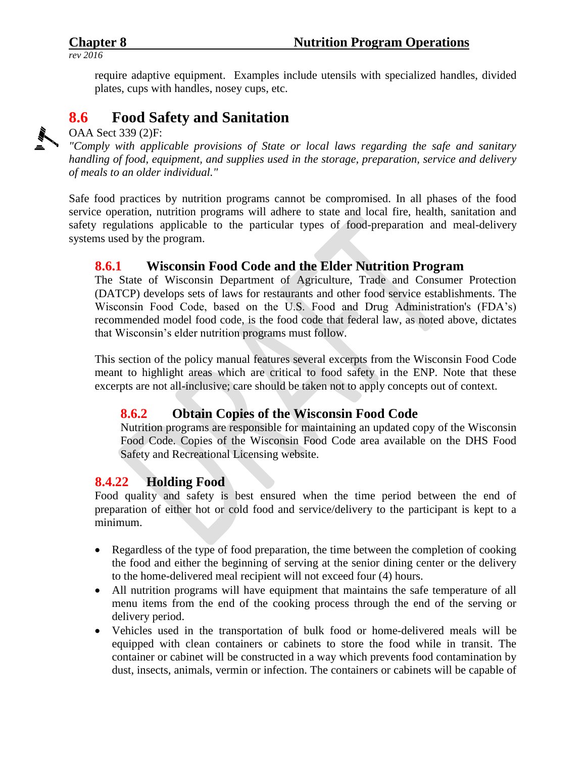require adaptive equipment. Examples include utensils with specialized handles, divided plates, cups with handles, nosey cups, etc.

## 8.6 Food Safety and Sanitation

OAA Sect 339 (2)F:

*"Comply with applicable provisions of State or local laws regarding the safe and sanitary handling of food, equipment, and supplies used in the storage, preparation, service and delivery of meals to an older individual."*

Safe food practices by nutrition programs cannot be compromised. In all phases of the food service operation, nutrition programs will adhere to state and local fire, health, sanitation and safety regulations applicable to the particular types of food-preparation and meal-delivery systems used by the program.

### 8.6.1 Wisconsin Food Code and the Elder Nutrition Program

The State of Wisconsin Department of Agriculture, Trade and Consumer Protection (DATCP) develops sets of laws for restaurants and other food service establishments. The Wisconsin Food Code, based on the U.S. Food and Drug Administration's (FDA's) recommended model food code, is the food code that federal law, as noted above, dictates that Wisconsin's elder nutrition programs must follow.

This section of the policy manual features several excerpts from the Wisconsin Food Code meant to highlight areas which are critical to food safety in the ENP. Note that these excerpts are not all-inclusive; care should be taken not to apply concepts out of context.

#### 8.6.2 Obtain Copies of the Wisconsin Food Code

Nutrition programs are responsible for maintaining an updated copy of the Wisconsin Food Code. Copies of the Wisconsin Food Code area available on the DHS Food Safety and Recreational Licensing website.

### 8.4.22 Holding Food

Food quality and safety is best ensured when the time period between the end of preparation of either hot or cold food and service/delivery to the participant is kept to a minimum.

- Regardless of the type of food preparation, the time between the completion of cooking the food and either the beginning of serving at the senior dining center or the delivery to the home-delivered meal recipient will not exceed four (4) hours.
- All nutrition programs will have equipment that maintains the safe temperature of all menu items from the end of the cooking process through the end of the serving or delivery period.
- Vehicles used in the transportation of bulk food or home-delivered meals will be equipped with clean containers or cabinets to store the food while in transit. The container or cabinet will be constructed in a way which prevents food contamination by dust, insects, animals, vermin or infection. The containers or cabinets will be capable of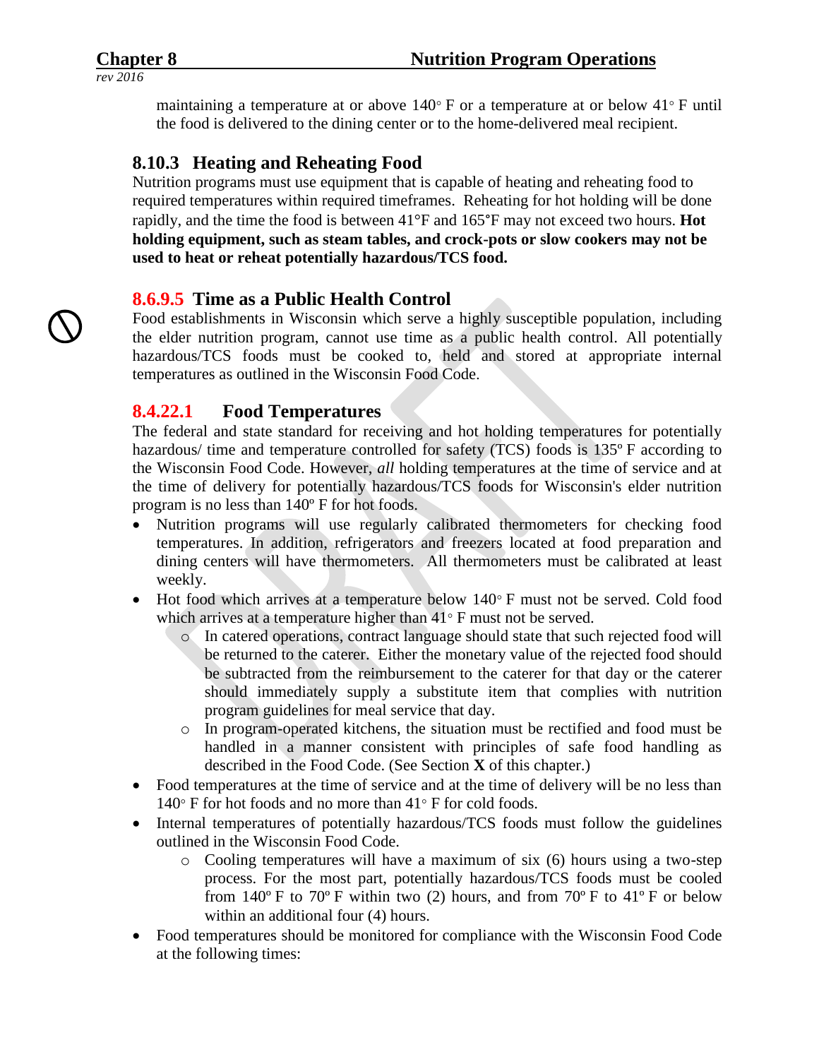maintaining a temperature at or above 140◦ F or a temperature at or below 41◦ F until the food is delivered to the dining center or to the home-delivered meal recipient.

### 8.10.3 Heating and Reheating Food

Nutrition programs must use equipment that is capable of heating and reheating food to required temperatures within required timeframes. Reheating for hot holding will be done rapidly, and the time the food is between 41°F and 165°F may not exceed two hours. **Hot holding equipment, such as steam tables, and crock-pots or slow cookers may not be used to heat or reheat potentially hazardous/TCS food.**

### 8.6.9.5 Time as a Public Health Control

Food establishments in Wisconsin which serve a highly susceptible population, including the elder nutrition program, cannot use time as a public health control. All potentially hazardous/TCS foods must be cooked to, held and stored at appropriate internal temperatures as outlined in the Wisconsin Food Code.

### 8.4.22.1 Food Temperatures

The federal and state standard for receiving and hot holding temperatures for potentially hazardous/ time and temperature controlled for safety (TCS) foods is 135º F according to the Wisconsin Food Code. However, *all* holding temperatures at the time of service and at the time of delivery for potentially hazardous/TCS foods for Wisconsin's elder nutrition program is no less than 140º F for hot foods.

- Nutrition programs will use regularly calibrated thermometers for checking food temperatures. In addition, refrigerators and freezers located at food preparation and dining centers will have thermometers. All thermometers must be calibrated at least weekly.
- Hot food which arrives at a temperature below 140◦ F must not be served. Cold food which arrives at a temperature higher than 41◦ F must not be served.
  - In catered operations, contract language should state that such rejected food will be returned to the caterer. Either the monetary value of the rejected food should be subtracted from the reimbursement to the caterer for that day or the caterer should immediately supply a substitute item that complies with nutrition program guidelines for meal service that day.
  - In program-operated kitchens, the situation must be rectified and food must be handled in a manner consistent with principles of safe food handling as described in the Food Code. (See Section **X** of this chapter.)
- Food temperatures at the time of service and at the time of delivery will be no less than 140◦ F for hot foods and no more than 41◦ F for cold foods.
- Internal temperatures of potentially hazardous/TCS foods must follow the guidelines outlined in the Wisconsin Food Code.
  - Cooling temperatures will have a maximum of six (6) hours using a two-step process. For the most part, potentially hazardous/TCS foods must be cooled from 140º F to 70º F within two (2) hours, and from 70º F to 41º F or below within an additional four (4) hours.
- Food temperatures should be monitored for compliance with the Wisconsin Food Code at the following times: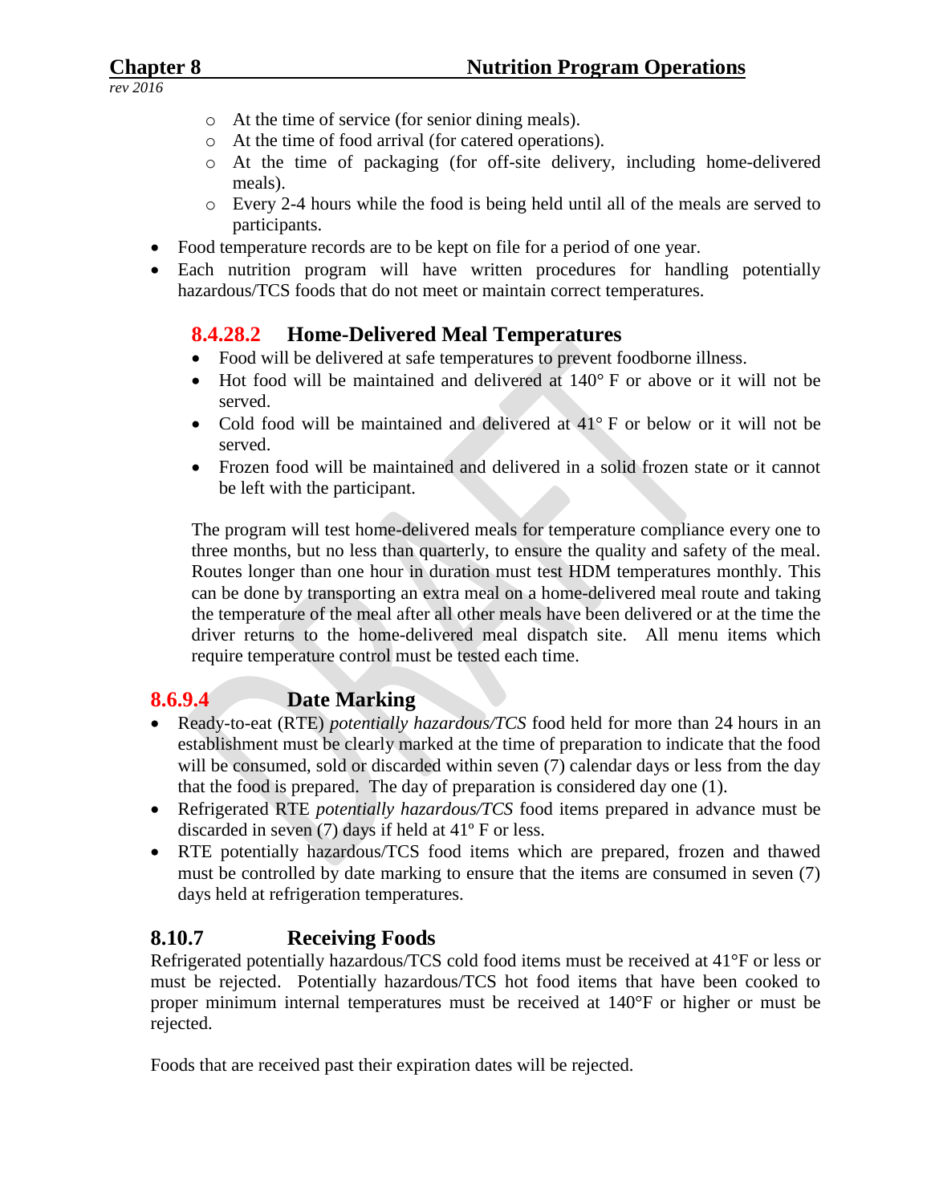- At the time of service (for senior dining meals).
  - At the time of food arrival (for catered operations).
  - At the time of packaging (for off-site delivery, including home-delivered meals).
  - Every 2-4 hours while the food is being held until all of the meals are served to participants.
- Food temperature records are to be kept on file for a period of one year.
- Each nutrition program will have written procedures for handling potentially hazardous/TCS foods that do not meet or maintain correct temperatures.

### 8.4.28.2 Home-Delivered Meal Temperatures

- Food will be delivered at safe temperatures to prevent foodborne illness.
- Hot food will be maintained and delivered at 140° F or above or it will not be served.
- Cold food will be maintained and delivered at 41° F or below or it will not be served.
- Frozen food will be maintained and delivered in a solid frozen state or it cannot be left with the participant.

The program will test home-delivered meals for temperature compliance every one to three months, but no less than quarterly, to ensure the quality and safety of the meal. Routes longer than one hour in duration must test HDM temperatures monthly. This can be done by transporting an extra meal on a home-delivered meal route and taking the temperature of the meal after all other meals have been delivered or at the time the driver returns to the home-delivered meal dispatch site. All menu items which require temperature control must be tested each time.

## 8.6.9.4 Date Marking

- Ready-to-eat (RTE) *potentially hazardous/TCS* food held for more than 24 hours in an establishment must be clearly marked at the time of preparation to indicate that the food will be consumed, sold or discarded within seven (7) calendar days or less from the day that the food is prepared. The day of preparation is considered day one (1).
- Refrigerated RTE *potentially hazardous/TCS* food items prepared in advance must be discarded in seven (7) days if held at 41º F or less.
- RTE potentially hazardous/TCS food items which are prepared, frozen and thawed must be controlled by date marking to ensure that the items are consumed in seven (7) days held at refrigeration temperatures.

## 8.10.7 Receiving Foods

Refrigerated potentially hazardous/TCS cold food items must be received at 41°F or less or must be rejected. Potentially hazardous/TCS hot food items that have been cooked to proper minimum internal temperatures must be received at 140°F or higher or must be rejected.

Foods that are received past their expiration dates will be rejected.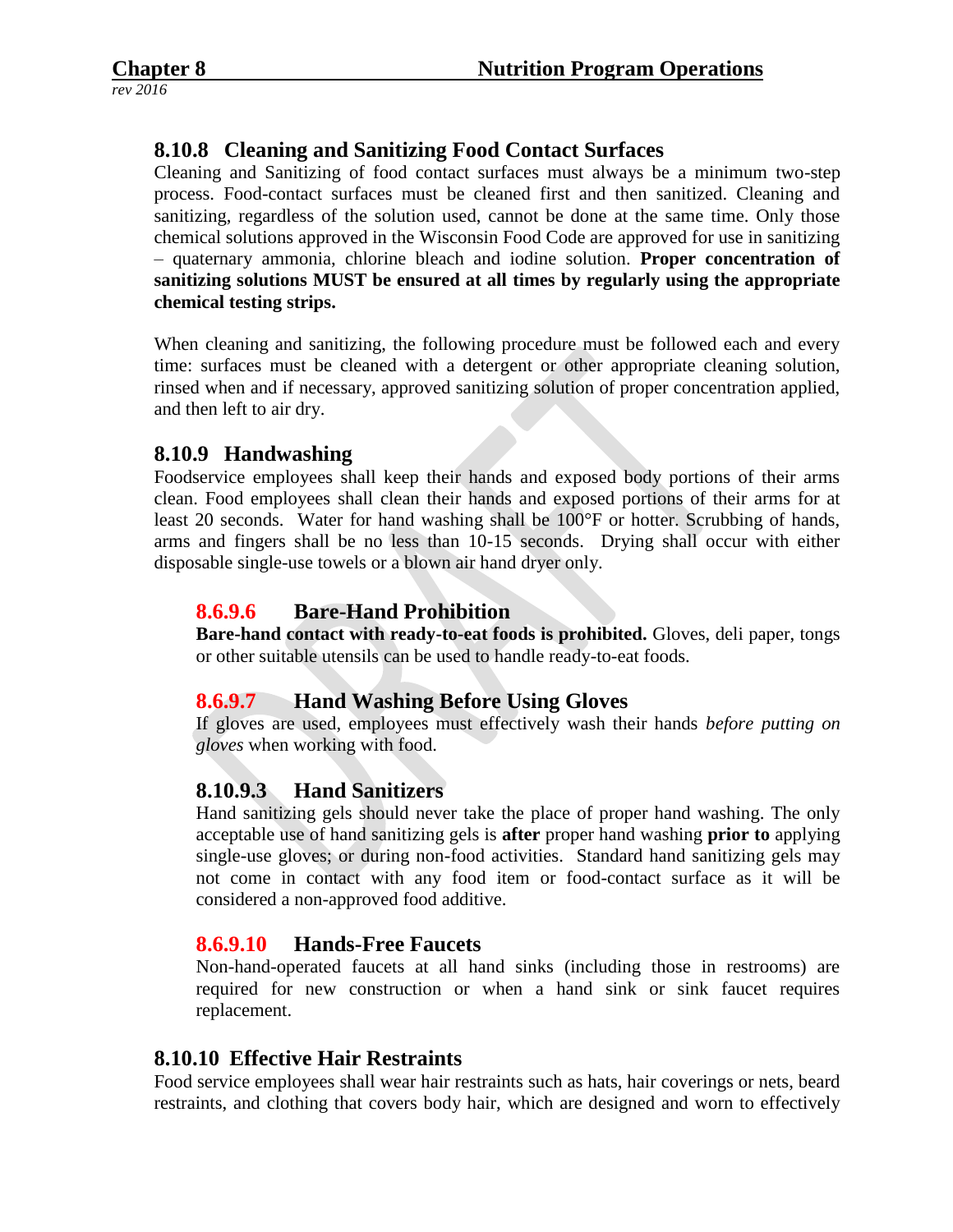## 8.10.8 Cleaning and Sanitizing Food Contact Surfaces

Cleaning and Sanitizing of food contact surfaces must always be a minimum two-step process. Food-contact surfaces must be cleaned first and then sanitized. Cleaning and sanitizing, regardless of the solution used, cannot be done at the same time. Only those chemical solutions approved in the Wisconsin Food Code are approved for use in sanitizing – quaternary ammonia, chlorine bleach and iodine solution. **Proper concentration of sanitizing solutions MUST be ensured at all times by regularly using the appropriate chemical testing strips.**

When cleaning and sanitizing, the following procedure must be followed each and every time: surfaces must be cleaned with a detergent or other appropriate cleaning solution, rinsed when and if necessary, approved sanitizing solution of proper concentration applied, and then left to air dry.

## 8.10.9 Handwashing

Foodservice employees shall keep their hands and exposed body portions of their arms clean. Food employees shall clean their hands and exposed portions of their arms for at least 20 seconds. Water for hand washing shall be 100°F or hotter. Scrubbing of hands, arms and fingers shall be no less than 10-15 seconds. Drying shall occur with either disposable single-use towels or a blown air hand dryer only.

### 8.6.9.6 Bare-Hand Prohibition

**Bare-hand contact with ready-to-eat foods is prohibited.** Gloves, deli paper, tongs or other suitable utensils can be used to handle ready-to-eat foods.

### 8.6.9.7 Hand Washing Before Using Gloves

If gloves are used, employees must effectively wash their hands *before putting on gloves* when working with food.

### 8.10.9.3 Hand Sanitizers

Hand sanitizing gels should never take the place of proper hand washing. The only acceptable use of hand sanitizing gels is **after** proper hand washing **prior to** applying single-use gloves; or during non-food activities. Standard hand sanitizing gels may not come in contact with any food item or food-contact surface as it will be considered a non-approved food additive.

### 8.6.9.10 Hands-Free Faucets

Non-hand-operated faucets at all hand sinks (including those in restrooms) are required for new construction or when a hand sink or sink faucet requires replacement.

## 8.10.10 Effective Hair Restraints

Food service employees shall wear hair restraints such as hats, hair coverings or nets, beard restraints, and clothing that covers body hair, which are designed and worn to effectively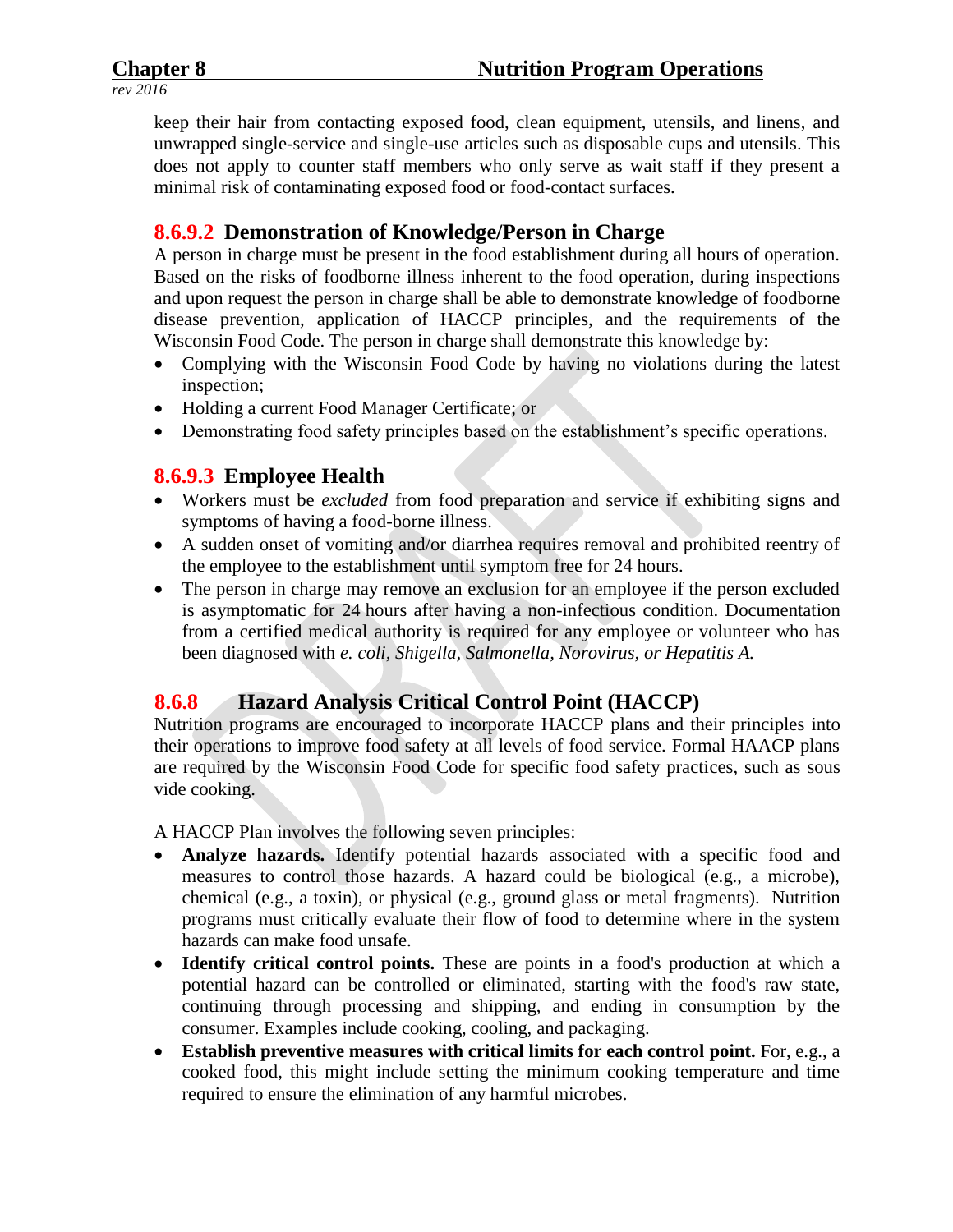keep their hair from contacting exposed food, clean equipment, utensils, and linens, and unwrapped single-service and single-use articles such as disposable cups and utensils. This does not apply to counter staff members who only serve as wait staff if they present a minimal risk of contaminating exposed food or food-contact surfaces.

### 8.6.9.2 Demonstration of Knowledge/Person in Charge

A person in charge must be present in the food establishment during all hours of operation. Based on the risks of foodborne illness inherent to the food operation, during inspections and upon request the person in charge shall be able to demonstrate knowledge of foodborne disease prevention, application of HACCP principles, and the requirements of the Wisconsin Food Code. The person in charge shall demonstrate this knowledge by:

- Complying with the Wisconsin Food Code by having no violations during the latest inspection;
- Holding a current Food Manager Certificate; or
- Demonstrating food safety principles based on the establishment's specific operations.

### 8.6.9.3 Employee Health

- Workers must be *excluded* from food preparation and service if exhibiting signs and symptoms of having a food-borne illness.
- A sudden onset of vomiting and/or diarrhea requires removal and prohibited reentry of the employee to the establishment until symptom free for 24 hours.
- The person in charge may remove an exclusion for an employee if the person excluded is asymptomatic for 24 hours after having a non-infectious condition. Documentation from a certified medical authority is required for any employee or volunteer who has been diagnosed with *e. coli, Shigella, Salmonella, Norovirus, or Hepatitis A.*

## 8.6.8 Hazard Analysis Critical Control Point (HACCP)

Nutrition programs are encouraged to incorporate HACCP plans and their principles into their operations to improve food safety at all levels of food service. Formal HAACP plans are required by the Wisconsin Food Code for specific food safety practices, such as sous vide cooking.

A HACCP Plan involves the following seven principles:

- **Analyze hazards.** Identify potential hazards associated with a specific food and measures to control those hazards. A hazard could be biological (e.g., a microbe), chemical (e.g., a toxin), or physical (e.g., ground glass or metal fragments). Nutrition programs must critically evaluate their flow of food to determine where in the system hazards can make food unsafe.
- **Identify critical control points.** These are points in a food's production at which a potential hazard can be controlled or eliminated, starting with the food's raw state, continuing through processing and shipping, and ending in consumption by the consumer. Examples include cooking, cooling, and packaging.
- **Establish preventive measures with critical limits for each control point.** For, e.g., a cooked food, this might include setting the minimum cooking temperature and time required to ensure the elimination of any harmful microbes.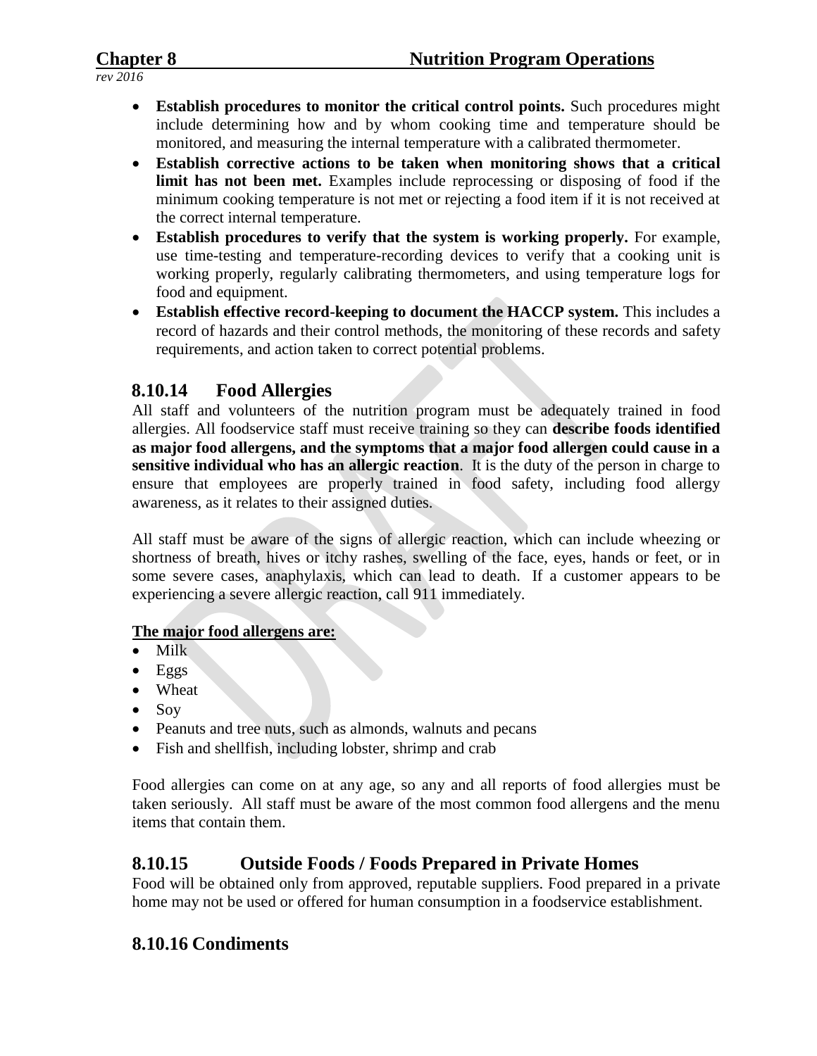- **Establish procedures to monitor the critical control points.** Such procedures might include determining how and by whom cooking time and temperature should be monitored, and measuring the internal temperature with a calibrated thermometer.
- **Establish corrective actions to be taken when monitoring shows that a critical limit has not been met.** Examples include reprocessing or disposing of food if the minimum cooking temperature is not met or rejecting a food item if it is not received at the correct internal temperature.
- **Establish procedures to verify that the system is working properly.** For example, use time-testing and temperature-recording devices to verify that a cooking unit is working properly, regularly calibrating thermometers, and using temperature logs for food and equipment.
- **Establish effective record-keeping to document the HACCP system.** This includes a record of hazards and their control methods, the monitoring of these records and safety requirements, and action taken to correct potential problems.

## 8.10.14 Food Allergies

All staff and volunteers of the nutrition program must be adequately trained in food allergies. All foodservice staff must receive training so they can **describe foods identified as major food allergens, and the symptoms that a major food allergen could cause in a sensitive individual who has an allergic reaction**. It is the duty of the person in charge to ensure that employees are properly trained in food safety, including food allergy awareness, as it relates to their assigned duties.

All staff must be aware of the signs of allergic reaction, which can include wheezing or shortness of breath, hives or itchy rashes, swelling of the face, eyes, hands or feet, or in some severe cases, anaphylaxis, which can lead to death. If a customer appears to be experiencing a severe allergic reaction, call 911 immediately.

**The major food allergens are:**

- Milk
- Eggs
- Wheat
- Soy
- Peanuts and tree nuts, such as almonds, walnuts and pecans
- Fish and shellfish, including lobster, shrimp and crab

Food allergies can come on at any age, so any and all reports of food allergies must be taken seriously. All staff must be aware of the most common food allergens and the menu items that contain them.

## 8.10.15 Outside Foods / Foods Prepared in Private Homes

Food will be obtained only from approved, reputable suppliers. Food prepared in a private home may not be used or offered for human consumption in a foodservice establishment.

## 8.10.16 Condiments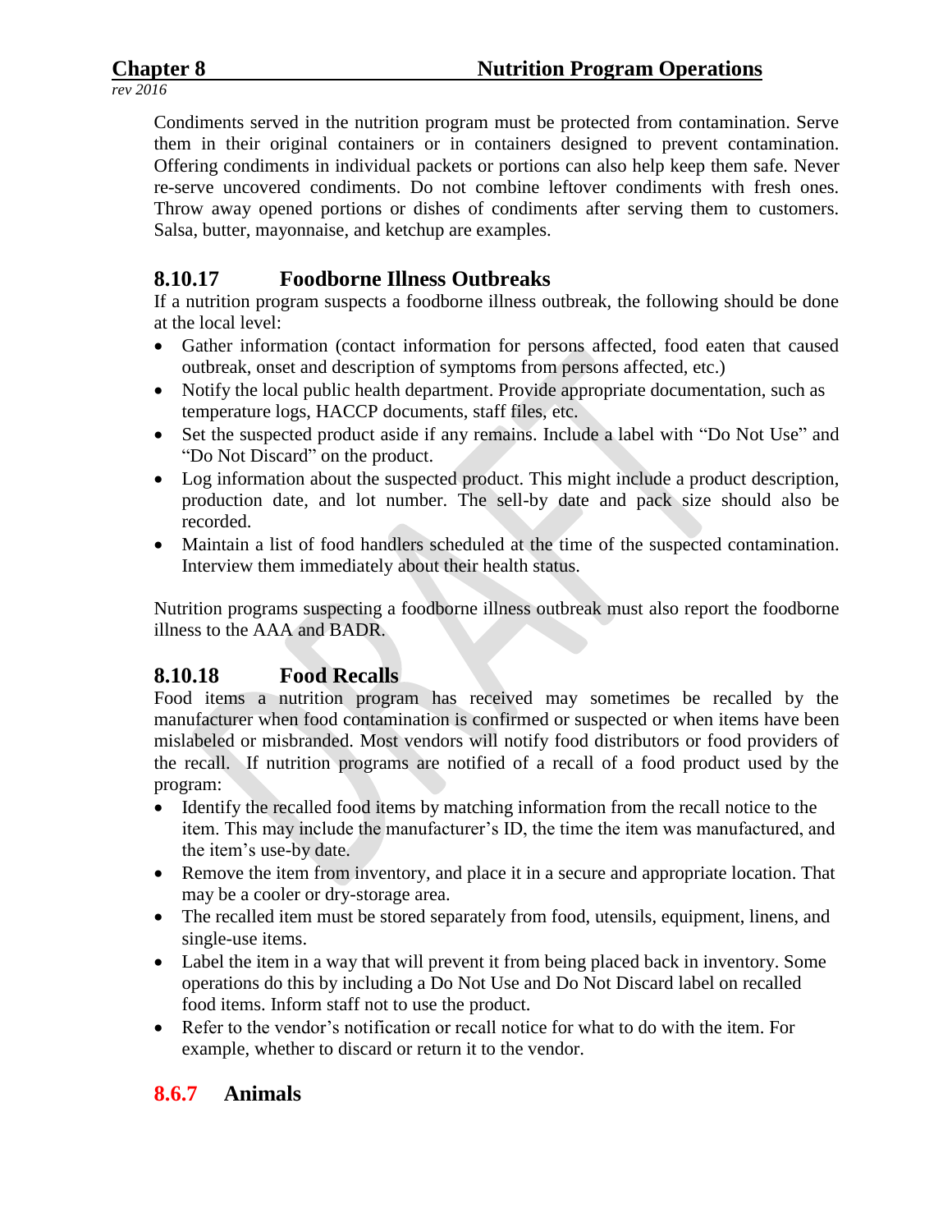Condiments served in the nutrition program must be protected from contamination. Serve them in their original containers or in containers designed to prevent contamination. Offering condiments in individual packets or portions can also help keep them safe. Never re-serve uncovered condiments. Do not combine leftover condiments with fresh ones. Throw away opened portions or dishes of condiments after serving them to customers. Salsa, butter, mayonnaise, and ketchup are examples.

### 8.10.17 Foodborne Illness Outbreaks

If a nutrition program suspects a foodborne illness outbreak, the following should be done at the local level:

- Gather information (contact information for persons affected, food eaten that caused outbreak, onset and description of symptoms from persons affected, etc.)
- Notify the local public health department. Provide appropriate documentation, such as temperature logs, HACCP documents, staff files, etc.
- Set the suspected product aside if any remains. Include a label with "Do Not Use" and "Do Not Discard" on the product.
- Log information about the suspected product. This might include a product description, production date, and lot number. The sell-by date and pack size should also be recorded.
- Maintain a list of food handlers scheduled at the time of the suspected contamination. Interview them immediately about their health status.

Nutrition programs suspecting a foodborne illness outbreak must also report the foodborne illness to the AAA and BADR.

### 8.10.18 Food Recalls

Food items a nutrition program has received may sometimes be recalled by the manufacturer when food contamination is confirmed or suspected or when items have been mislabeled or misbranded. Most vendors will notify food distributors or food providers of the recall. If nutrition programs are notified of a recall of a food product used by the program:

- Identify the recalled food items by matching information from the recall notice to the item. This may include the manufacturer's ID, the time the item was manufactured, and the item's use-by date.
- Remove the item from inventory, and place it in a secure and appropriate location. That may be a cooler or dry-storage area.
- The recalled item must be stored separately from food, utensils, equipment, linens, and single-use items.
- Label the item in a way that will prevent it from being placed back in inventory. Some operations do this by including a Do Not Use and Do Not Discard label on recalled food items. Inform staff not to use the product.
- Refer to the vendor's notification or recall notice for what to do with the item. For example, whether to discard or return it to the vendor.

## 8.6.7 Animals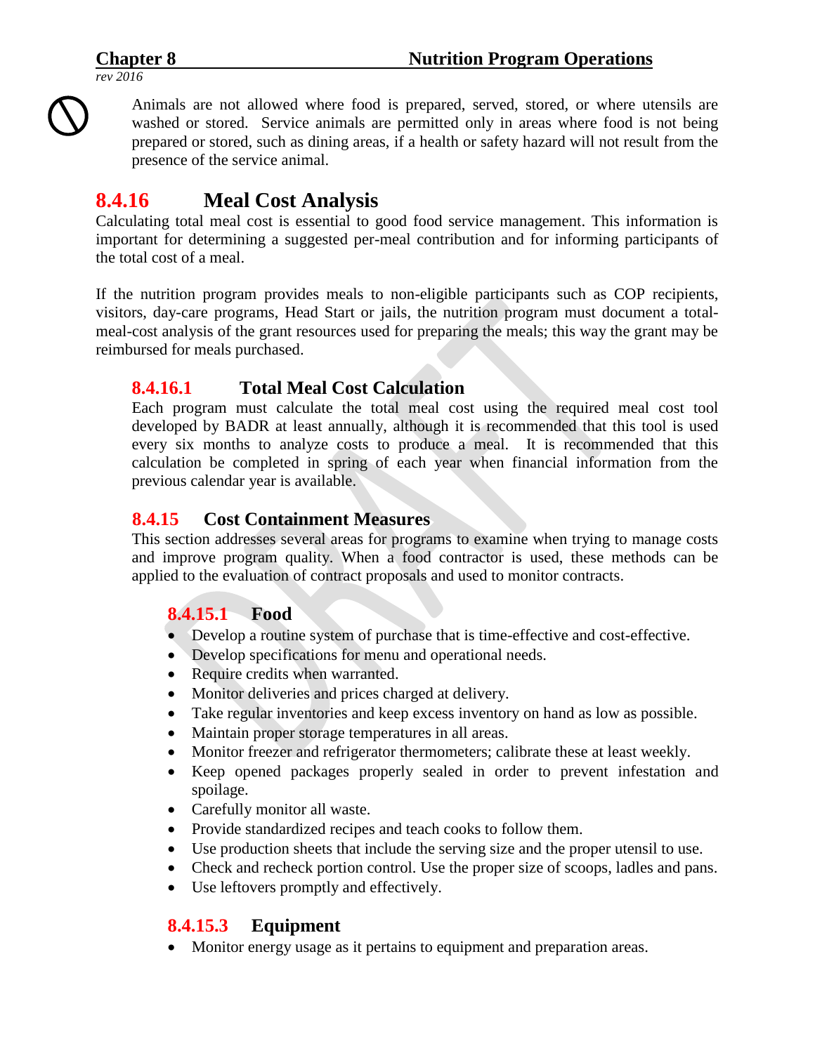Animals are not allowed where food is prepared, served, stored, or where utensils are washed or stored. Service animals are permitted only in areas where food is not being prepared or stored, such as dining areas, if a health or safety hazard will not result from the presence of the service animal.

## 8.4.16 Meal Cost Analysis

Calculating total meal cost is essential to good food service management. This information is important for determining a suggested per-meal contribution and for informing participants of the total cost of a meal.

If the nutrition program provides meals to non-eligible participants such as COP recipients, visitors, day-care programs, Head Start or jails, the nutrition program must document a total-meal-cost analysis of the grant resources used for preparing the meals; this way the grant may be reimbursed for meals purchased.

### 8.4.16.1 Total Meal Cost Calculation

Each program must calculate the total meal cost using the required meal cost tool developed by BADR at least annually, although it is recommended that this tool is used every six months to analyze costs to produce a meal. It is recommended that this calculation be completed in spring of each year when financial information from the previous calendar year is available.

### 8.4.15 Cost Containment Measures

This section addresses several areas for programs to examine when trying to manage costs and improve program quality. When a food contractor is used, these methods can be applied to the evaluation of contract proposals and used to monitor contracts.

#### 8.4.15.1 Food

- Develop a routine system of purchase that is time-effective and cost-effective.
- Develop specifications for menu and operational needs.
- Require credits when warranted.
- Monitor deliveries and prices charged at delivery.
- Take regular inventories and keep excess inventory on hand as low as possible.
- Maintain proper storage temperatures in all areas.
- Monitor freezer and refrigerator thermometers; calibrate these at least weekly.
- Keep opened packages properly sealed in order to prevent infestation and spoilage.
- Carefully monitor all waste.
- Provide standardized recipes and teach cooks to follow them.
- Use production sheets that include the serving size and the proper utensil to use.
- Check and recheck portion control. Use the proper size of scoops, ladles and pans.
- Use leftovers promptly and effectively.

#### 8.4.15.3 Equipment

- Monitor energy usage as it pertains to equipment and preparation areas.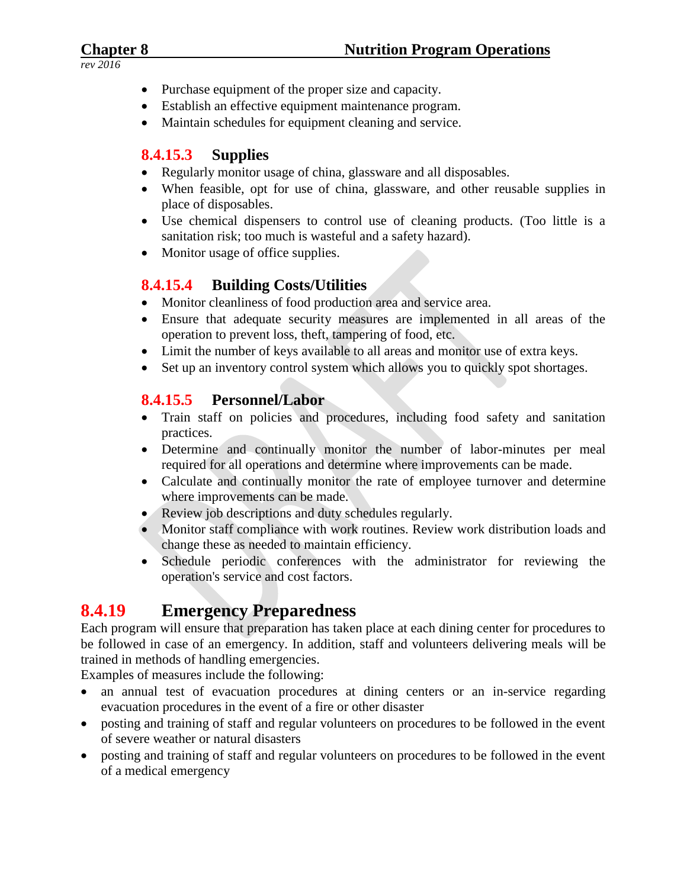- Purchase equipment of the proper size and capacity.
- Establish an effective equipment maintenance program.
- Maintain schedules for equipment cleaning and service.

### 8.4.15.3 Supplies

- Regularly monitor usage of china, glassware and all disposables.
- When feasible, opt for use of china, glassware, and other reusable supplies in place of disposables.
- Use chemical dispensers to control use of cleaning products. (Too little is a sanitation risk; too much is wasteful and a safety hazard).
- Monitor usage of office supplies.

### 8.4.15.4 Building Costs/Utilities

- Monitor cleanliness of food production area and service area.
- Ensure that adequate security measures are implemented in all areas of the operation to prevent loss, theft, tampering of food, etc.
- Limit the number of keys available to all areas and monitor use of extra keys.
- Set up an inventory control system which allows you to quickly spot shortages.

### 8.4.15.5 Personnel/Labor

- Train staff on policies and procedures, including food safety and sanitation practices.
- Determine and continually monitor the number of labor-minutes per meal required for all operations and determine where improvements can be made.
- Calculate and continually monitor the rate of employee turnover and determine where improvements can be made.
- Review job descriptions and duty schedules regularly.
- Monitor staff compliance with work routines. Review work distribution loads and change these as needed to maintain efficiency.
- Schedule periodic conferences with the administrator for reviewing the operation's service and cost factors.

## 8.4.19 Emergency Preparedness

Each program will ensure that preparation has taken place at each dining center for procedures to be followed in case of an emergency. In addition, staff and volunteers delivering meals will be trained in methods of handling emergencies.

Examples of measures include the following:

- an annual test of evacuation procedures at dining centers or an in-service regarding evacuation procedures in the event of a fire or other disaster
- posting and training of staff and regular volunteers on procedures to be followed in the event of severe weather or natural disasters
- posting and training of staff and regular volunteers on procedures to be followed in the event of a medical emergency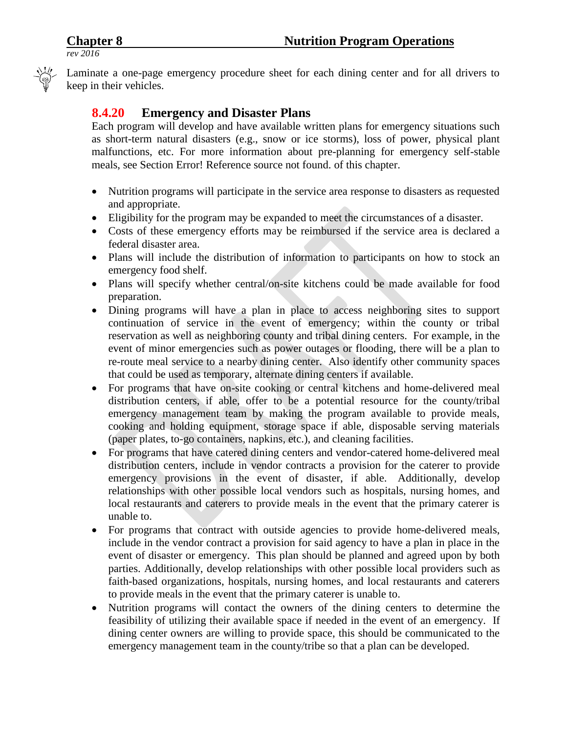Laminate a one-page emergency procedure sheet for each dining center and for all drivers to keep in their vehicles.

### 8.4.20 Emergency and Disaster Plans

Each program will develop and have available written plans for emergency situations such as short-term natural disasters (e.g., snow or ice storms), loss of power, physical plant malfunctions, etc. For more information about pre-planning for emergency self-stable meals, see Section Error! Reference source not found. of this chapter.

- Nutrition programs will participate in the service area response to disasters as requested and appropriate.
- Eligibility for the program may be expanded to meet the circumstances of a disaster.
- Costs of these emergency efforts may be reimbursed if the service area is declared a federal disaster area.
- Plans will include the distribution of information to participants on how to stock an emergency food shelf.
- Plans will specify whether central/on-site kitchens could be made available for food preparation.
- Dining programs will have a plan in place to access neighboring sites to support continuation of service in the event of emergency; within the county or tribal reservation as well as neighboring county and tribal dining centers. For example, in the event of minor emergencies such as power outages or flooding, there will be a plan to re-route meal service to a nearby dining center. Also identify other community spaces that could be used as temporary, alternate dining centers if available.
- For programs that have on-site cooking or central kitchens and home-delivered meal distribution centers, if able, offer to be a potential resource for the county/tribal emergency management team by making the program available to provide meals, cooking and holding equipment, storage space if able, disposable serving materials (paper plates, to-go containers, napkins, etc.), and cleaning facilities.
- For programs that have catered dining centers and vendor-catered home-delivered meal distribution centers, include in vendor contracts a provision for the caterer to provide emergency provisions in the event of disaster, if able. Additionally, develop relationships with other possible local vendors such as hospitals, nursing homes, and local restaurants and caterers to provide meals in the event that the primary caterer is unable to.
- For programs that contract with outside agencies to provide home-delivered meals, include in the vendor contract a provision for said agency to have a plan in place in the event of disaster or emergency. This plan should be planned and agreed upon by both parties. Additionally, develop relationships with other possible local providers such as faith-based organizations, hospitals, nursing homes, and local restaurants and caterers to provide meals in the event that the primary caterer is unable to.
- Nutrition programs will contact the owners of the dining centers to determine the feasibility of utilizing their available space if needed in the event of an emergency. If dining center owners are willing to provide space, this should be communicated to the emergency management team in the county/tribe so that a plan can be developed.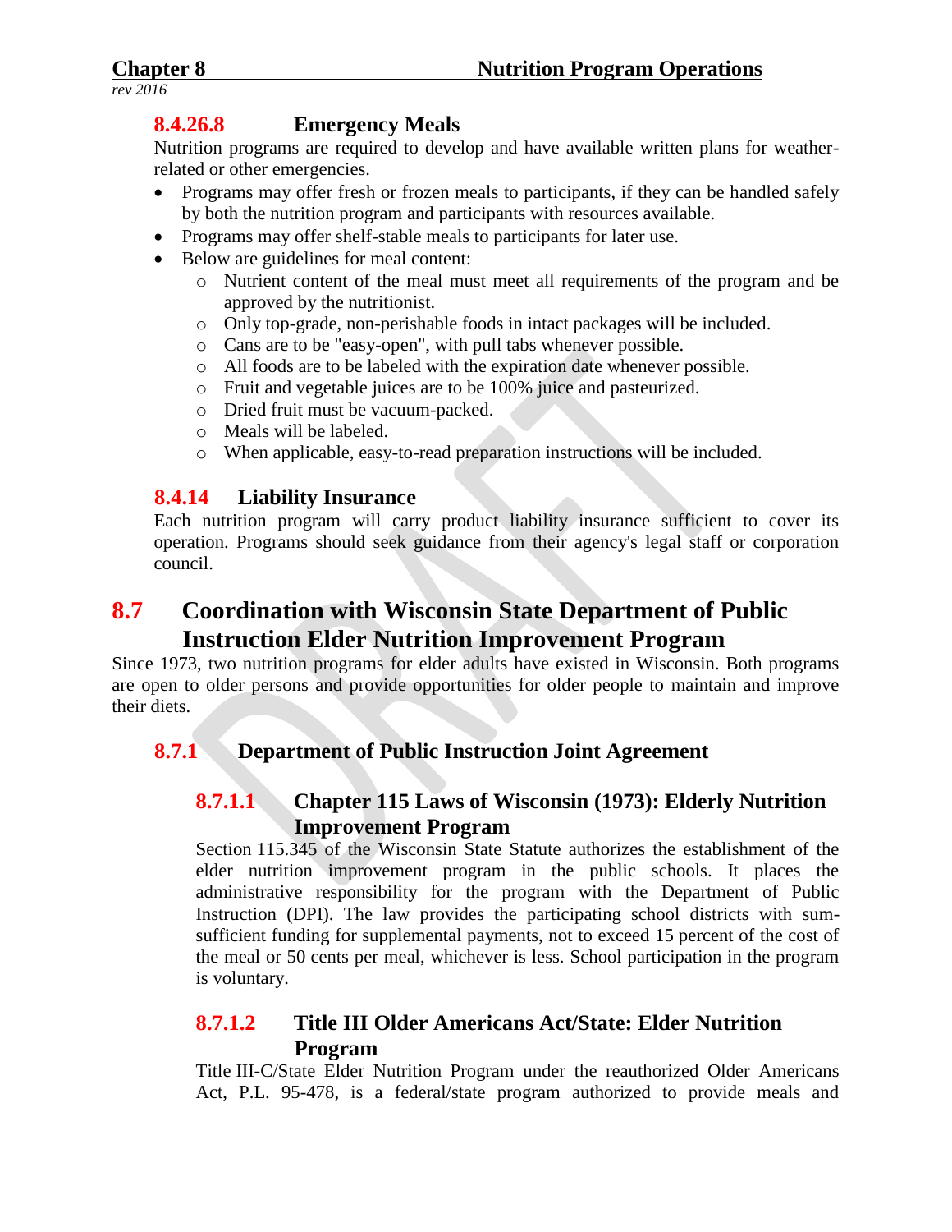#### 8.4.26.8 Emergency Meals

Nutrition programs are required to develop and have available written plans for weather-related or other emergencies.

- Programs may offer fresh or frozen meals to participants, if they can be handled safely by both the nutrition program and participants with resources available.
- Programs may offer shelf-stable meals to participants for later use.
- Below are guidelines for meal content:
  - Nutrient content of the meal must meet all requirements of the program and be approved by the nutritionist.
  - Only top-grade, non-perishable foods in intact packages will be included.
  - Cans are to be "easy-open", with pull tabs whenever possible.
  - All foods are to be labeled with the expiration date whenever possible.
  - Fruit and vegetable juices are to be 100% juice and pasteurized.
  - Dried fruit must be vacuum-packed.
  - Meals will be labeled.
  - When applicable, easy-to-read preparation instructions will be included.

### 8.4.14 Liability Insurance

Each nutrition program will carry product liability insurance sufficient to cover its operation. Programs should seek guidance from their agency's legal staff or corporation council.

## 8.7 Coordination with Wisconsin State Department of Public Instruction Elder Nutrition Improvement Program

Since 1973, two nutrition programs for elder adults have existed in Wisconsin. Both programs are open to older persons and provide opportunities for older people to maintain and improve their diets.

### 8.7.1 Department of Public Instruction Joint Agreement

#### 8.7.1.1 Chapter 115 Laws of Wisconsin (1973): Elderly Nutrition Improvement Program

Section 115.345 of the Wisconsin State Statute authorizes the establishment of the elder nutrition improvement program in the public schools. It places the administrative responsibility for the program with the Department of Public Instruction (DPI). The law provides the participating school districts with sum-sufficient funding for supplemental payments, not to exceed 15 percent of the cost of the meal or 50 cents per meal, whichever is less. School participation in the program is voluntary.

#### 8.7.1.2 Title III Older Americans Act/State: Elder Nutrition Program

Title III-C/State Elder Nutrition Program under the reauthorized Older Americans Act, P.L. 95-478, is a federal/state program authorized to provide meals and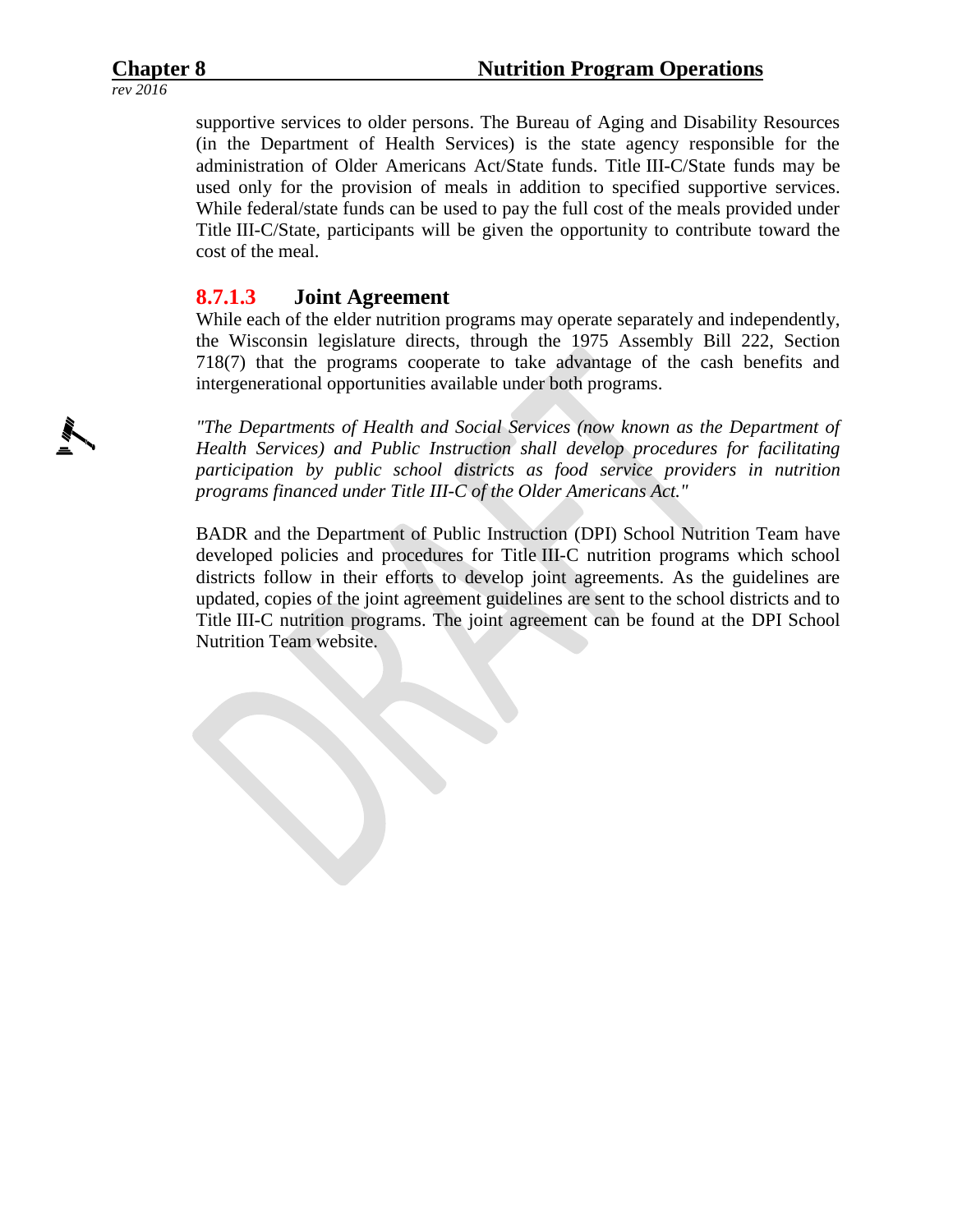supportive services to older persons. The Bureau of Aging and Disability Resources (in the Department of Health Services) is the state agency responsible for the administration of Older Americans Act/State funds. Title III-C/State funds may be used only for the provision of meals in addition to specified supportive services. While federal/state funds can be used to pay the full cost of the meals provided under Title III-C/State, participants will be given the opportunity to contribute toward the cost of the meal.

#### 8.7.1.3 Joint Agreement

While each of the elder nutrition programs may operate separately and independently, the Wisconsin legislature directs, through the 1975 Assembly Bill 222, Section 718(7) that the programs cooperate to take advantage of the cash benefits and intergenerational opportunities available under both programs.

*"The Departments of Health and Social Services (now known as the Department of Health Services) and Public Instruction shall develop procedures for facilitating participation by public school districts as food service providers in nutrition programs financed under Title III-C of the Older Americans Act."*

BADR and the Department of Public Instruction (DPI) School Nutrition Team have developed policies and procedures for Title III-C nutrition programs which school districts follow in their efforts to develop joint agreements. As the guidelines are updated, copies of the joint agreement guidelines are sent to the school districts and to Title III-C nutrition programs. The joint agreement can be found at the DPI School Nutrition Team website.